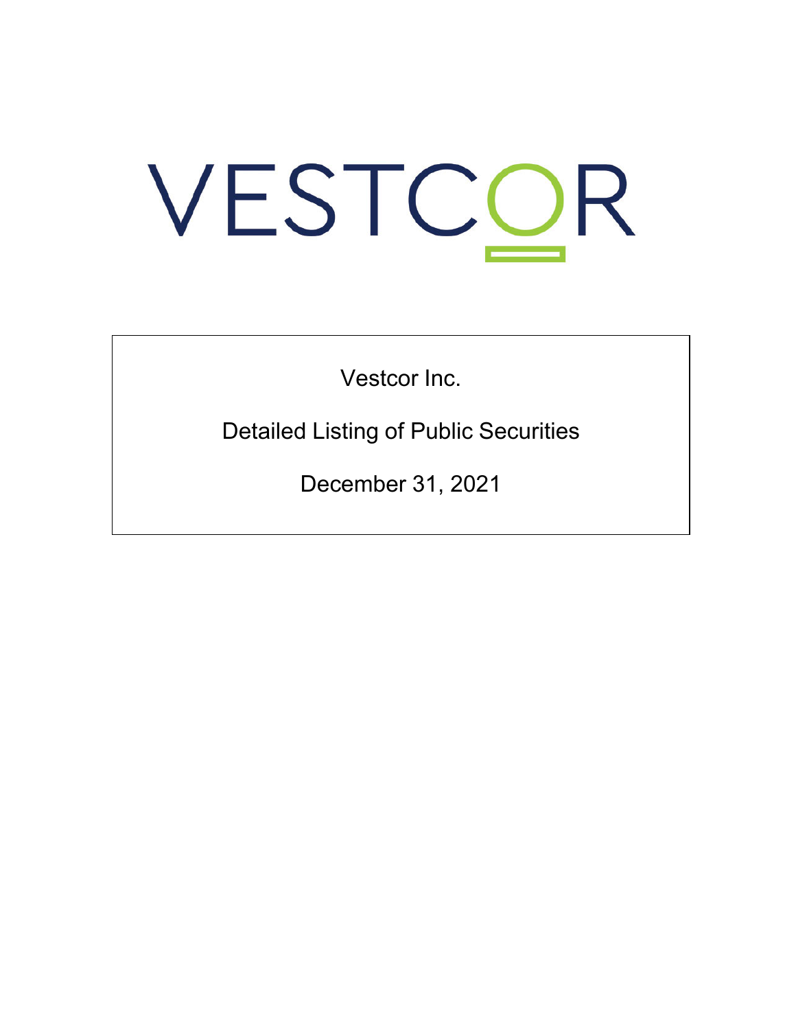# VESTCOR

Vestcor Inc.

Detailed Listing of Public Securities

December 31, 2021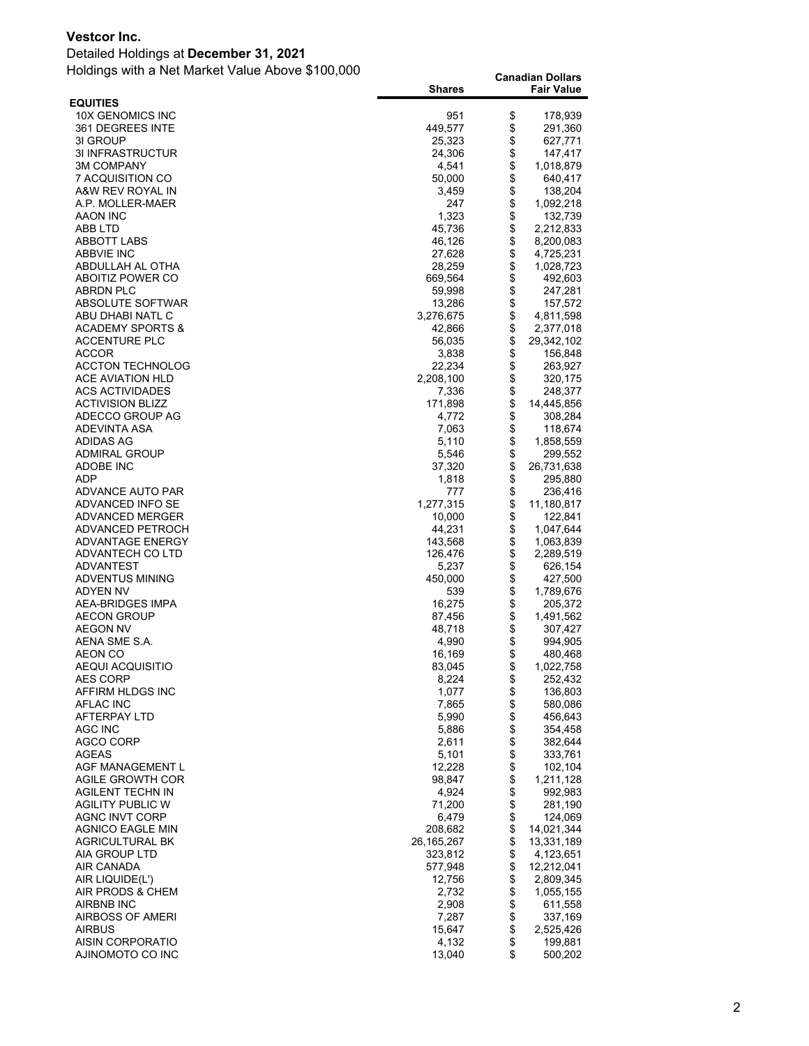**Vestcor Inc.**

Detailed Holdings at **December 31, 2021**

Holdings with a Net Market Value Above $100,000

| | Shares | Canadian Dollars Fair Value |
|---|---|---|
| **EQUITIES** | | |
| 10X GENOMICS INC | 951 | $ 178,939 |
| 361 DEGREES INTE | 449,577 | $ 291,360 |
| 3I GROUP | 25,323 | $ 627,771 |
| 3I INFRASTRUCTUR | 24,306 | $ 147,417 |
| 3M COMPANY | 4,541 | $ 1,018,879 |
| 7 ACQUISITION CO | 50,000 | $ 640,417 |
| A&W REV ROYAL IN | 3,459 | $ 138,204 |
| A.P. MOLLER-MAER | 247 | $ 1,092,218 |
| AAON INC | 1,323 | $ 132,739 |
| ABB LTD | 45,736 | $ 2,212,833 |
| ABBOTT LABS | 46,126 | $ 8,200,083 |
| ABBVIE INC | 27,628 | $ 4,725,231 |
| ABDULLAH AL OTHA | 28,259 | $ 1,028,723 |
| ABOITIZ POWER CO | 669,564 | $ 492,603 |
| ABRDN PLC | 59,998 | $ 247,281 |
| ABSOLUTE SOFTWAR | 13,286 | $ 157,572 |
| ABU DHABI NATL C | 3,276,675 | $ 4,811,598 |
| ACADEMY SPORTS & | 42,866 | $ 2,377,018 |
| ACCENTURE PLC | 56,035 | $ 29,342,102 |
| ACCOR | 3,838 | $ 156,848 |
| ACCTON TECHNOLOG | 22,234 | $ 263,927 |
| ACE AVIATION HLD | 2,208,100 | $ 320,175 |
| ACS ACTIVIDADES | 7,336 | $ 248,377 |
| ACTIVISION BLIZZ | 171,898 | $ 14,445,856 |
| ADECCO GROUP AG | 4,772 | $ 308,284 |
| ADEVINTA ASA | 7,063 | $ 118,674 |
| ADIDAS AG | 5,110 | $ 1,858,559 |
| ADMIRAL GROUP | 5,546 | $ 299,552 |
| ADOBE INC | 37,320 | $ 26,731,638 |
| ADP | 1,818 | $ 295,880 |
| ADVANCE AUTO PAR | 777 | $ 236,416 |
| ADVANCED INFO SE | 1,277,315 | $ 11,180,817 |
| ADVANCED MERGER | 10,000 | $ 122,841 |
| ADVANCED PETROCH | 44,231 | $ 1,047,644 |
| ADVANTAGE ENERGY | 143,568 | $ 1,063,839 |
| ADVANTECH CO LTD | 126,476 | $ 2,289,519 |
| ADVANTEST | 5,237 | $ 626,154 |
| ADVENTUS MINING | 450,000 | $ 427,500 |
| ADYEN NV | 539 | $ 1,789,676 |
| AEA-BRIDGES IMPA | 16,275 | $ 205,372 |
| AECON GROUP | 87,456 | $ 1,491,562 |
| AEGON NV | 48,718 | $ 307,427 |
| AENA SME S.A. | 4,990 | $ 994,905 |
| AEON CO | 16,169 | $ 480,468 |
| AEQUI ACQUISITIO | 83,045 | $ 1,022,758 |
| AES CORP | 8,224 | $ 252,432 |
| AFFIRM HLDGS INC | 1,077 | $ 136,803 |
| AFLAC INC | 7,865 | $ 580,086 |
| AFTERPAY LTD | 5,990 | $ 456,643 |
| AGC INC | 5,886 | $ 354,458 |
| AGCO CORP | 2,611 | $ 382,644 |
| AGEAS | 5,101 | $ 333,761 |
| AGF MANAGEMENT L | 12,228 | $ 102,104 |
| AGILE GROWTH COR | 98,847 | $ 1,211,128 |
| AGILENT TECHN IN | 4,924 | $ 992,983 |
| AGILITY PUBLIC W | 71,200 | $ 281,190 |
| AGNC INVT CORP | 6,479 | $ 124,069 |
| AGNICO EAGLE MIN | 208,682 | $ 14,021,344 |
| AGRICULTURAL BK | 26,165,267 | $ 13,331,189 |
| AIA GROUP LTD | 323,812 | $ 4,123,651 |
| AIR CANADA | 577,948 | $ 12,212,041 |
| AIR LIQUIDE(L') | 12,756 | $ 2,809,345 |
| AIR PRODS & CHEM | 2,732 | $ 1,055,155 |
| AIRBNB INC | 2,908 | $ 611,558 |
| AIRBOSS OF AMERI | 7,287 | $ 337,169 |
| AIRBUS | 15,647 | $ 2,525,426 |
| AISIN CORPORATIO | 4,132 | $ 199,881 |
| AJINOMOTO CO INC | 13,040 | $ 500,202 |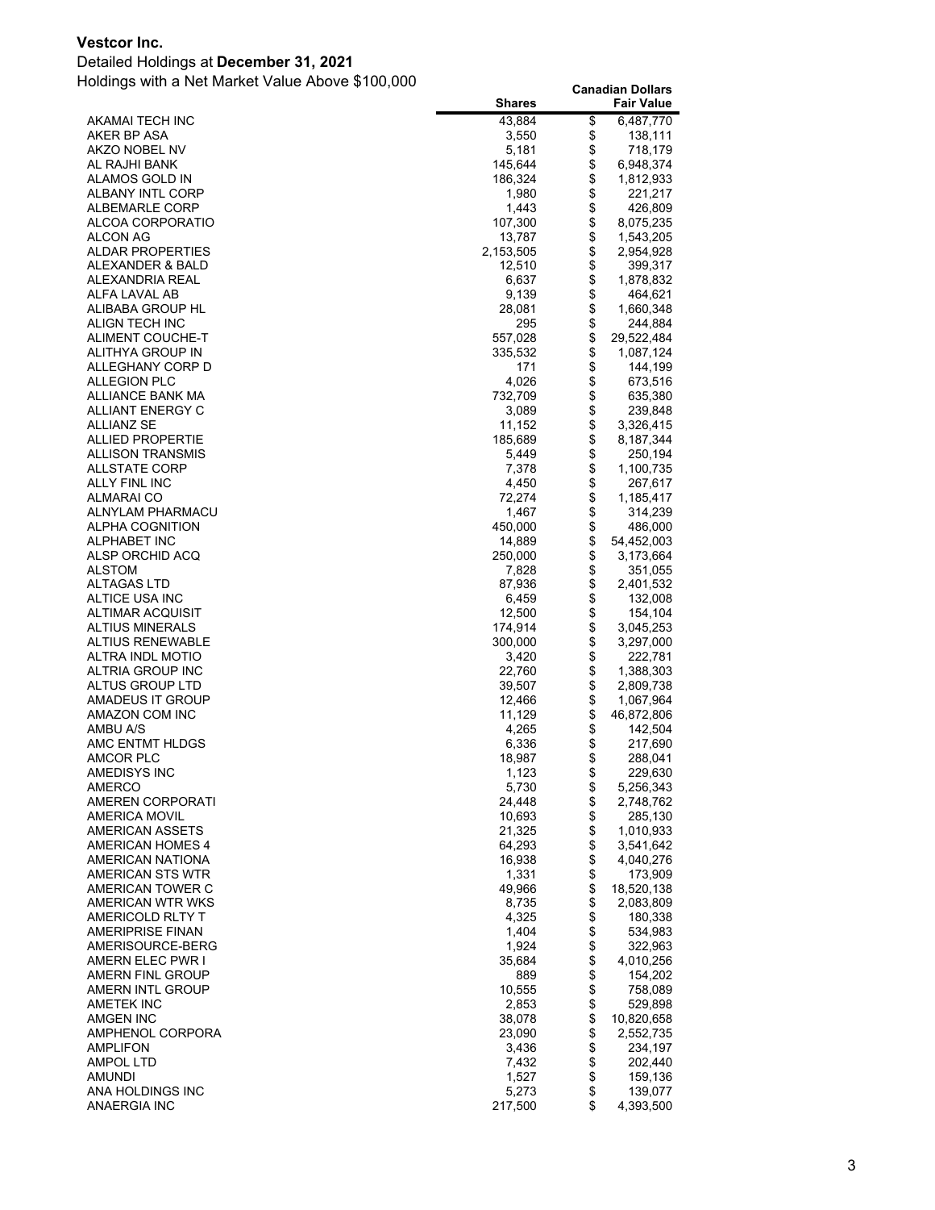**Vestcor Inc.**

Detailed Holdings at **December 31, 2021**

Holdings with a Net Market Value Above $100,000

| | Shares | Canadian Dollars Fair Value |
|---|---|---|
| AKAMAI TECH INC | 43,884 | $ 6,487,770 |
| AKER BP ASA | 3,550 | $ 138,111 |
| AKZO NOBEL NV | 5,181 | $ 718,179 |
| AL RAJHI BANK | 145,644 | $ 6,948,374 |
| ALAMOS GOLD IN | 186,324 | $ 1,812,933 |
| ALBANY INTL CORP | 1,980 | $ 221,217 |
| ALBEMARLE CORP | 1,443 | $ 426,809 |
| ALCOA CORPORATIO | 107,300 | $ 8,075,235 |
| ALCON AG | 13,787 | $ 1,543,205 |
| ALDAR PROPERTIES | 2,153,505 | $ 2,954,928 |
| ALEXANDER & BALD | 12,510 | $ 399,317 |
| ALEXANDRIA REAL | 6,637 | $ 1,878,832 |
| ALFA LAVAL AB | 9,139 | $ 464,621 |
| ALIBABA GROUP HL | 28,081 | $ 1,660,348 |
| ALIGN TECH INC | 295 | $ 244,884 |
| ALIMENT COUCHE-T | 557,028 | $ 29,522,484 |
| ALITHYA GROUP IN | 335,532 | $ 1,087,124 |
| ALLEGHANY CORP D | 171 | $ 144,199 |
| ALLEGION PLC | 4,026 | $ 673,516 |
| ALLIANCE BANK MA | 732,709 | $ 635,380 |
| ALLIANT ENERGY C | 3,089 | $ 239,848 |
| ALLIANZ SE | 11,152 | $ 3,326,415 |
| ALLIED PROPERTIE | 185,689 | $ 8,187,344 |
| ALLISON TRANSMIS | 5,449 | $ 250,194 |
| ALLSTATE CORP | 7,378 | $ 1,100,735 |
| ALLY FINL INC | 4,450 | $ 267,617 |
| ALMARAI CO | 72,274 | $ 1,185,417 |
| ALNYLAM PHARMACU | 1,467 | $ 314,239 |
| ALPHA COGNITION | 450,000 | $ 486,000 |
| ALPHABET INC | 14,889 | $ 54,452,003 |
| ALSP ORCHID ACQ | 250,000 | $ 3,173,664 |
| ALSTOM | 7,828 | $ 351,055 |
| ALTAGAS LTD | 87,936 | $ 2,401,532 |
| ALTICE USA INC | 6,459 | $ 132,008 |
| ALTIMAR ACQUISIT | 12,500 | $ 154,104 |
| ALTIUS MINERALS | 174,914 | $ 3,045,253 |
| ALTIUS RENEWABLE | 300,000 | $ 3,297,000 |
| ALTRA INDL MOTIO | 3,420 | $ 222,781 |
| ALTRIA GROUP INC | 22,760 | $ 1,388,303 |
| ALTUS GROUP LTD | 39,507 | $ 2,809,738 |
| AMADEUS IT GROUP | 12,466 | $ 1,067,964 |
| AMAZON COM INC | 11,129 | $ 46,872,806 |
| AMBU A/S | 4,265 | $ 142,504 |
| AMC ENTMT HLDGS | 6,336 | $ 217,690 |
| AMCOR PLC | 18,987 | $ 288,041 |
| AMEDISYS INC | 1,123 | $ 229,630 |
| AMERCO | 5,730 | $ 5,256,343 |
| AMEREN CORPORATI | 24,448 | $ 2,748,762 |
| AMERICA MOVIL | 10,693 | $ 285,130 |
| AMERICAN ASSETS | 21,325 | $ 1,010,933 |
| AMERICAN HOMES 4 | 64,293 | $ 3,541,642 |
| AMERICAN NATIONA | 16,938 | $ 4,040,276 |
| AMERICAN STS WTR | 1,331 | $ 173,909 |
| AMERICAN TOWER C | 49,966 | $ 18,520,138 |
| AMERICAN WTR WKS | 8,735 | $ 2,083,809 |
| AMERICOLD RLTY T | 4,325 | $ 180,338 |
| AMERIPRISE FINAN | 1,404 | $ 534,983 |
| AMERISOURCE-BERG | 1,924 | $ 322,963 |
| AMERN ELEC PWR I | 35,684 | $ 4,010,256 |
| AMERN FINL GROUP | 889 | $ 154,202 |
| AMERN INTL GROUP | 10,555 | $ 758,089 |
| AMETEK INC | 2,853 | $ 529,898 |
| AMGEN INC | 38,078 | $ 10,820,658 |
| AMPHENOL CORPORA | 23,090 | $ 2,552,735 |
| AMPLIFON | 3,436 | $ 234,197 |
| AMPOL LTD | 7,432 | $ 202,440 |
| AMUNDI | 1,527 | $ 159,136 |
| ANA HOLDINGS INC | 5,273 | $ 139,077 |
| ANAERGIA INC | 217,500 | $ 4,393,500 |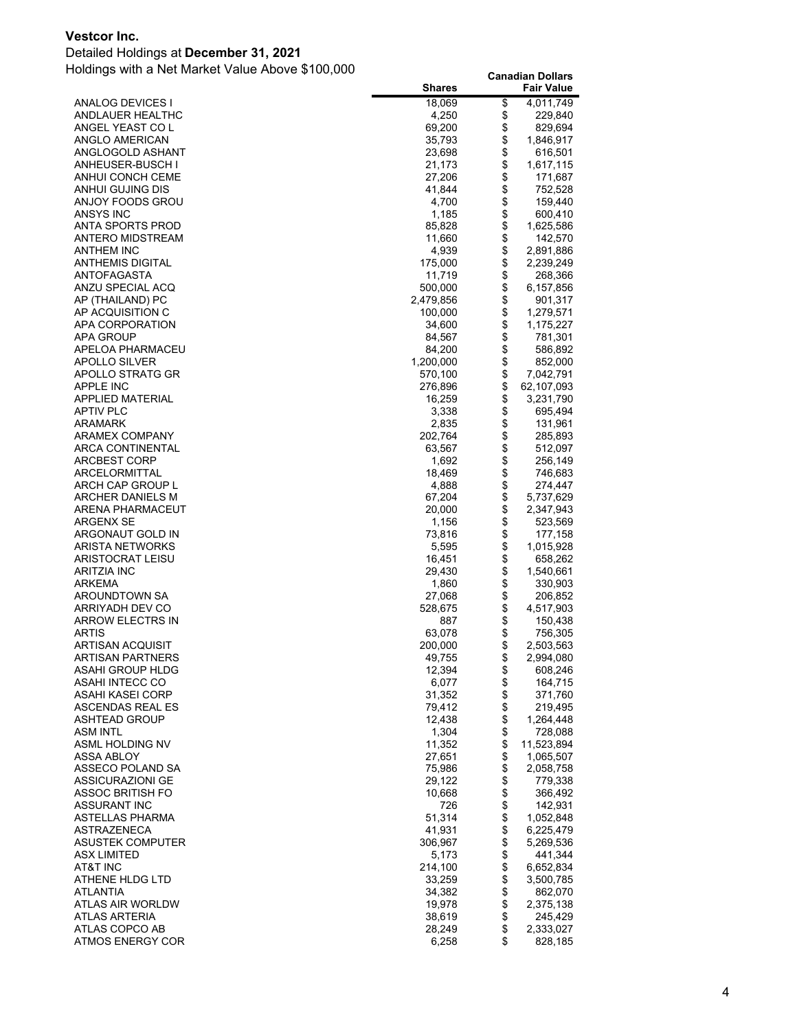**Vestcor Inc.**

Detailed Holdings at **December 31, 2021**

Holdings with a Net Market Value Above $100,000

| | Shares | Canadian Dollars Fair Value |
|---|---|---|
| ANALOG DEVICES I | 18,069 | $ 4,011,749 |
| ANDLAUER HEALTHC | 4,250 | $ 229,840 |
| ANGEL YEAST CO L | 69,200 | $ 829,694 |
| ANGLO AMERICAN | 35,793 | $ 1,846,917 |
| ANGLOGOLD ASHANT | 23,698 | $ 616,501 |
| ANHEUSER-BUSCH I | 21,173 | $ 1,617,115 |
| ANHUI CONCH CEME | 27,206 | $ 171,687 |
| ANHUI GUJING DIS | 41,844 | $ 752,528 |
| ANJOY FOODS GROU | 4,700 | $ 159,440 |
| ANSYS INC | 1,185 | $ 600,410 |
| ANTA SPORTS PROD | 85,828 | $ 1,625,586 |
| ANTERO MIDSTREAM | 11,660 | $ 142,570 |
| ANTHEM INC | 4,939 | $ 2,891,886 |
| ANTHEMIS DIGITAL | 175,000 | $ 2,239,249 |
| ANTOFAGASTA | 11,719 | $ 268,366 |
| ANZU SPECIAL ACQ | 500,000 | $ 6,157,856 |
| AP (THAILAND) PC | 2,479,856 | $ 901,317 |
| AP ACQUISITION C | 100,000 | $ 1,279,571 |
| APA CORPORATION | 34,600 | $ 1,175,227 |
| APA GROUP | 84,567 | $ 781,301 |
| APELOA PHARMACEU | 84,200 | $ 586,892 |
| APOLLO SILVER | 1,200,000 | $ 852,000 |
| APOLLO STRATG GR | 570,100 | $ 7,042,791 |
| APPLE INC | 276,896 | $ 62,107,093 |
| APPLIED MATERIAL | 16,259 | $ 3,231,790 |
| APTIV PLC | 3,338 | $ 695,494 |
| ARAMARK | 2,835 | $ 131,961 |
| ARAMEX COMPANY | 202,764 | $ 285,893 |
| ARCA CONTINENTAL | 63,567 | $ 512,097 |
| ARCBEST CORP | 1,692 | $ 256,149 |
| ARCELORMITTAL | 18,469 | $ 746,683 |
| ARCH CAP GROUP L | 4,888 | $ 274,447 |
| ARCHER DANIELS M | 67,204 | $ 5,737,629 |
| ARENA PHARMACEUT | 20,000 | $ 2,347,943 |
| ARGENX SE | 1,156 | $ 523,569 |
| ARGONAUT GOLD IN | 73,816 | $ 177,158 |
| ARISTA NETWORKS | 5,595 | $ 1,015,928 |
| ARISTOCRAT LEISU | 16,451 | $ 658,262 |
| ARITZIA INC | 29,430 | $ 1,540,661 |
| ARKEMA | 1,860 | $ 330,903 |
| AROUNDTOWN SA | 27,068 | $ 206,852 |
| ARRIYADH DEV CO | 528,675 | $ 4,517,903 |
| ARROW ELECTRS IN | 887 | $ 150,438 |
| ARTIS | 63,078 | $ 756,305 |
| ARTISAN ACQUISIT | 200,000 | $ 2,503,563 |
| ARTISAN PARTNERS | 49,755 | $ 2,994,080 |
| ASAHI GROUP HLDG | 12,394 | $ 608,246 |
| ASAHI INTECC CO | 6,077 | $ 164,715 |
| ASAHI KASEI CORP | 31,352 | $ 371,760 |
| ASCENDAS REAL ES | 79,412 | $ 219,495 |
| ASHTEAD GROUP | 12,438 | $ 1,264,448 |
| ASM INTL | 1,304 | $ 728,088 |
| ASML HOLDING NV | 11,352 | $ 11,523,894 |
| ASSA ABLOY | 27,651 | $ 1,065,507 |
| ASSECO POLAND SA | 75,986 | $ 2,058,758 |
| ASSICURAZIONI GE | 29,122 | $ 779,338 |
| ASSOC BRITISH FO | 10,668 | $ 366,492 |
| ASSURANT INC | 726 | $ 142,931 |
| ASTELLAS PHARMA | 51,314 | $ 1,052,848 |
| ASTRAZENECA | 41,931 | $ 6,225,479 |
| ASUSTEK COMPUTER | 306,967 | $ 5,269,536 |
| ASX LIMITED | 5,173 | $ 441,344 |
| AT&T INC | 214,100 | $ 6,652,834 |
| ATHENE HLDG LTD | 33,259 | $ 3,500,785 |
| ATLANTIA | 34,382 | $ 862,070 |
| ATLAS AIR WORLDW | 19,978 | $ 2,375,138 |
| ATLAS ARTERIA | 38,619 | $ 245,429 |
| ATLAS COPCO AB | 28,249 | $ 2,333,027 |
| ATMOS ENERGY COR | 6,258 | $ 828,185 |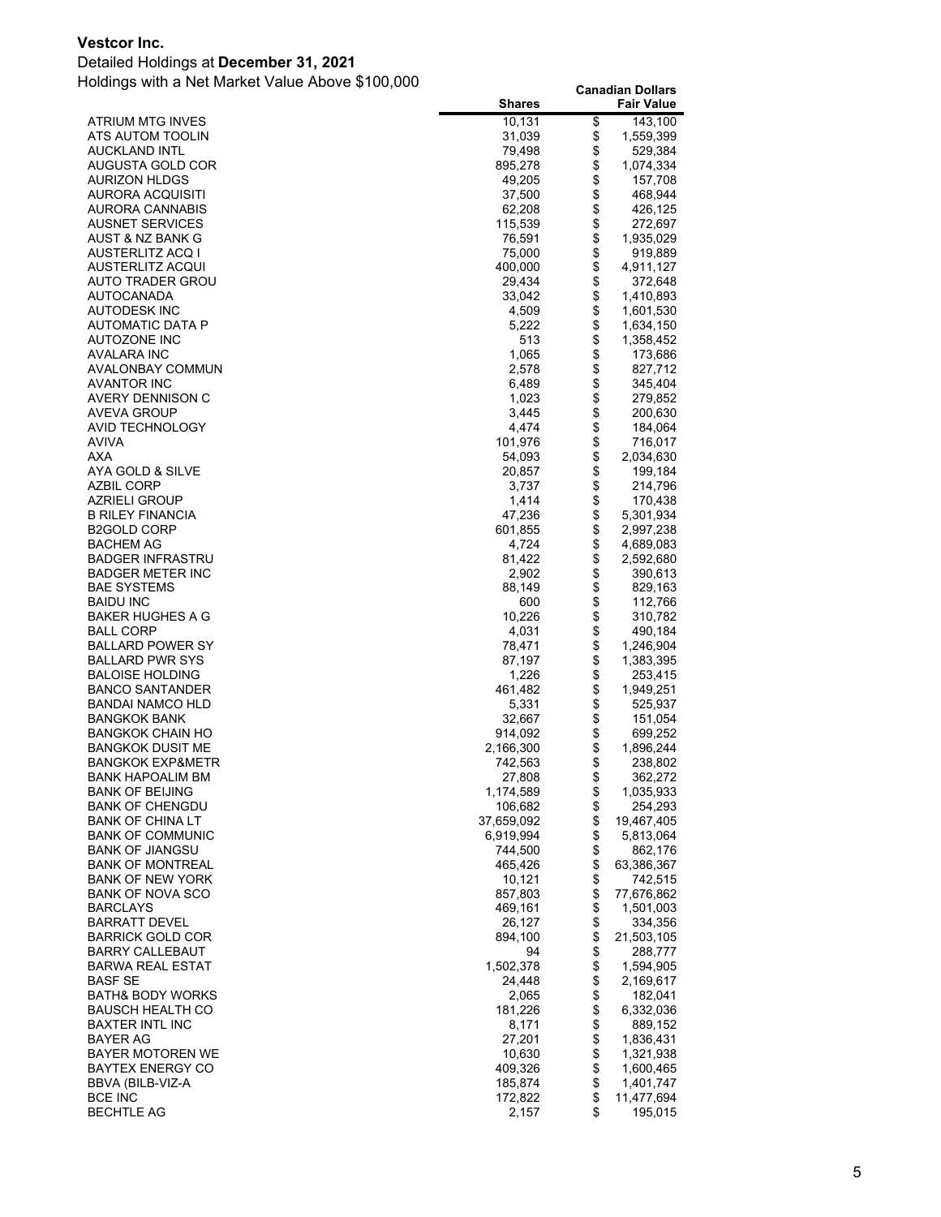**Vestcor Inc.**

Detailed Holdings at **December 31, 2021**

Holdings with a Net Market Value Above $100,000

| | Shares | Canadian Dollars Fair Value |
|---|---|---|
| ATRIUM MTG INVES | 10,131 | $ 143,100 |
| ATS AUTOM TOOLIN | 31,039 | $ 1,559,399 |
| AUCKLAND INTL | 79,498 | $ 529,384 |
| AUGUSTA GOLD COR | 895,278 | $ 1,074,334 |
| AURIZON HLDGS | 49,205 | $ 157,708 |
| AURORA ACQUISITI | 37,500 | $ 468,944 |
| AURORA CANNABIS | 62,208 | $ 426,125 |
| AUSNET SERVICES | 115,539 | $ 272,697 |
| AUST & NZ BANK G | 76,591 | $ 1,935,029 |
| AUSTERLITZ ACQ I | 75,000 | $ 919,889 |
| AUSTERLITZ ACQUI | 400,000 | $ 4,911,127 |
| AUTO TRADER GROU | 29,434 | $ 372,648 |
| AUTOCANADA | 33,042 | $ 1,410,893 |
| AUTODESK INC | 4,509 | $ 1,601,530 |
| AUTOMATIC DATA P | 5,222 | $ 1,634,150 |
| AUTOZONE INC | 513 | $ 1,358,452 |
| AVALARA INC | 1,065 | $ 173,686 |
| AVALONBAY COMMUN | 2,578 | $ 827,712 |
| AVANTOR INC | 6,489 | $ 345,404 |
| AVERY DENNISON C | 1,023 | $ 279,852 |
| AVEVA GROUP | 3,445 | $ 200,630 |
| AVID TECHNOLOGY | 4,474 | $ 184,064 |
| AVIVA | 101,976 | $ 716,017 |
| AXA | 54,093 | $ 2,034,630 |
| AYA GOLD & SILVE | 20,857 | $ 199,184 |
| AZBIL CORP | 3,737 | $ 214,796 |
| AZRIELI GROUP | 1,414 | $ 170,438 |
| B RILEY FINANCIA | 47,236 | $ 5,301,934 |
| B2GOLD CORP | 601,855 | $ 2,997,238 |
| BACHEM AG | 4,724 | $ 4,689,083 |
| BADGER INFRASTRU | 81,422 | $ 2,592,680 |
| BADGER METER INC | 2,902 | $ 390,613 |
| BAE SYSTEMS | 88,149 | $ 829,163 |
| BAIDU INC | 600 | $ 112,766 |
| BAKER HUGHES A G | 10,226 | $ 310,782 |
| BALL CORP | 4,031 | $ 490,184 |
| BALLARD POWER SY | 78,471 | $ 1,246,904 |
| BALLARD PWR SYS | 87,197 | $ 1,383,395 |
| BALOISE HOLDING | 1,226 | $ 253,415 |
| BANCO SANTANDER | 461,482 | $ 1,949,251 |
| BANDAI NAMCO HLD | 5,331 | $ 525,937 |
| BANGKOK BANK | 32,667 | $ 151,054 |
| BANGKOK CHAIN HO | 914,092 | $ 699,252 |
| BANGKOK DUSIT ME | 2,166,300 | $ 1,896,244 |
| BANGKOK EXP&METR | 742,563 | $ 238,802 |
| BANK HAPOALIM BM | 27,808 | $ 362,272 |
| BANK OF BEIJING | 1,174,589 | $ 1,035,933 |
| BANK OF CHENGDU | 106,682 | $ 254,293 |
| BANK OF CHINA LT | 37,659,092 | $ 19,467,405 |
| BANK OF COMMUNIC | 6,919,994 | $ 5,813,064 |
| BANK OF JIANGSU | 744,500 | $ 862,176 |
| BANK OF MONTREAL | 465,426 | $ 63,386,367 |
| BANK OF NEW YORK | 10,121 | $ 742,515 |
| BANK OF NOVA SCO | 857,803 | $ 77,676,862 |
| BARCLAYS | 469,161 | $ 1,501,003 |
| BARRATT DEVEL | 26,127 | $ 334,356 |
| BARRICK GOLD COR | 894,100 | $ 21,503,105 |
| BARRY CALLEBAUT | 94 | $ 288,777 |
| BARWA REAL ESTAT | 1,502,378 | $ 1,594,905 |
| BASF SE | 24,448 | $ 2,169,617 |
| BATH& BODY WORKS | 2,065 | $ 182,041 |
| BAUSCH HEALTH CO | 181,226 | $ 6,332,036 |
| BAXTER INTL INC | 8,171 | $ 889,152 |
| BAYER AG | 27,201 | $ 1,836,431 |
| BAYER MOTOREN WE | 10,630 | $ 1,321,938 |
| BAYTEX ENERGY CO | 409,326 | $ 1,600,465 |
| BBVA (BILB-VIZ-A | 185,874 | $ 1,401,747 |
| BCE INC | 172,822 | $ 11,477,694 |
| BECHTLE AG | 2,157 | $ 195,015 |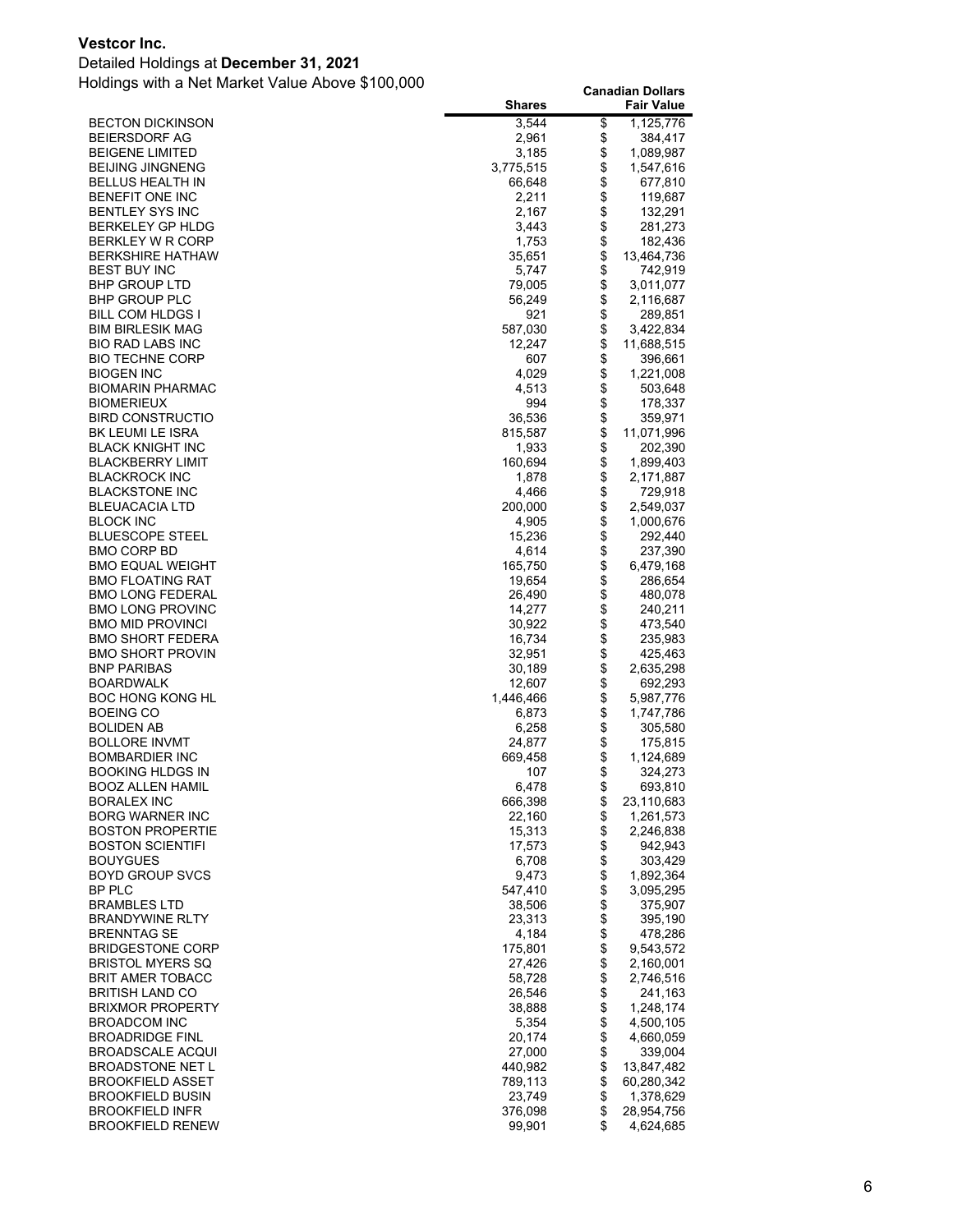**Vestcor Inc.**

Detailed Holdings at **December 31, 2021**

Holdings with a Net Market Value Above $100,000

| | Shares | Canadian Dollars Fair Value |
|---|---|---|
| BECTON DICKINSON | 3,544 | $ 1,125,776 |
| BEIERSDORF AG | 2,961 | $ 384,417 |
| BEIGENE LIMITED | 3,185 | $ 1,089,987 |
| BEIJING JINGNENG | 3,775,515 | $ 1,547,616 |
| BELLUS HEALTH IN | 66,648 | $ 677,810 |
| BENEFIT ONE INC | 2,211 | $ 119,687 |
| BENTLEY SYS INC | 2,167 | $ 132,291 |
| BERKELEY GP HLDG | 3,443 | $ 281,273 |
| BERKLEY W R CORP | 1,753 | $ 182,436 |
| BERKSHIRE HATHAW | 35,651 | $ 13,464,736 |
| BEST BUY INC | 5,747 | $ 742,919 |
| BHP GROUP LTD | 79,005 | $ 3,011,077 |
| BHP GROUP PLC | 56,249 | $ 2,116,687 |
| BILL COM HLDGS I | 921 | $ 289,851 |
| BIM BIRLESIK MAG | 587,030 | $ 3,422,834 |
| BIO RAD LABS INC | 12,247 | $ 11,688,515 |
| BIO TECHNE CORP | 607 | $ 396,661 |
| BIOGEN INC | 4,029 | $ 1,221,008 |
| BIOMARIN PHARMAC | 4,513 | $ 503,648 |
| BIOMERIEUX | 994 | $ 178,337 |
| BIRD CONSTRUCTIO | 36,536 | $ 359,971 |
| BK LEUMI LE ISRA | 815,587 | $ 11,071,996 |
| BLACK KNIGHT INC | 1,933 | $ 202,390 |
| BLACKBERRY LIMIT | 160,694 | $ 1,899,403 |
| BLACKROCK INC | 1,878 | $ 2,171,887 |
| BLACKSTONE INC | 4,466 | $ 729,918 |
| BLEUACACIA LTD | 200,000 | $ 2,549,037 |
| BLOCK INC | 4,905 | $ 1,000,676 |
| BLUESCOPE STEEL | 15,236 | $ 292,440 |
| BMO CORP BD | 4,614 | $ 237,390 |
| BMO EQUAL WEIGHT | 165,750 | $ 6,479,168 |
| BMO FLOATING RAT | 19,654 | $ 286,654 |
| BMO LONG FEDERAL | 26,490 | $ 480,078 |
| BMO LONG PROVINC | 14,277 | $ 240,211 |
| BMO MID PROVINCI | 30,922 | $ 473,540 |
| BMO SHORT FEDERA | 16,734 | $ 235,983 |
| BMO SHORT PROVIN | 32,951 | $ 425,463 |
| BNP PARIBAS | 30,189 | $ 2,635,298 |
| BOARDWALK | 12,607 | $ 692,293 |
| BOC HONG KONG HL | 1,446,466 | $ 5,987,776 |
| BOEING CO | 6,873 | $ 1,747,786 |
| BOLIDEN AB | 6,258 | $ 305,580 |
| BOLLORE INVMT | 24,877 | $ 175,815 |
| BOMBARDIER INC | 669,458 | $ 1,124,689 |
| BOOKING HLDGS IN | 107 | $ 324,273 |
| BOOZ ALLEN HAMIL | 6,478 | $ 693,810 |
| BORALEX INC | 666,398 | $ 23,110,683 |
| BORG WARNER INC | 22,160 | $ 1,261,573 |
| BOSTON PROPERTIE | 15,313 | $ 2,246,838 |
| BOSTON SCIENTIFI | 17,573 | $ 942,943 |
| BOUYGUES | 6,708 | $ 303,429 |
| BOYD GROUP SVCS | 9,473 | $ 1,892,364 |
| BP PLC | 547,410 | $ 3,095,295 |
| BRAMBLES LTD | 38,506 | $ 375,907 |
| BRANDYWINE RLTY | 23,313 | $ 395,190 |
| BRENNTAG SE | 4,184 | $ 478,286 |
| BRIDGESTONE CORP | 175,801 | $ 9,543,572 |
| BRISTOL MYERS SQ | 27,426 | $ 2,160,001 |
| BRIT AMER TOBACC | 58,728 | $ 2,746,516 |
| BRITISH LAND CO | 26,546 | $ 241,163 |
| BRIXMOR PROPERTY | 38,888 | $ 1,248,174 |
| BROADCOM INC | 5,354 | $ 4,500,105 |
| BROADRIDGE FINL | 20,174 | $ 4,660,059 |
| BROADSCALE ACQUI | 27,000 | $ 339,004 |
| BROADSTONE NET L | 440,982 | $ 13,847,482 |
| BROOKFIELD ASSET | 789,113 | $ 60,280,342 |
| BROOKFIELD BUSIN | 23,749 | $ 1,378,629 |
| BROOKFIELD INFR | 376,098 | $ 28,954,756 |
| BROOKFIELD RENEW | 99,901 | $ 4,624,685 |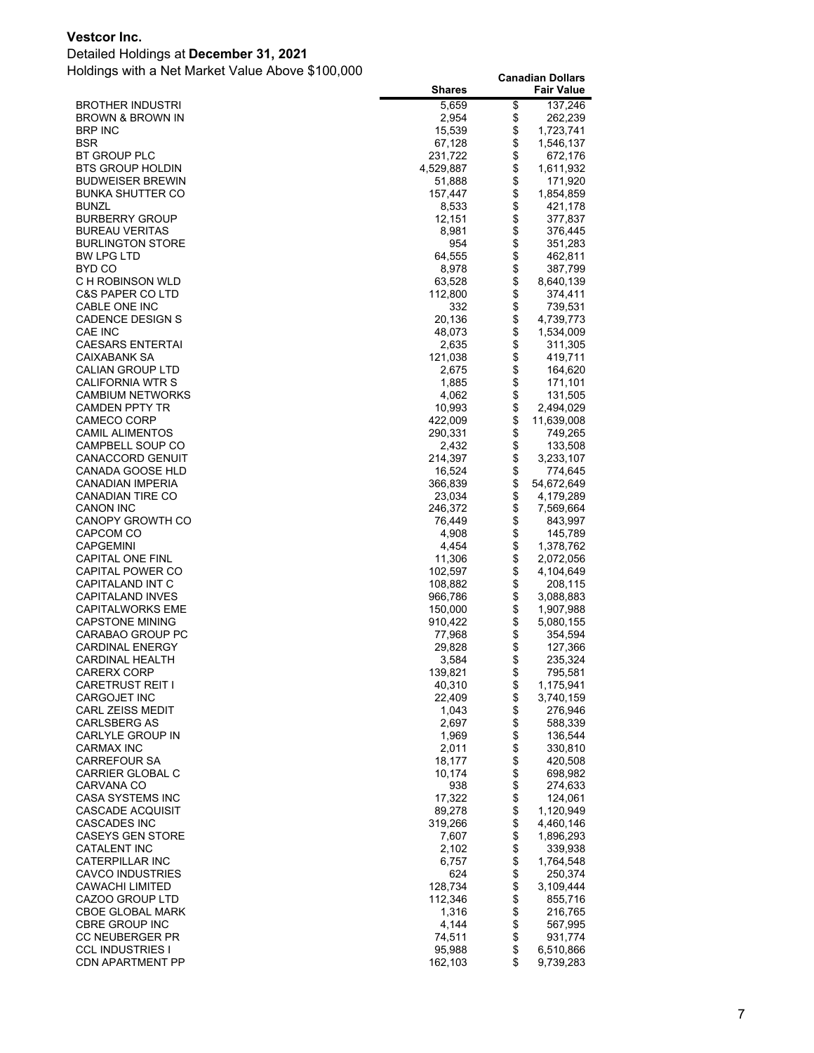**Vestcor Inc.**

Detailed Holdings at **December 31, 2021**

Holdings with a Net Market Value Above $100,000

| | Shares | Canadian Dollars Fair Value |
|---|---|---|
| BROTHER INDUSTRI | 5,659 | $ 137,246 |
| BROWN & BROWN IN | 2,954 | $ 262,239 |
| BRP INC | 15,539 | $ 1,723,741 |
| BSR | 67,128 | $ 1,546,137 |
| BT GROUP PLC | 231,722 | $ 672,176 |
| BTS GROUP HOLDIN | 4,529,887 | $ 1,611,932 |
| BUDWEISER BREWIN | 51,888 | $ 171,920 |
| BUNKA SHUTTER CO | 157,447 | $ 1,854,859 |
| BUNZL | 8,533 | $ 421,178 |
| BURBERRY GROUP | 12,151 | $ 377,837 |
| BUREAU VERITAS | 8,981 | $ 376,445 |
| BURLINGTON STORE | 954 | $ 351,283 |
| BW LPG LTD | 64,555 | $ 462,811 |
| BYD CO | 8,978 | $ 387,799 |
| C H ROBINSON WLD | 63,528 | $ 8,640,139 |
| C&S PAPER CO LTD | 112,800 | $ 374,411 |
| CABLE ONE INC | 332 | $ 739,531 |
| CADENCE DESIGN S | 20,136 | $ 4,739,773 |
| CAE INC | 48,073 | $ 1,534,009 |
| CAESARS ENTERTAI | 2,635 | $ 311,305 |
| CAIXABANK SA | 121,038 | $ 419,711 |
| CALIAN GROUP LTD | 2,675 | $ 164,620 |
| CALIFORNIA WTR S | 1,885 | $ 171,101 |
| CAMBIUM NETWORKS | 4,062 | $ 131,505 |
| CAMDEN PPTY TR | 10,993 | $ 2,494,029 |
| CAMECO CORP | 422,009 | $ 11,639,008 |
| CAMIL ALIMENTOS | 290,331 | $ 749,265 |
| CAMPBELL SOUP CO | 2,432 | $ 133,508 |
| CANACCORD GENUIT | 214,397 | $ 3,233,107 |
| CANADA GOOSE HLD | 16,524 | $ 774,645 |
| CANADIAN IMPERIA | 366,839 | $ 54,672,649 |
| CANADIAN TIRE CO | 23,034 | $ 4,179,289 |
| CANON INC | 246,372 | $ 7,569,664 |
| CANOPY GROWTH CO | 76,449 | $ 843,997 |
| CAPCOM CO | 4,908 | $ 145,789 |
| CAPGEMINI | 4,454 | $ 1,378,762 |
| CAPITAL ONE FINL | 11,306 | $ 2,072,056 |
| CAPITAL POWER CO | 102,597 | $ 4,104,649 |
| CAPITALAND INT C | 108,882 | $ 208,115 |
| CAPITALAND INVES | 966,786 | $ 3,088,883 |
| CAPITALWORKS EME | 150,000 | $ 1,907,988 |
| CAPSTONE MINING | 910,422 | $ 5,080,155 |
| CARABAO GROUP PC | 77,968 | $ 354,594 |
| CARDINAL ENERGY | 29,828 | $ 127,366 |
| CARDINAL HEALTH | 3,584 | $ 235,324 |
| CARERX CORP | 139,821 | $ 795,581 |
| CARETRUST REIT I | 40,310 | $ 1,175,941 |
| CARGOJET INC | 22,409 | $ 3,740,159 |
| CARL ZEISS MEDIT | 1,043 | $ 276,946 |
| CARLSBERG AS | 2,697 | $ 588,339 |
| CARLYLE GROUP IN | 1,969 | $ 136,544 |
| CARMAX INC | 2,011 | $ 330,810 |
| CARREFOUR SA | 18,177 | $ 420,508 |
| CARRIER GLOBAL C | 10,174 | $ 698,982 |
| CARVANA CO | 938 | $ 274,633 |
| CASA SYSTEMS INC | 17,322 | $ 124,061 |
| CASCADE ACQUISIT | 89,278 | $ 1,120,949 |
| CASCADES INC | 319,266 | $ 4,460,146 |
| CASEYS GEN STORE | 7,607 | $ 1,896,293 |
| CATALENT INC | 2,102 | $ 339,938 |
| CATERPILLAR INC | 6,757 | $ 1,764,548 |
| CAVCO INDUSTRIES | 624 | $ 250,374 |
| CAWACHI LIMITED | 128,734 | $ 3,109,444 |
| CAZOO GROUP LTD | 112,346 | $ 855,716 |
| CBOE GLOBAL MARK | 1,316 | $ 216,765 |
| CBRE GROUP INC | 4,144 | $ 567,995 |
| CC NEUBERGER PR | 74,511 | $ 931,774 |
| CCL INDUSTRIES I | 95,988 | $ 6,510,866 |
| CDN APARTMENT PP | 162,103 | $ 9,739,283 |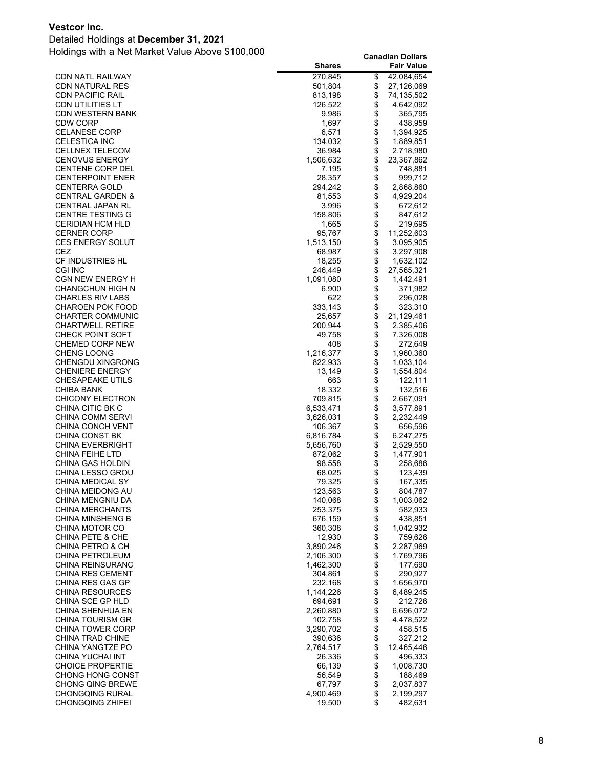**Vestcor Inc.**

Detailed Holdings at **December 31, 2021**

Holdings with a Net Market Value Above $100,000

| | Shares | Canadian Dollars Fair Value |
|---|---|---|
| CDN NATL RAILWAY | 270,845 | $ 42,084,654 |
| CDN NATURAL RES | 501,804 | $ 27,126,069 |
| CDN PACIFIC RAIL | 813,198 | $ 74,135,502 |
| CDN UTILITIES LT | 126,522 | $ 4,642,092 |
| CDN WESTERN BANK | 9,986 | $ 365,795 |
| CDW CORP | 1,697 | $ 438,959 |
| CELANESE CORP | 6,571 | $ 1,394,925 |
| CELESTICA INC | 134,032 | $ 1,889,851 |
| CELLNEX TELECOM | 36,984 | $ 2,718,980 |
| CENOVUS ENERGY | 1,506,632 | $ 23,367,862 |
| CENTENE CORP DEL | 7,195 | $ 748,881 |
| CENTERPOINT ENER | 28,357 | $ 999,712 |
| CENTERRA GOLD | 294,242 | $ 2,868,860 |
| CENTRAL GARDEN & | 81,553 | $ 4,929,204 |
| CENTRAL JAPAN RL | 3,996 | $ 672,612 |
| CENTRE TESTING G | 158,806 | $ 847,612 |
| CERIDIAN HCM HLD | 1,665 | $ 219,695 |
| CERNER CORP | 95,767 | $ 11,252,603 |
| CES ENERGY SOLUT | 1,513,150 | $ 3,095,905 |
| CEZ | 68,987 | $ 3,297,908 |
| CF INDUSTRIES HL | 18,255 | $ 1,632,102 |
| CGI INC | 246,449 | $ 27,565,321 |
| CGN NEW ENERGY H | 1,091,080 | $ 1,442,491 |
| CHANGCHUN HIGH N | 6,900 | $ 371,982 |
| CHARLES RIV LABS | 622 | $ 296,028 |
| CHAROEN POK FOOD | 333,143 | $ 323,310 |
| CHARTER COMMUNIC | 25,657 | $ 21,129,461 |
| CHARTWELL RETIRE | 200,944 | $ 2,385,406 |
| CHECK POINT SOFT | 49,758 | $ 7,326,008 |
| CHEMED CORP NEW | 408 | $ 272,649 |
| CHENG LOONG | 1,216,377 | $ 1,960,360 |
| CHENGDU XINGRONG | 822,933 | $ 1,033,104 |
| CHENIERE ENERGY | 13,149 | $ 1,554,804 |
| CHESAPEAKE UTILS | 663 | $ 122,111 |
| CHIBA BANK | 18,332 | $ 132,516 |
| CHICONY ELECTRON | 709,815 | $ 2,667,091 |
| CHINA CITIC BK C | 6,533,471 | $ 3,577,891 |
| CHINA COMM SERVI | 3,626,031 | $ 2,232,449 |
| CHINA CONCH VENT | 106,367 | $ 656,596 |
| CHINA CONST BK | 6,816,784 | $ 6,247,275 |
| CHINA EVERBRIGHT | 5,656,760 | $ 2,529,550 |
| CHINA FEIHE LTD | 872,062 | $ 1,477,901 |
| CHINA GAS HOLDIN | 98,558 | $ 258,686 |
| CHINA LESSO GROU | 68,025 | $ 123,439 |
| CHINA MEDICAL SY | 79,325 | $ 167,335 |
| CHINA MEIDONG AU | 123,563 | $ 804,787 |
| CHINA MENGNIU DA | 140,068 | $ 1,003,062 |
| CHINA MERCHANTS | 253,375 | $ 582,933 |
| CHINA MINSHENG B | 676,159 | $ 438,851 |
| CHINA MOTOR CO | 360,308 | $ 1,042,932 |
| CHINA PETE & CHE | 12,930 | $ 759,626 |
| CHINA PETRO & CH | 3,890,246 | $ 2,287,969 |
| CHINA PETROLEUM | 2,106,300 | $ 1,769,796 |
| CHINA REINSURANC | 1,462,300 | $ 177,690 |
| CHINA RES CEMENT | 304,861 | $ 290,927 |
| CHINA RES GAS GP | 232,168 | $ 1,656,970 |
| CHINA RESOURCES | 1,144,226 | $ 6,489,245 |
| CHINA SCE GP HLD | 694,691 | $ 212,726 |
| CHINA SHENHUA EN | 2,260,880 | $ 6,696,072 |
| CHINA TOURISM GR | 102,758 | $ 4,478,522 |
| CHINA TOWER CORP | 3,290,702 | $ 458,515 |
| CHINA TRAD CHINE | 390,636 | $ 327,212 |
| CHINA YANGTZE PO | 2,764,517 | $ 12,465,446 |
| CHINA YUCHAI INT | 26,336 | $ 496,333 |
| CHOICE PROPERTIE | 66,139 | $ 1,008,730 |
| CHONG HONG CONST | 56,549 | $ 188,469 |
| CHONG QING BREWE | 67,797 | $ 2,037,837 |
| CHONGQING RURAL | 4,900,469 | $ 2,199,297 |
| CHONGQING ZHIFEI | 19,500 | $ 482,631 |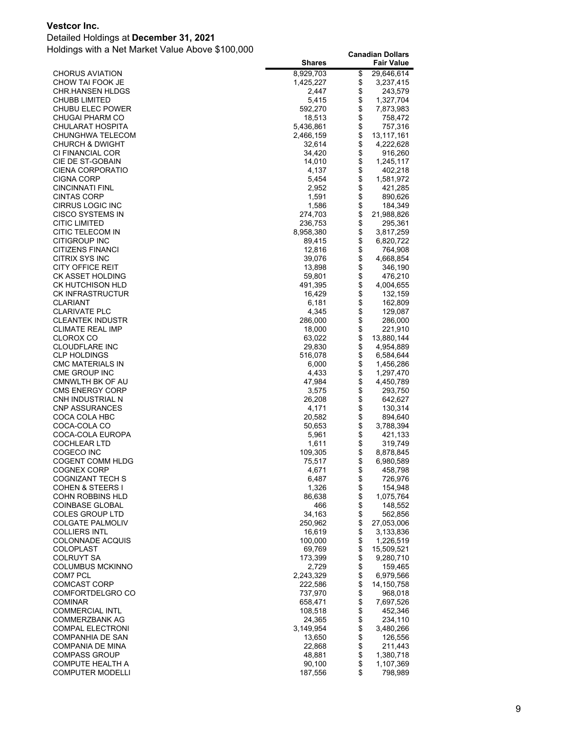**Vestcor Inc.**

Detailed Holdings at **December 31, 2021**

Holdings with a Net Market Value Above $100,000

| | Shares | Canadian Dollars Fair Value |
|---|---:|---:|
| CHORUS AVIATION | 8,929,703 | $ 29,646,614 |
| CHOW TAI FOOK JE | 1,425,227 | $ 3,237,415 |
| CHR.HANSEN HLDGS | 2,447 | $ 243,579 |
| CHUBB LIMITED | 5,415 | $ 1,327,704 |
| CHUBU ELEC POWER | 592,270 | $ 7,873,983 |
| CHUGAI PHARM CO | 18,513 | $ 758,472 |
| CHULARAT HOSPITA | 5,436,861 | $ 757,316 |
| CHUNGHWA TELECOM | 2,466,159 | $ 13,117,161 |
| CHURCH & DWIGHT | 32,614 | $ 4,222,628 |
| CI FINANCIAL COR | 34,420 | $ 916,260 |
| CIE DE ST-GOBAIN | 14,010 | $ 1,245,117 |
| CIENA CORPORATIO | 4,137 | $ 402,218 |
| CIGNA CORP | 5,454 | $ 1,581,972 |
| CINCINNATI FINL | 2,952 | $ 421,285 |
| CINTAS CORP | 1,591 | $ 890,626 |
| CIRRUS LOGIC INC | 1,586 | $ 184,349 |
| CISCO SYSTEMS IN | 274,703 | $ 21,988,826 |
| CITIC LIMITED | 236,753 | $ 295,361 |
| CITIC TELECOM IN | 8,958,380 | $ 3,817,259 |
| CITIGROUP INC | 89,415 | $ 6,820,722 |
| CITIZENS FINANCI | 12,816 | $ 764,908 |
| CITRIX SYS INC | 39,076 | $ 4,668,854 |
| CITY OFFICE REIT | 13,898 | $ 346,190 |
| CK ASSET HOLDING | 59,801 | $ 476,210 |
| CK HUTCHISON HLD | 491,395 | $ 4,004,655 |
| CK INFRASTRUCTUR | 16,429 | $ 132,159 |
| CLARIANT | 6,181 | $ 162,809 |
| CLARIVATE PLC | 4,345 | $ 129,087 |
| CLEANTEK INDUSTR | 286,000 | $ 286,000 |
| CLIMATE REAL IMP | 18,000 | $ 221,910 |
| CLOROX CO | 63,022 | $ 13,880,144 |
| CLOUDFLARE INC | 29,830 | $ 4,954,889 |
| CLP HOLDINGS | 516,078 | $ 6,584,644 |
| CMC MATERIALS IN | 6,000 | $ 1,456,286 |
| CME GROUP INC | 4,433 | $ 1,297,470 |
| CMNWLTH BK OF AU | 47,984 | $ 4,450,789 |
| CMS ENERGY CORP | 3,575 | $ 293,750 |
| CNH INDUSTRIAL N | 26,208 | $ 642,627 |
| CNP ASSURANCES | 4,171 | $ 130,314 |
| COCA COLA HBC | 20,582 | $ 894,640 |
| COCA-COLA CO | 50,653 | $ 3,788,394 |
| COCA-COLA EUROPA | 5,961 | $ 421,133 |
| COCHLEAR LTD | 1,611 | $ 319,749 |
| COGECO INC | 109,305 | $ 8,878,845 |
| COGENT COMM HLDG | 75,517 | $ 6,980,589 |
| COGNEX CORP | 4,671 | $ 458,798 |
| COGNIZANT TECH S | 6,487 | $ 726,976 |
| COHEN & STEERS I | 1,326 | $ 154,948 |
| COHN ROBBINS HLD | 86,638 | $ 1,075,764 |
| COINBASE GLOBAL | 466 | $ 148,552 |
| COLES GROUP LTD | 34,163 | $ 562,856 |
| COLGATE PALMOLIV | 250,962 | $ 27,053,006 |
| COLLIERS INTL | 16,619 | $ 3,133,836 |
| COLONNADE ACQUIS | 100,000 | $ 1,226,519 |
| COLOPLAST | 69,769 | $ 15,509,521 |
| COLRUYT SA | 173,399 | $ 9,280,710 |
| COLUMBUS MCKINNO | 2,729 | $ 159,465 |
| COM7 PCL | 2,243,329 | $ 6,979,566 |
| COMCAST CORP | 222,586 | $ 14,150,758 |
| COMFORTDELGRO CO | 737,970 | $ 968,018 |
| COMINAR | 658,471 | $ 7,697,526 |
| COMMERCIAL INTL | 108,518 | $ 452,346 |
| COMMERZBANK AG | 24,365 | $ 234,110 |
| COMPAL ELECTRONI | 3,149,954 | $ 3,480,266 |
| COMPANHIA DE SAN | 13,650 | $ 126,556 |
| COMPANIA DE MINA | 22,868 | $ 211,443 |
| COMPASS GROUP | 48,881 | $ 1,380,718 |
| COMPUTE HEALTH A | 90,100 | $ 1,107,369 |
| COMPUTER MODELLI | 187,556 | $ 798,989 |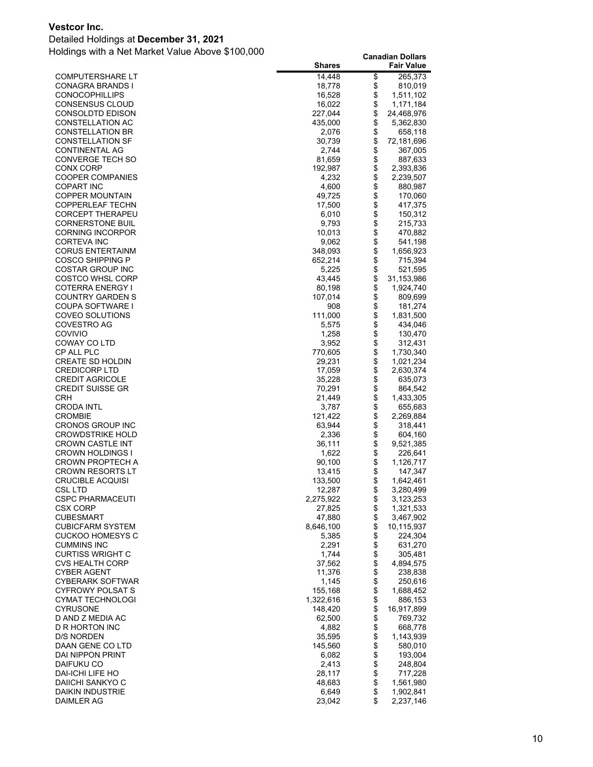**Vestcor Inc.**

Detailed Holdings at **December 31, 2021**

Holdings with a Net Market Value Above $100,000

| | Shares | Canadian Dollars Fair Value |
|---|---|---|
| COMPUTERSHARE LT | 14,448 | $ 265,373 |
| CONAGRA BRANDS I | 18,778 | $ 810,019 |
| CONOCOPHILLIPS | 16,528 | $ 1,511,102 |
| CONSENSUS CLOUD | 16,022 | $ 1,171,184 |
| CONSOLDTD EDISON | 227,044 | $ 24,468,976 |
| CONSTELLATION AC | 435,000 | $ 5,362,830 |
| CONSTELLATION BR | 2,076 | $ 658,118 |
| CONSTELLATION SF | 30,739 | $ 72,181,696 |
| CONTINENTAL AG | 2,744 | $ 367,005 |
| CONVERGE TECH SO | 81,659 | $ 887,633 |
| CONX CORP | 192,987 | $ 2,393,836 |
| COOPER COMPANIES | 4,232 | $ 2,239,507 |
| COPART INC | 4,600 | $ 880,987 |
| COPPER MOUNTAIN | 49,725 | $ 170,060 |
| COPPERLEAF TECHN | 17,500 | $ 417,375 |
| CORCEPT THERAPEU | 6,010 | $ 150,312 |
| CORNERSTONE BUIL | 9,793 | $ 215,733 |
| CORNING INCORPOR | 10,013 | $ 470,882 |
| CORTEVA INC | 9,062 | $ 541,198 |
| CORUS ENTERTAINM | 348,093 | $ 1,656,923 |
| COSCO SHIPPING P | 652,214 | $ 715,394 |
| COSTAR GROUP INC | 5,225 | $ 521,595 |
| COSTCO WHSL CORP | 43,445 | $ 31,153,986 |
| COTERRA ENERGY I | 80,198 | $ 1,924,740 |
| COUNTRY GARDEN S | 107,014 | $ 809,699 |
| COUPA SOFTWARE I | 908 | $ 181,274 |
| COVEO SOLUTIONS | 111,000 | $ 1,831,500 |
| COVESTRO AG | 5,575 | $ 434,046 |
| COVIVIO | 1,258 | $ 130,470 |
| COWAY CO LTD | 3,952 | $ 312,431 |
| CP ALL PLC | 770,605 | $ 1,730,340 |
| CREATE SD HOLDIN | 29,231 | $ 1,021,234 |
| CREDICORP LTD | 17,059 | $ 2,630,374 |
| CREDIT AGRICOLE | 35,228 | $ 635,073 |
| CREDIT SUISSE GR | 70,291 | $ 864,542 |
| CRH | 21,449 | $ 1,433,305 |
| CRODA INTL | 3,787 | $ 655,683 |
| CROMBIE | 121,422 | $ 2,269,884 |
| CRONOS GROUP INC | 63,944 | $ 318,441 |
| CROWDSTRIKE HOLD | 2,336 | $ 604,160 |
| CROWN CASTLE INT | 36,111 | $ 9,521,385 |
| CROWN HOLDINGS I | 1,622 | $ 226,641 |
| CROWN PROPTECH A | 90,100 | $ 1,126,717 |
| CROWN RESORTS LT | 13,415 | $ 147,347 |
| CRUCIBLE ACQUISI | 133,500 | $ 1,642,461 |
| CSL LTD | 12,287 | $ 3,280,499 |
| CSPC PHARMACEUTI | 2,275,922 | $ 3,123,253 |
| CSX CORP | 27,825 | $ 1,321,533 |
| CUBESMART | 47,880 | $ 3,467,902 |
| CUBICFARM SYSTEM | 8,646,100 | $ 10,115,937 |
| CUCKOO HOMESYS C | 5,385 | $ 224,304 |
| CUMMINS INC | 2,291 | $ 631,270 |
| CURTISS WRIGHT C | 1,744 | $ 305,481 |
| CVS HEALTH CORP | 37,562 | $ 4,894,575 |
| CYBER AGENT | 11,376 | $ 238,838 |
| CYBERARK SOFTWAR | 1,145 | $ 250,616 |
| CYFROWY POLSAT S | 155,168 | $ 1,688,452 |
| CYMAT TECHNOLOGI | 1,322,616 | $ 886,153 |
| CYRUSONE | 148,420 | $ 16,917,899 |
| D AND Z MEDIA AC | 62,500 | $ 769,732 |
| D R HORTON INC | 4,882 | $ 668,778 |
| D/S NORDEN | 35,595 | $ 1,143,939 |
| DAAN GENE CO LTD | 145,560 | $ 580,010 |
| DAI NIPPON PRINT | 6,082 | $ 193,004 |
| DAIFUKU CO | 2,413 | $ 248,804 |
| DAI-ICHI LIFE HO | 28,117 | $ 717,228 |
| DAIICHI SANKYO C | 48,683 | $ 1,561,980 |
| DAIKIN INDUSTRIE | 6,649 | $ 1,902,841 |
| DAIMLER AG | 23,042 | $ 2,237,146 |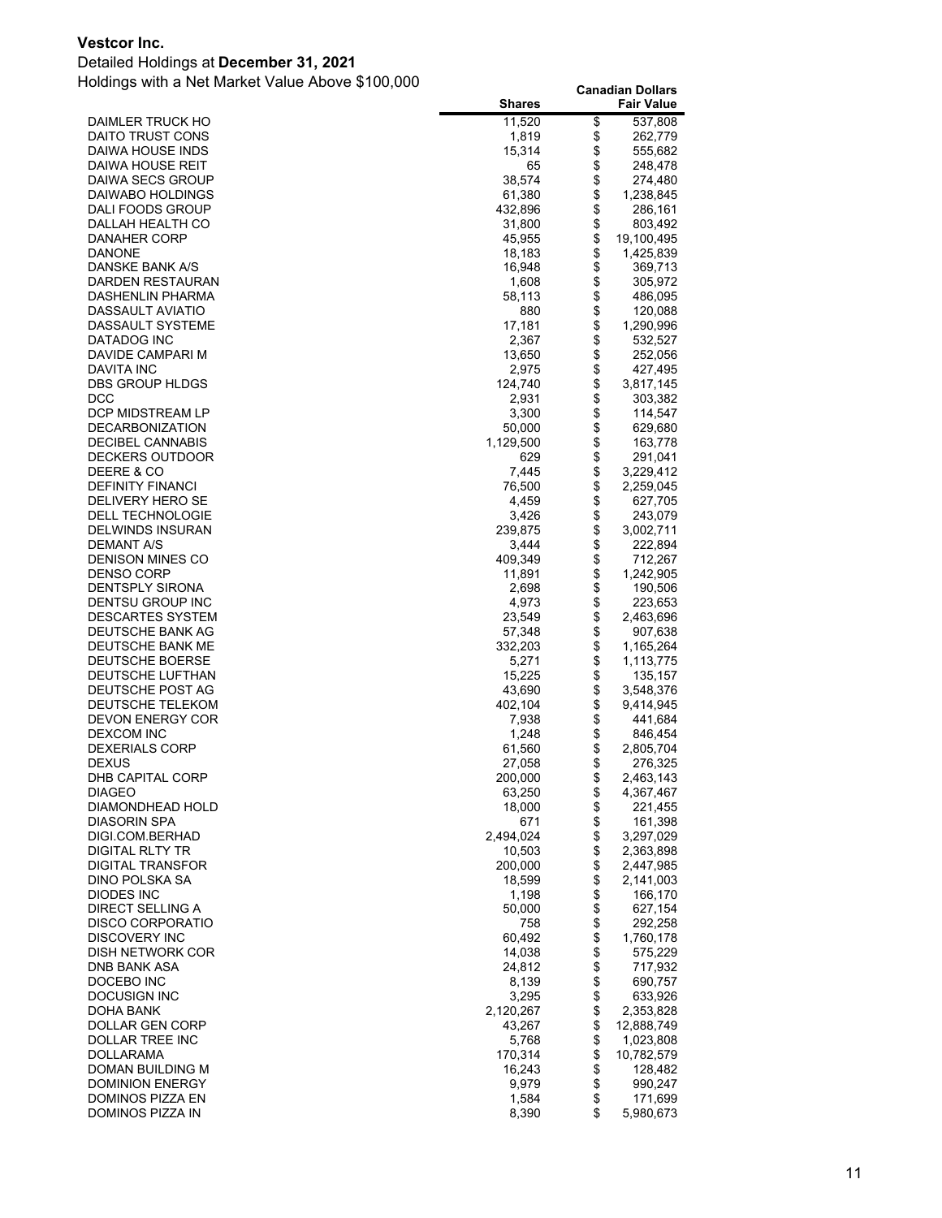**Vestcor Inc.**

Detailed Holdings at **December 31, 2021**

Holdings with a Net Market Value Above $100,000

| | Shares | Canadian Dollars Fair Value |
|---|---|---|
| DAIMLER TRUCK HO | 11,520 | $ 537,808 |
| DAITO TRUST CONS | 1,819 | $ 262,779 |
| DAIWA HOUSE INDS | 15,314 | $ 555,682 |
| DAIWA HOUSE REIT | 65 | $ 248,478 |
| DAIWA SECS GROUP | 38,574 | $ 274,480 |
| DAIWABO HOLDINGS | 61,380 | $ 1,238,845 |
| DALI FOODS GROUP | 432,896 | $ 286,161 |
| DALLAH HEALTH CO | 31,800 | $ 803,492 |
| DANAHER CORP | 45,955 | $ 19,100,495 |
| DANONE | 18,183 | $ 1,425,839 |
| DANSKE BANK A/S | 16,948 | $ 369,713 |
| DARDEN RESTAURAN | 1,608 | $ 305,972 |
| DASHENLIN PHARMA | 58,113 | $ 486,095 |
| DASSAULT AVIATIO | 880 | $ 120,088 |
| DASSAULT SYSTEME | 17,181 | $ 1,290,996 |
| DATADOG INC | 2,367 | $ 532,527 |
| DAVIDE CAMPARI M | 13,650 | $ 252,056 |
| DAVITA INC | 2,975 | $ 427,495 |
| DBS GROUP HLDGS | 124,740 | $ 3,817,145 |
| DCC | 2,931 | $ 303,382 |
| DCP MIDSTREAM LP | 3,300 | $ 114,547 |
| DECARBONIZATION | 50,000 | $ 629,680 |
| DECIBEL CANNABIS | 1,129,500 | $ 163,778 |
| DECKERS OUTDOOR | 629 | $ 291,041 |
| DEERE & CO | 7,445 | $ 3,229,412 |
| DEFINITY FINANCI | 76,500 | $ 2,259,045 |
| DELIVERY HERO SE | 4,459 | $ 627,705 |
| DELL TECHNOLOGIE | 3,426 | $ 243,079 |
| DELWINDS INSURAN | 239,875 | $ 3,002,711 |
| DEMANT A/S | 3,444 | $ 222,894 |
| DENISON MINES CO | 409,349 | $ 712,267 |
| DENSO CORP | 11,891 | $ 1,242,905 |
| DENTSPLY SIRONA | 2,698 | $ 190,506 |
| DENTSU GROUP INC | 4,973 | $ 223,653 |
| DESCARTES SYSTEM | 23,549 | $ 2,463,696 |
| DEUTSCHE BANK AG | 57,348 | $ 907,638 |
| DEUTSCHE BANK ME | 332,203 | $ 1,165,264 |
| DEUTSCHE BOERSE | 5,271 | $ 1,113,775 |
| DEUTSCHE LUFTHAN | 15,225 | $ 135,157 |
| DEUTSCHE POST AG | 43,690 | $ 3,548,376 |
| DEUTSCHE TELEKOM | 402,104 | $ 9,414,945 |
| DEVON ENERGY COR | 7,938 | $ 441,684 |
| DEXCOM INC | 1,248 | $ 846,454 |
| DEXERIALS CORP | 61,560 | $ 2,805,704 |
| DEXUS | 27,058 | $ 276,325 |
| DHB CAPITAL CORP | 200,000 | $ 2,463,143 |
| DIAGEO | 63,250 | $ 4,367,467 |
| DIAMONDHEAD HOLD | 18,000 | $ 221,455 |
| DIASORIN SPA | 671 | $ 161,398 |
| DIGI.COM.BERHAD | 2,494,024 | $ 3,297,029 |
| DIGITAL RLTY TR | 10,503 | $ 2,363,898 |
| DIGITAL TRANSFOR | 200,000 | $ 2,447,985 |
| DINO POLSKA SA | 18,599 | $ 2,141,003 |
| DIODES INC | 1,198 | $ 166,170 |
| DIRECT SELLING A | 50,000 | $ 627,154 |
| DISCO CORPORATIO | 758 | $ 292,258 |
| DISCOVERY INC | 60,492 | $ 1,760,178 |
| DISH NETWORK COR | 14,038 | $ 575,229 |
| DNB BANK ASA | 24,812 | $ 717,932 |
| DOCEBO INC | 8,139 | $ 690,757 |
| DOCUSIGN INC | 3,295 | $ 633,926 |
| DOHA BANK | 2,120,267 | $ 2,353,828 |
| DOLLAR GEN CORP | 43,267 | $ 12,888,749 |
| DOLLAR TREE INC | 5,768 | $ 1,023,808 |
| DOLLARAMA | 170,314 | $ 10,782,579 |
| DOMAN BUILDING M | 16,243 | $ 128,482 |
| DOMINION ENERGY | 9,979 | $ 990,247 |
| DOMINOS PIZZA EN | 1,584 | $ 171,699 |
| DOMINOS PIZZA IN | 8,390 | $ 5,980,673 |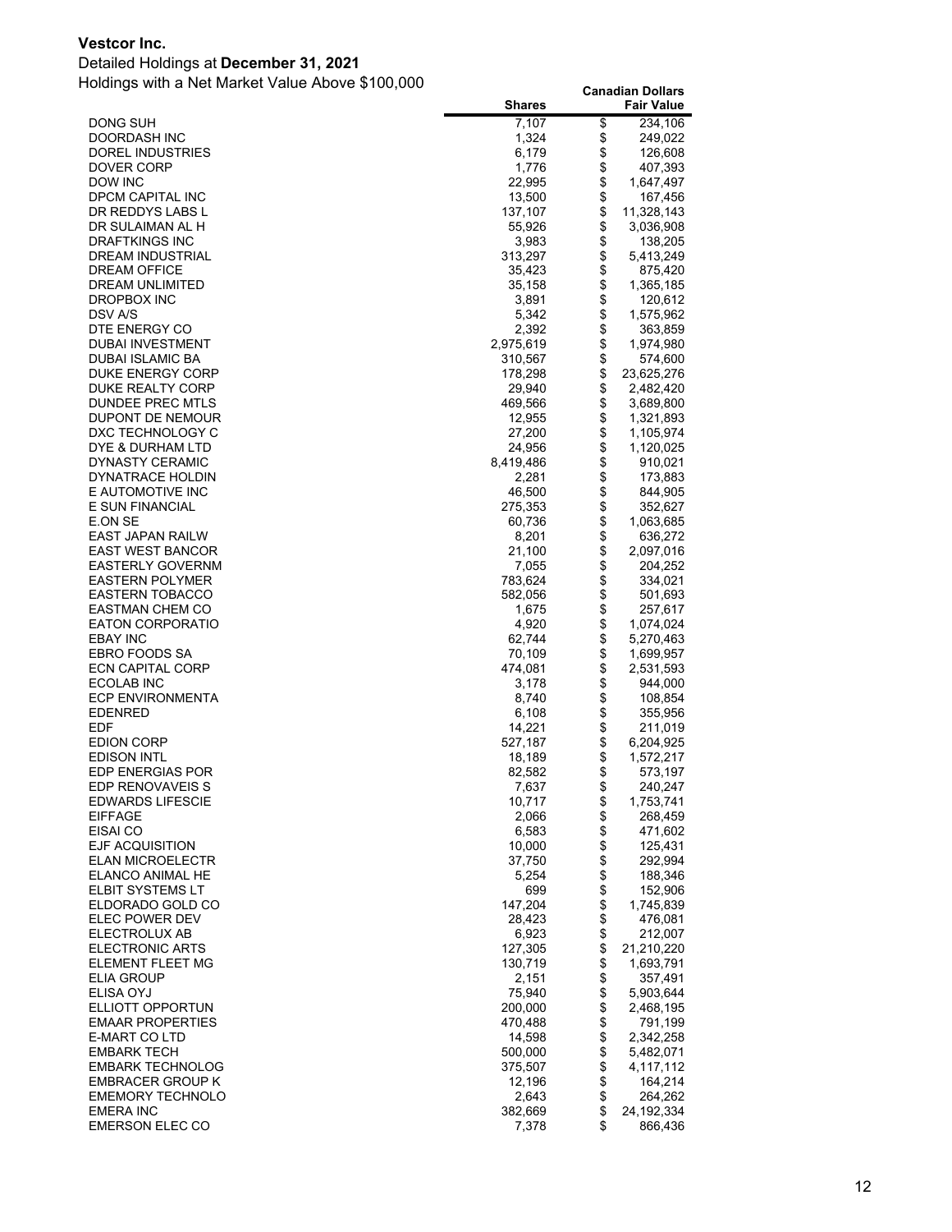**Vestcor Inc.**

Detailed Holdings at **December 31, 2021**

Holdings with a Net Market Value Above $100,000

| | Shares | Canadian Dollars Fair Value |
|---|---|---|
| DONG SUH | 7,107 | $ 234,106 |
| DOORDASH INC | 1,324 | $ 249,022 |
| DOREL INDUSTRIES | 6,179 | $ 126,608 |
| DOVER CORP | 1,776 | $ 407,393 |
| DOW INC | 22,995 | $ 1,647,497 |
| DPCM CAPITAL INC | 13,500 | $ 167,456 |
| DR REDDYS LABS L | 137,107 | $ 11,328,143 |
| DR SULAIMAN AL H | 55,926 | $ 3,036,908 |
| DRAFTKINGS INC | 3,983 | $ 138,205 |
| DREAM INDUSTRIAL | 313,297 | $ 5,413,249 |
| DREAM OFFICE | 35,423 | $ 875,420 |
| DREAM UNLIMITED | 35,158 | $ 1,365,185 |
| DROPBOX INC | 3,891 | $ 120,612 |
| DSV A/S | 5,342 | $ 1,575,962 |
| DTE ENERGY CO | 2,392 | $ 363,859 |
| DUBAI INVESTMENT | 2,975,619 | $ 1,974,980 |
| DUBAI ISLAMIC BA | 310,567 | $ 574,600 |
| DUKE ENERGY CORP | 178,298 | $ 23,625,276 |
| DUKE REALTY CORP | 29,940 | $ 2,482,420 |
| DUNDEE PREC MTLS | 469,566 | $ 3,689,800 |
| DUPONT DE NEMOUR | 12,955 | $ 1,321,893 |
| DXC TECHNOLOGY C | 27,200 | $ 1,105,974 |
| DYE & DURHAM LTD | 24,956 | $ 1,120,025 |
| DYNASTY CERAMIC | 8,419,486 | $ 910,021 |
| DYNATRACE HOLDIN | 2,281 | $ 173,883 |
| E AUTOMOTIVE INC | 46,500 | $ 844,905 |
| E SUN FINANCIAL | 275,353 | $ 352,627 |
| E.ON SE | 60,736 | $ 1,063,685 |
| EAST JAPAN RAILW | 8,201 | $ 636,272 |
| EAST WEST BANCOR | 21,100 | $ 2,097,016 |
| EASTERLY GOVERNM | 7,055 | $ 204,252 |
| EASTERN POLYMER | 783,624 | $ 334,021 |
| EASTERN TOBACCO | 582,056 | $ 501,693 |
| EASTMAN CHEM CO | 1,675 | $ 257,617 |
| EATON CORPORATIO | 4,920 | $ 1,074,024 |
| EBAY INC | 62,744 | $ 5,270,463 |
| EBRO FOODS SA | 70,109 | $ 1,699,957 |
| ECN CAPITAL CORP | 474,081 | $ 2,531,593 |
| ECOLAB INC | 3,178 | $ 944,000 |
| ECP ENVIRONMENTA | 8,740 | $ 108,854 |
| EDENRED | 6,108 | $ 355,956 |
| EDF | 14,221 | $ 211,019 |
| EDION CORP | 527,187 | $ 6,204,925 |
| EDISON INTL | 18,189 | $ 1,572,217 |
| EDP ENERGIAS POR | 82,582 | $ 573,197 |
| EDP RENOVAVEIS S | 7,637 | $ 240,247 |
| EDWARDS LIFESCIE | 10,717 | $ 1,753,741 |
| EIFFAGE | 2,066 | $ 268,459 |
| EISAI CO | 6,583 | $ 471,602 |
| EJF ACQUISITION | 10,000 | $ 125,431 |
| ELAN MICROELECTR | 37,750 | $ 292,994 |
| ELANCO ANIMAL HE | 5,254 | $ 188,346 |
| ELBIT SYSTEMS LT | 699 | $ 152,906 |
| ELDORADO GOLD CO | 147,204 | $ 1,745,839 |
| ELEC POWER DEV | 28,423 | $ 476,081 |
| ELECTROLUX AB | 6,923 | $ 212,007 |
| ELECTRONIC ARTS | 127,305 | $ 21,210,220 |
| ELEMENT FLEET MG | 130,719 | $ 1,693,791 |
| ELIA GROUP | 2,151 | $ 357,491 |
| ELISA OYJ | 75,940 | $ 5,903,644 |
| ELLIOTT OPPORTUN | 200,000 | $ 2,468,195 |
| EMAAR PROPERTIES | 470,488 | $ 791,199 |
| E-MART CO LTD | 14,598 | $ 2,342,258 |
| EMBARK TECH | 500,000 | $ 5,482,071 |
| EMBARK TECHNOLOG | 375,507 | $ 4,117,112 |
| EMBRACER GROUP K | 12,196 | $ 164,214 |
| EMEMORY TECHNOLO | 2,643 | $ 264,262 |
| EMERA INC | 382,669 | $ 24,192,334 |
| EMERSON ELEC CO | 7,378 | $ 866,436 |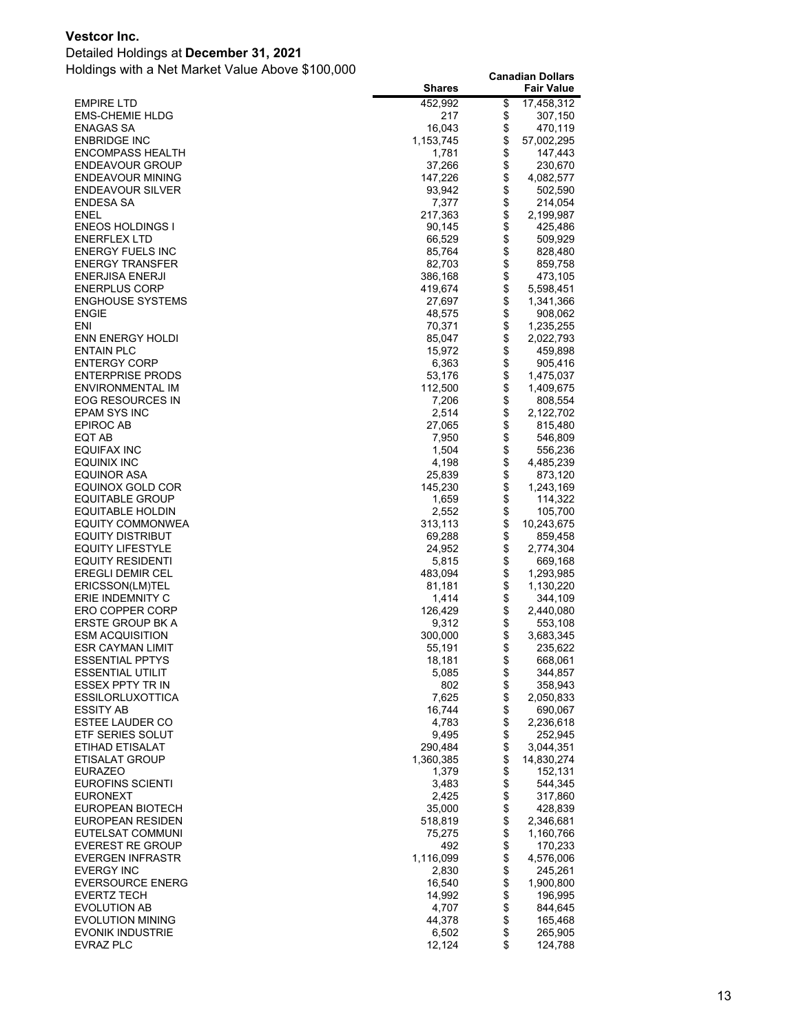**Vestcor Inc.**

Detailed Holdings at **December 31, 2021**

Holdings with a Net Market Value Above $100,000

| | Shares | Canadian Dollars Fair Value |
|---|---|---|
| EMPIRE LTD | 452,992 | $ 17,458,312 |
| EMS-CHEMIE HLDG | 217 | $ 307,150 |
| ENAGAS SA | 16,043 | $ 470,119 |
| ENBRIDGE INC | 1,153,745 | $ 57,002,295 |
| ENCOMPASS HEALTH | 1,781 | $ 147,443 |
| ENDEAVOUR GROUP | 37,266 | $ 230,670 |
| ENDEAVOUR MINING | 147,226 | $ 4,082,577 |
| ENDEAVOUR SILVER | 93,942 | $ 502,590 |
| ENDESA SA | 7,377 | $ 214,054 |
| ENEL | 217,363 | $ 2,199,987 |
| ENEOS HOLDINGS I | 90,145 | $ 425,486 |
| ENERFLEX LTD | 66,529 | $ 509,929 |
| ENERGY FUELS INC | 85,764 | $ 828,480 |
| ENERGY TRANSFER | 82,703 | $ 859,758 |
| ENERJISA ENERJI | 386,168 | $ 473,105 |
| ENERPLUS CORP | 419,674 | $ 5,598,451 |
| ENGHOUSE SYSTEMS | 27,697 | $ 1,341,366 |
| ENGIE | 48,575 | $ 908,062 |
| ENI | 70,371 | $ 1,235,255 |
| ENN ENERGY HOLDI | 85,047 | $ 2,022,793 |
| ENTAIN PLC | 15,972 | $ 459,898 |
| ENTERGY CORP | 6,363 | $ 905,416 |
| ENTERPRISE PRODS | 53,176 | $ 1,475,037 |
| ENVIRONMENTAL IM | 112,500 | $ 1,409,675 |
| EOG RESOURCES IN | 7,206 | $ 808,554 |
| EPAM SYS INC | 2,514 | $ 2,122,702 |
| EPIROC AB | 27,065 | $ 815,480 |
| EQT AB | 7,950 | $ 546,809 |
| EQUIFAX INC | 1,504 | $ 556,236 |
| EQUINIX INC | 4,198 | $ 4,485,239 |
| EQUINOR ASA | 25,839 | $ 873,120 |
| EQUINOX GOLD COR | 145,230 | $ 1,243,169 |
| EQUITABLE GROUP | 1,659 | $ 114,322 |
| EQUITABLE HOLDIN | 2,552 | $ 105,700 |
| EQUITY COMMONWEA | 313,113 | $ 10,243,675 |
| EQUITY DISTRIBUT | 69,288 | $ 859,458 |
| EQUITY LIFESTYLE | 24,952 | $ 2,774,304 |
| EQUITY RESIDENTI | 5,815 | $ 669,168 |
| EREGLI DEMIR CEL | 483,094 | $ 1,293,985 |
| ERICSSON(LM)TEL | 81,181 | $ 1,130,220 |
| ERIE INDEMNITY C | 1,414 | $ 344,109 |
| ERO COPPER CORP | 126,429 | $ 2,440,080 |
| ERSTE GROUP BK A | 9,312 | $ 553,108 |
| ESM ACQUISITION | 300,000 | $ 3,683,345 |
| ESR CAYMAN LIMIT | 55,191 | $ 235,622 |
| ESSENTIAL PPTYS | 18,181 | $ 668,061 |
| ESSENTIAL UTILIT | 5,085 | $ 344,857 |
| ESSEX PPTY TR IN | 802 | $ 358,943 |
| ESSILORLUXOTTICA | 7,625 | $ 2,050,833 |
| ESSITY AB | 16,744 | $ 690,067 |
| ESTEE LAUDER CO | 4,783 | $ 2,236,618 |
| ETF SERIES SOLUT | 9,495 | $ 252,945 |
| ETIHAD ETISALAT | 290,484 | $ 3,044,351 |
| ETISALAT GROUP | 1,360,385 | $ 14,830,274 |
| EURAZEO | 1,379 | $ 152,131 |
| EUROFINS SCIENTI | 3,483 | $ 544,345 |
| EURONEXT | 2,425 | $ 317,860 |
| EUROPEAN BIOTECH | 35,000 | $ 428,839 |
| EUROPEAN RESIDEN | 518,819 | $ 2,346,681 |
| EUTELSAT COMMUNI | 75,275 | $ 1,160,766 |
| EVEREST RE GROUP | 492 | $ 170,233 |
| EVERGEN INFRASTR | 1,116,099 | $ 4,576,006 |
| EVERGY INC | 2,830 | $ 245,261 |
| EVERSOURCE ENERG | 16,540 | $ 1,900,800 |
| EVERTZ TECH | 14,992 | $ 196,995 |
| EVOLUTION AB | 4,707 | $ 844,645 |
| EVOLUTION MINING | 44,378 | $ 165,468 |
| EVONIK INDUSTRIE | 6,502 | $ 265,905 |
| EVRAZ PLC | 12,124 | $ 124,788 |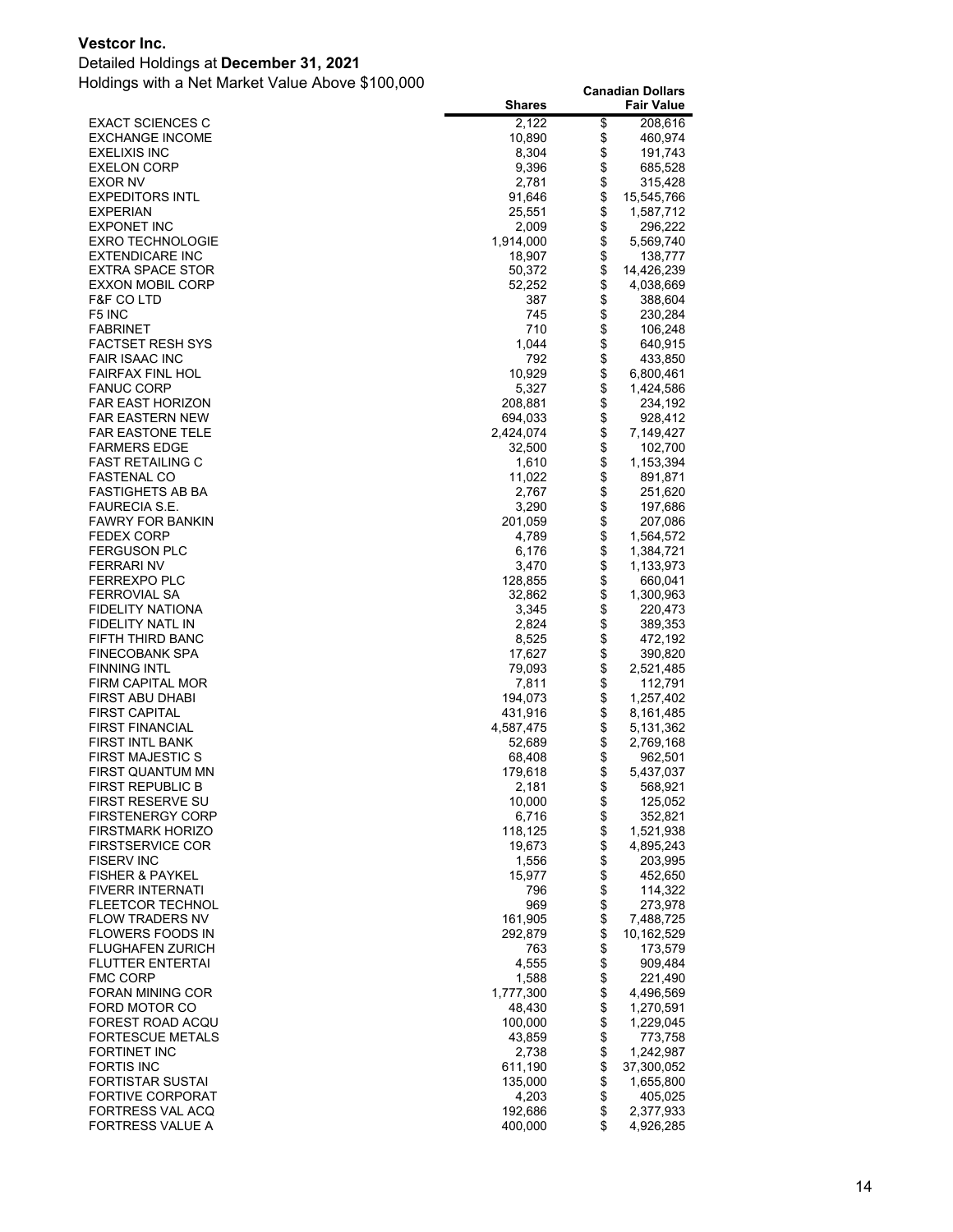**Vestcor Inc.**

Detailed Holdings at **December 31, 2021**

Holdings with a Net Market Value Above $100,000

| | Shares | Canadian Dollars Fair Value |
|---|---|---|
| EXACT SCIENCES C | 2,122 | $ 208,616 |
| EXCHANGE INCOME | 10,890 | $ 460,974 |
| EXELIXIS INC | 8,304 | $ 191,743 |
| EXELON CORP | 9,396 | $ 685,528 |
| EXOR NV | 2,781 | $ 315,428 |
| EXPEDITORS INTL | 91,646 | $ 15,545,766 |
| EXPERIAN | 25,551 | $ 1,587,712 |
| EXPONET INC | 2,009 | $ 296,222 |
| EXRO TECHNOLOGIE | 1,914,000 | $ 5,569,740 |
| EXTENDICARE INC | 18,907 | $ 138,777 |
| EXTRA SPACE STOR | 50,372 | $ 14,426,239 |
| EXXON MOBIL CORP | 52,252 | $ 4,038,669 |
| F&F CO LTD | 387 | $ 388,604 |
| F5 INC | 745 | $ 230,284 |
| FABRINET | 710 | $ 106,248 |
| FACTSET RESH SYS | 1,044 | $ 640,915 |
| FAIR ISAAC INC | 792 | $ 433,850 |
| FAIRFAX FINL HOL | 10,929 | $ 6,800,461 |
| FANUC CORP | 5,327 | $ 1,424,586 |
| FAR EAST HORIZON | 208,881 | $ 234,192 |
| FAR EASTERN NEW | 694,033 | $ 928,412 |
| FAR EASTONE TELE | 2,424,074 | $ 7,149,427 |
| FARMERS EDGE | 32,500 | $ 102,700 |
| FAST RETAILING C | 1,610 | $ 1,153,394 |
| FASTENAL CO | 11,022 | $ 891,871 |
| FASTIGHETS AB BA | 2,767 | $ 251,620 |
| FAURECIA S.E. | 3,290 | $ 197,686 |
| FAWRY FOR BANKIN | 201,059 | $ 207,086 |
| FEDEX CORP | 4,789 | $ 1,564,572 |
| FERGUSON PLC | 6,176 | $ 1,384,721 |
| FERRARI NV | 3,470 | $ 1,133,973 |
| FERREXPO PLC | 128,855 | $ 660,041 |
| FERROVIAL SA | 32,862 | $ 1,300,963 |
| FIDELITY NATIONA | 3,345 | $ 220,473 |
| FIDELITY NATL IN | 2,824 | $ 389,353 |
| FIFTH THIRD BANC | 8,525 | $ 472,192 |
| FINECOBANK SPA | 17,627 | $ 390,820 |
| FINNING INTL | 79,093 | $ 2,521,485 |
| FIRM CAPITAL MOR | 7,811 | $ 112,791 |
| FIRST ABU DHABI | 194,073 | $ 1,257,402 |
| FIRST CAPITAL | 431,916 | $ 8,161,485 |
| FIRST FINANCIAL | 4,587,475 | $ 5,131,362 |
| FIRST INTL BANK | 52,689 | $ 2,769,168 |
| FIRST MAJESTIC S | 68,408 | $ 962,501 |
| FIRST QUANTUM MN | 179,618 | $ 5,437,037 |
| FIRST REPUBLIC B | 2,181 | $ 568,921 |
| FIRST RESERVE SU | 10,000 | $ 125,052 |
| FIRSTENERGY CORP | 6,716 | $ 352,821 |
| FIRSTMARK HORIZO | 118,125 | $ 1,521,938 |
| FIRSTSERVICE COR | 19,673 | $ 4,895,243 |
| FISERV INC | 1,556 | $ 203,995 |
| FISHER & PAYKEL | 15,977 | $ 452,650 |
| FIVERR INTERNATI | 796 | $ 114,322 |
| FLEETCOR TECHNOL | 969 | $ 273,978 |
| FLOW TRADERS NV | 161,905 | $ 7,488,725 |
| FLOWERS FOODS IN | 292,879 | $ 10,162,529 |
| FLUGHAFEN ZURICH | 763 | $ 173,579 |
| FLUTTER ENTERTAI | 4,555 | $ 909,484 |
| FMC CORP | 1,588 | $ 221,490 |
| FORAN MINING COR | 1,777,300 | $ 4,496,569 |
| FORD MOTOR CO | 48,430 | $ 1,270,591 |
| FOREST ROAD ACQU | 100,000 | $ 1,229,045 |
| FORTESCUE METALS | 43,859 | $ 773,758 |
| FORTINET INC | 2,738 | $ 1,242,987 |
| FORTIS INC | 611,190 | $ 37,300,052 |
| FORTISTAR SUSTAI | 135,000 | $ 1,655,800 |
| FORTIVE CORPORAT | 4,203 | $ 405,025 |
| FORTRESS VAL ACQ | 192,686 | $ 2,377,933 |
| FORTRESS VALUE A | 400,000 | $ 4,926,285 |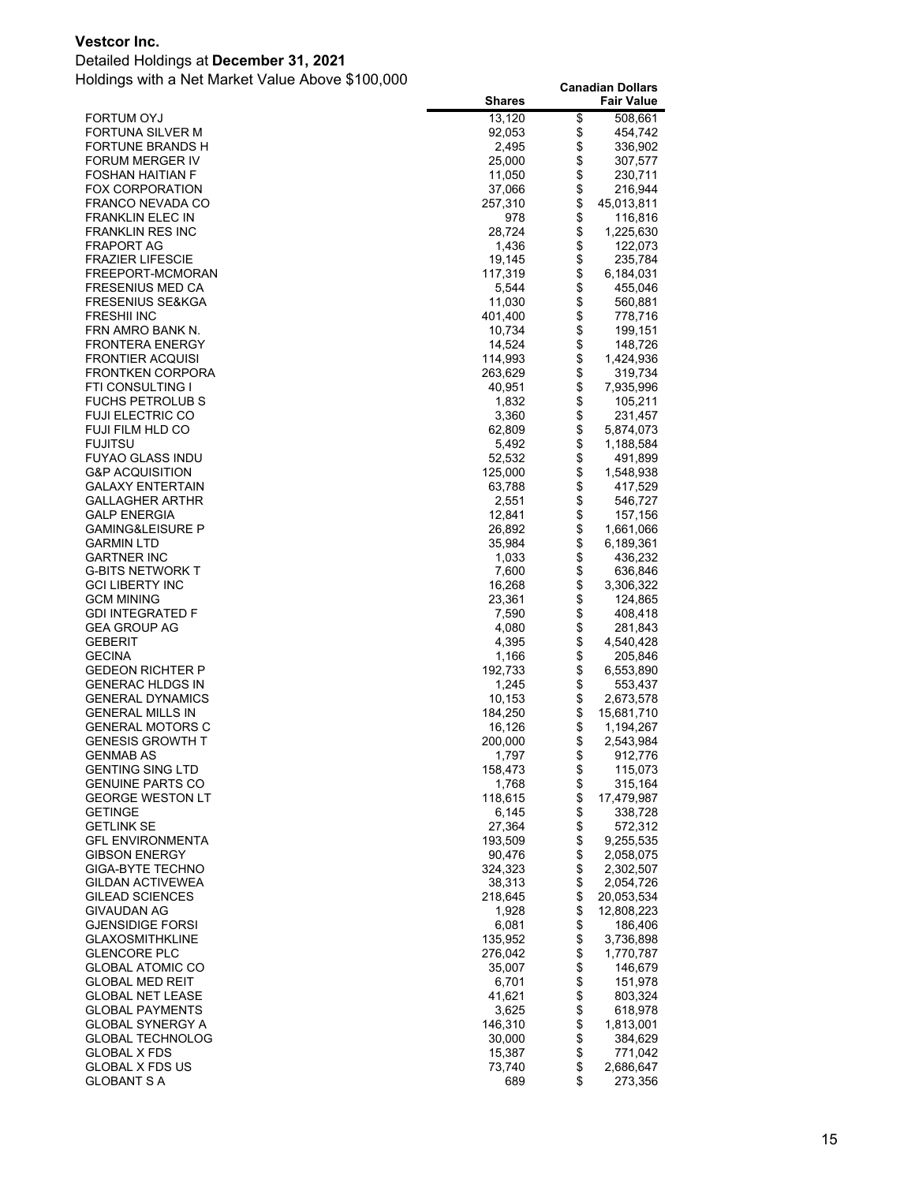**Vestcor Inc.**

Detailed Holdings at **December 31, 2021**

Holdings with a Net Market Value Above $100,000

| | Shares | Canadian Dollars Fair Value |
|---|---|---|
| FORTUM OYJ | 13,120 | $ 508,661 |
| FORTUNA SILVER M | 92,053 | $ 454,742 |
| FORTUNE BRANDS H | 2,495 | $ 336,902 |
| FORUM MERGER IV | 25,000 | $ 307,577 |
| FOSHAN HAITIAN F | 11,050 | $ 230,711 |
| FOX CORPORATION | 37,066 | $ 216,944 |
| FRANCO NEVADA CO | 257,310 | $ 45,013,811 |
| FRANKLIN ELEC IN | 978 | $ 116,816 |
| FRANKLIN RES INC | 28,724 | $ 1,225,630 |
| FRAPORT AG | 1,436 | $ 122,073 |
| FRAZIER LIFESCIE | 19,145 | $ 235,784 |
| FREEPORT-MCMORAN | 117,319 | $ 6,184,031 |
| FRESENIUS MED CA | 5,544 | $ 455,046 |
| FRESENIUS SE&KGA | 11,030 | $ 560,881 |
| FRESHII INC | 401,400 | $ 778,716 |
| FRN AMRO BANK N. | 10,734 | $ 199,151 |
| FRONTERA ENERGY | 14,524 | $ 148,726 |
| FRONTIER ACQUISI | 114,993 | $ 1,424,936 |
| FRONTKEN CORPORA | 263,629 | $ 319,734 |
| FTI CONSULTING I | 40,951 | $ 7,935,996 |
| FUCHS PETROLUB S | 1,832 | $ 105,211 |
| FUJI ELECTRIC CO | 3,360 | $ 231,457 |
| FUJI FILM HLD CO | 62,809 | $ 5,874,073 |
| FUJITSU | 5,492 | $ 1,188,584 |
| FUYAO GLASS INDU | 52,532 | $ 491,899 |
| G&P ACQUISITION | 125,000 | $ 1,548,938 |
| GALAXY ENTERTAIN | 63,788 | $ 417,529 |
| GALLAGHER ARTHR | 2,551 | $ 546,727 |
| GALP ENERGIA | 12,841 | $ 157,156 |
| GAMING&LEISURE P | 26,892 | $ 1,661,066 |
| GARMIN LTD | 35,984 | $ 6,189,361 |
| GARTNER INC | 1,033 | $ 436,232 |
| G-BITS NETWORK T | 7,600 | $ 636,846 |
| GCI LIBERTY INC | 16,268 | $ 3,306,322 |
| GCM MINING | 23,361 | $ 124,865 |
| GDI INTEGRATED F | 7,590 | $ 408,418 |
| GEA GROUP AG | 4,080 | $ 281,843 |
| GEBERIT | 4,395 | $ 4,540,428 |
| GECINA | 1,166 | $ 205,846 |
| GEDEON RICHTER P | 192,733 | $ 6,553,890 |
| GENERAC HLDGS IN | 1,245 | $ 553,437 |
| GENERAL DYNAMICS | 10,153 | $ 2,673,578 |
| GENERAL MILLS IN | 184,250 | $ 15,681,710 |
| GENERAL MOTORS C | 16,126 | $ 1,194,267 |
| GENESIS GROWTH T | 200,000 | $ 2,543,984 |
| GENMAB AS | 1,797 | $ 912,776 |
| GENTING SING LTD | 158,473 | $ 115,073 |
| GENUINE PARTS CO | 1,768 | $ 315,164 |
| GEORGE WESTON LT | 118,615 | $ 17,479,987 |
| GETINGE | 6,145 | $ 338,728 |
| GETLINK SE | 27,364 | $ 572,312 |
| GFL ENVIRONMENTA | 193,509 | $ 9,255,535 |
| GIBSON ENERGY | 90,476 | $ 2,058,075 |
| GIGA-BYTE TECHNO | 324,323 | $ 2,302,507 |
| GILDAN ACTIVEWEA | 38,313 | $ 2,054,726 |
| GILEAD SCIENCES | 218,645 | $ 20,053,534 |
| GIVAUDAN AG | 1,928 | $ 12,808,223 |
| GJENSIDIGE FORSI | 6,081 | $ 186,406 |
| GLAXOSMITHKLINE | 135,952 | $ 3,736,898 |
| GLENCORE PLC | 276,042 | $ 1,770,787 |
| GLOBAL ATOMIC CO | 35,007 | $ 146,679 |
| GLOBAL MED REIT | 6,701 | $ 151,978 |
| GLOBAL NET LEASE | 41,621 | $ 803,324 |
| GLOBAL PAYMENTS | 3,625 | $ 618,978 |
| GLOBAL SYNERGY A | 146,310 | $ 1,813,001 |
| GLOBAL TECHNOLOG | 30,000 | $ 384,629 |
| GLOBAL X FDS | 15,387 | $ 771,042 |
| GLOBAL X FDS US | 73,740 | $ 2,686,647 |
| GLOBANT S A | 689 | $ 273,356 |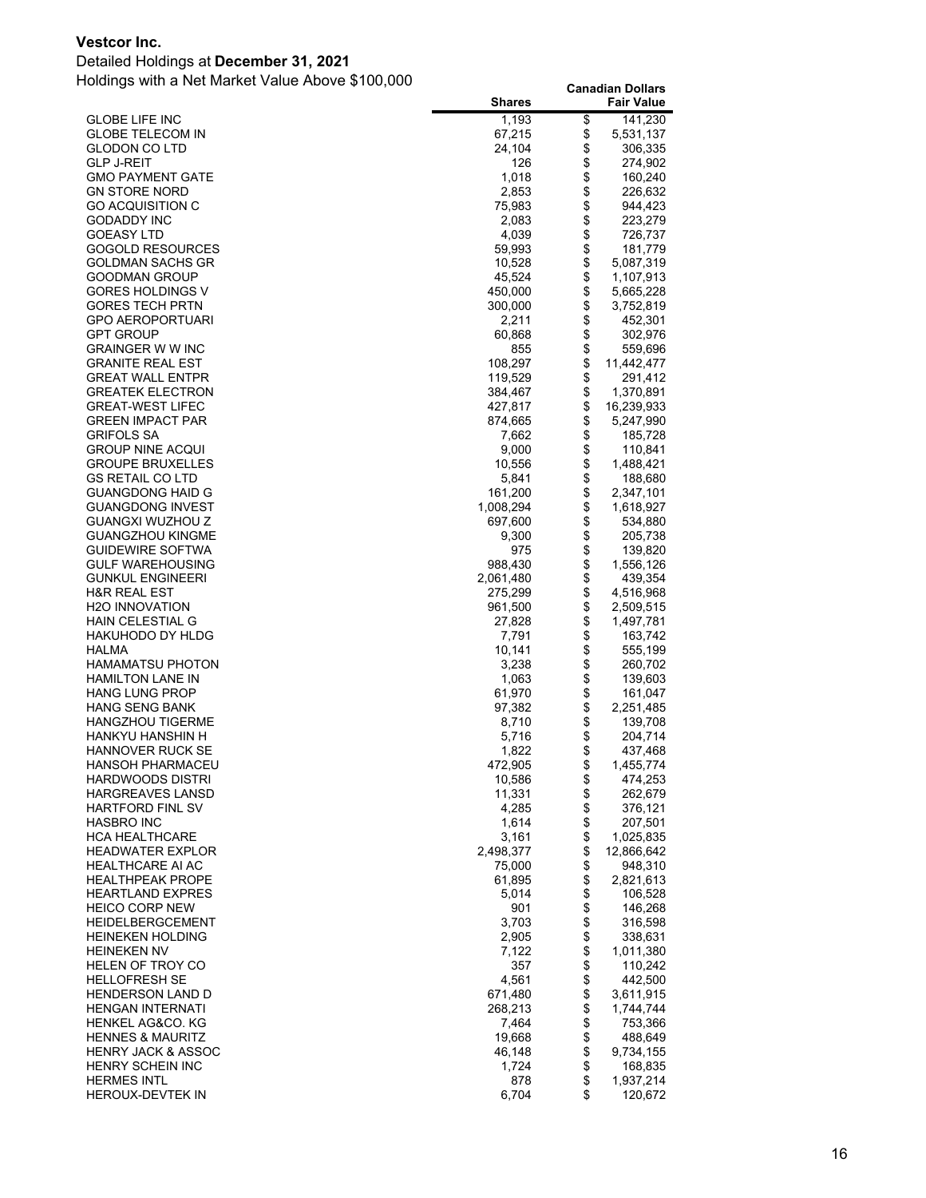**Vestcor Inc.**

Detailed Holdings at **December 31, 2021**

Holdings with a Net Market Value Above $100,000

| | Shares | Canadian Dollars Fair Value |
|---|---:|---:|
| GLOBE LIFE INC | 1,193 | $ 141,230 |
| GLOBE TELECOM IN | 67,215 | $ 5,531,137 |
| GLODON CO LTD | 24,104 | $ 306,335 |
| GLP J-REIT | 126 | $ 274,902 |
| GMO PAYMENT GATE | 1,018 | $ 160,240 |
| GN STORE NORD | 2,853 | $ 226,632 |
| GO ACQUISITION C | 75,983 | $ 944,423 |
| GODADDY INC | 2,083 | $ 223,279 |
| GOEASY LTD | 4,039 | $ 726,737 |
| GOGOLD RESOURCES | 59,993 | $ 181,779 |
| GOLDMAN SACHS GR | 10,528 | $ 5,087,319 |
| GOODMAN GROUP | 45,524 | $ 1,107,913 |
| GORES HOLDINGS V | 450,000 | $ 5,665,228 |
| GORES TECH PRTN | 300,000 | $ 3,752,819 |
| GPO AEROPORTUARI | 2,211 | $ 452,301 |
| GPT GROUP | 60,868 | $ 302,976 |
| GRAINGER W W INC | 855 | $ 559,696 |
| GRANITE REAL EST | 108,297 | $ 11,442,477 |
| GREAT WALL ENTPR | 119,529 | $ 291,412 |
| GREATEK ELECTRON | 384,467 | $ 1,370,891 |
| GREAT-WEST LIFEC | 427,817 | $ 16,239,933 |
| GREEN IMPACT PAR | 874,665 | $ 5,247,990 |
| GRIFOLS SA | 7,662 | $ 185,728 |
| GROUP NINE ACQUI | 9,000 | $ 110,841 |
| GROUPE BRUXELLES | 10,556 | $ 1,488,421 |
| GS RETAIL CO LTD | 5,841 | $ 188,680 |
| GUANGDONG HAID G | 161,200 | $ 2,347,101 |
| GUANGDONG INVEST | 1,008,294 | $ 1,618,927 |
| GUANGXI WUZHOU Z | 697,600 | $ 534,880 |
| GUANGZHOU KINGME | 9,300 | $ 205,738 |
| GUIDEWIRE SOFTWA | 975 | $ 139,820 |
| GULF WAREHOUSING | 988,430 | $ 1,556,126 |
| GUNKUL ENGINEERI | 2,061,480 | $ 439,354 |
| H&R REAL EST | 275,299 | $ 4,516,968 |
| H2O INNOVATION | 961,500 | $ 2,509,515 |
| HAIN CELESTIAL G | 27,828 | $ 1,497,781 |
| HAKUHODO DY HLDG | 7,791 | $ 163,742 |
| HALMA | 10,141 | $ 555,199 |
| HAMAMATSU PHOTON | 3,238 | $ 260,702 |
| HAMILTON LANE IN | 1,063 | $ 139,603 |
| HANG LUNG PROP | 61,970 | $ 161,047 |
| HANG SENG BANK | 97,382 | $ 2,251,485 |
| HANGZHOU TIGERME | 8,710 | $ 139,708 |
| HANKYU HANSHIN H | 5,716 | $ 204,714 |
| HANNOVER RUCK SE | 1,822 | $ 437,468 |
| HANSOH PHARMACEU | 472,905 | $ 1,455,774 |
| HARDWOODS DISTRI | 10,586 | $ 474,253 |
| HARGREAVES LANSD | 11,331 | $ 262,679 |
| HARTFORD FINL SV | 4,285 | $ 376,121 |
| HASBRO INC | 1,614 | $ 207,501 |
| HCA HEALTHCARE | 3,161 | $ 1,025,835 |
| HEADWATER EXPLOR | 2,498,377 | $ 12,866,642 |
| HEALTHCARE AI AC | 75,000 | $ 948,310 |
| HEALTHPEAK PROPE | 61,895 | $ 2,821,613 |
| HEARTLAND EXPRES | 5,014 | $ 106,528 |
| HEICO CORP NEW | 901 | $ 146,268 |
| HEIDELBERGCEMENT | 3,703 | $ 316,598 |
| HEINEKEN HOLDING | 2,905 | $ 338,631 |
| HEINEKEN NV | 7,122 | $ 1,011,380 |
| HELEN OF TROY CO | 357 | $ 110,242 |
| HELLOFRESH SE | 4,561 | $ 442,500 |
| HENDERSON LAND D | 671,480 | $ 3,611,915 |
| HENGAN INTERNATI | 268,213 | $ 1,744,744 |
| HENKEL AG&CO. KG | 7,464 | $ 753,366 |
| HENNES & MAURITZ | 19,668 | $ 488,649 |
| HENRY JACK & ASSOC | 46,148 | $ 9,734,155 |
| HENRY SCHEIN INC | 1,724 | $ 168,835 |
| HERMES INTL | 878 | $ 1,937,214 |
| HEROUX-DEVTEK IN | 6,704 | $ 120,672 |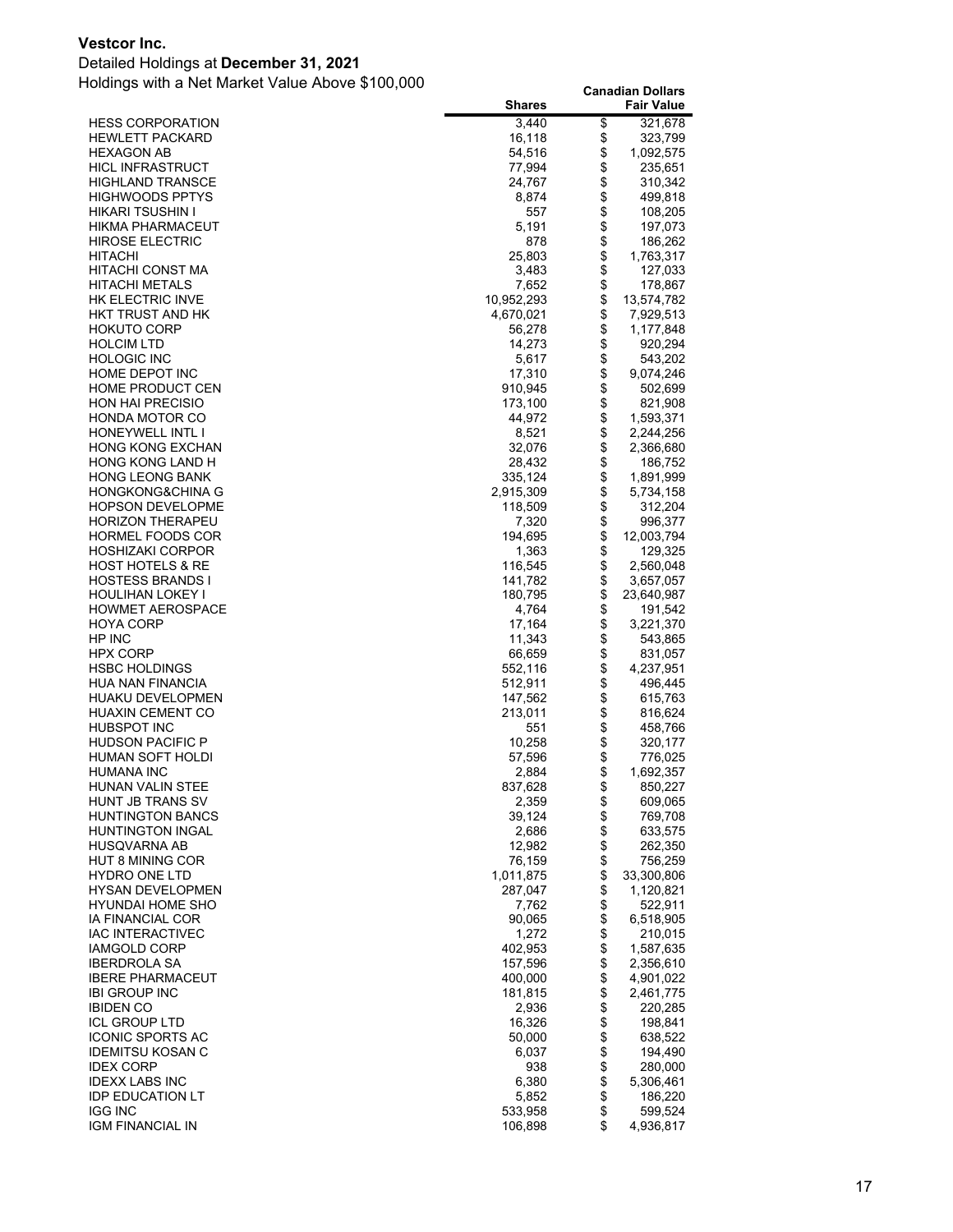**Vestcor Inc.**

Detailed Holdings at **December 31, 2021**

Holdings with a Net Market Value Above $100,000

| | Shares | Canadian Dollars Fair Value |
|---|---|---|
| HESS CORPORATION | 3,440 | $ 321,678 |
| HEWLETT PACKARD | 16,118 | $ 323,799 |
| HEXAGON AB | 54,516 | $ 1,092,575 |
| HICL INFRASTRUCT | 77,994 | $ 235,651 |
| HIGHLAND TRANSCE | 24,767 | $ 310,342 |
| HIGHWOODS PPTYS | 8,874 | $ 499,818 |
| HIKARI TSUSHIN I | 557 | $ 108,205 |
| HIKMA PHARMACEUT | 5,191 | $ 197,073 |
| HIROSE ELECTRIC | 878 | $ 186,262 |
| HITACHI | 25,803 | $ 1,763,317 |
| HITACHI CONST MA | 3,483 | $ 127,033 |
| HITACHI METALS | 7,652 | $ 178,867 |
| HK ELECTRIC INVE | 10,952,293 | $ 13,574,782 |
| HKT TRUST AND HK | 4,670,021 | $ 7,929,513 |
| HOKUTO CORP | 56,278 | $ 1,177,848 |
| HOLCIM LTD | 14,273 | $ 920,294 |
| HOLOGIC INC | 5,617 | $ 543,202 |
| HOME DEPOT INC | 17,310 | $ 9,074,246 |
| HOME PRODUCT CEN | 910,945 | $ 502,699 |
| HON HAI PRECISIO | 173,100 | $ 821,908 |
| HONDA MOTOR CO | 44,972 | $ 1,593,371 |
| HONEYWELL INTL I | 8,521 | $ 2,244,256 |
| HONG KONG EXCHAN | 32,076 | $ 2,366,680 |
| HONG KONG LAND H | 28,432 | $ 186,752 |
| HONG LEONG BANK | 335,124 | $ 1,891,999 |
| HONGKONG&CHINA G | 2,915,309 | $ 5,734,158 |
| HOPSON DEVELOPME | 118,509 | $ 312,204 |
| HORIZON THERAPEU | 7,320 | $ 996,377 |
| HORMEL FOODS COR | 194,695 | $ 12,003,794 |
| HOSHIZAKI CORPOR | 1,363 | $ 129,325 |
| HOST HOTELS & RE | 116,545 | $ 2,560,048 |
| HOSTESS BRANDS I | 141,782 | $ 3,657,057 |
| HOULIHAN LOKEY I | 180,795 | $ 23,640,987 |
| HOWMET AEROSPACE | 4,764 | $ 191,542 |
| HOYA CORP | 17,164 | $ 3,221,370 |
| HP INC | 11,343 | $ 543,865 |
| HPX CORP | 66,659 | $ 831,057 |
| HSBC HOLDINGS | 552,116 | $ 4,237,951 |
| HUA NAN FINANCIA | 512,911 | $ 496,445 |
| HUAKU DEVELOPMEN | 147,562 | $ 615,763 |
| HUAXIN CEMENT CO | 213,011 | $ 816,624 |
| HUBSPOT INC | 551 | $ 458,766 |
| HUDSON PACIFIC P | 10,258 | $ 320,177 |
| HUMAN SOFT HOLDI | 57,596 | $ 776,025 |
| HUMANA INC | 2,884 | $ 1,692,357 |
| HUNAN VALIN STEE | 837,628 | $ 850,227 |
| HUNT JB TRANS SV | 2,359 | $ 609,065 |
| HUNTINGTON BANCS | 39,124 | $ 769,708 |
| HUNTINGTON INGAL | 2,686 | $ 633,575 |
| HUSQVARNA AB | 12,982 | $ 262,350 |
| HUT 8 MINING COR | 76,159 | $ 756,259 |
| HYDRO ONE LTD | 1,011,875 | $ 33,300,806 |
| HYSAN DEVELOPMEN | 287,047 | $ 1,120,821 |
| HYUNDAI HOME SHO | 7,762 | $ 522,911 |
| IA FINANCIAL COR | 90,065 | $ 6,518,905 |
| IAC INTERACTIVEC | 1,272 | $ 210,015 |
| IAMGOLD CORP | 402,953 | $ 1,587,635 |
| IBERDROLA SA | 157,596 | $ 2,356,610 |
| IBERE PHARMACEUT | 400,000 | $ 4,901,022 |
| IBI GROUP INC | 181,815 | $ 2,461,775 |
| IBIDEN CO | 2,936 | $ 220,285 |
| ICL GROUP LTD | 16,326 | $ 198,841 |
| ICONIC SPORTS AC | 50,000 | $ 638,522 |
| IDEMITSU KOSAN C | 6,037 | $ 194,490 |
| IDEX CORP | 938 | $ 280,000 |
| IDEXX LABS INC | 6,380 | $ 5,306,461 |
| IDP EDUCATION LT | 5,852 | $ 186,220 |
| IGG INC | 533,958 | $ 599,524 |
| IGM FINANCIAL IN | 106,898 | $ 4,936,817 |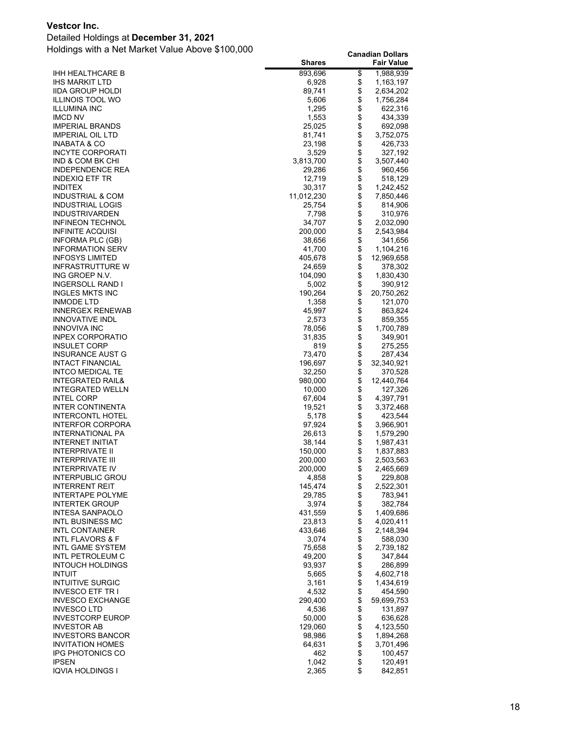**Vestcor Inc.**

Detailed Holdings at **December 31, 2021**

Holdings with a Net Market Value Above $100,000

| | Shares | Canadian Dollars Fair Value |
|---|---|---|
| IHH HEALTHCARE B | 893,696 | $ 1,988,939 |
| IHS MARKIT LTD | 6,928 | $ 1,163,197 |
| IIDA GROUP HOLDI | 89,741 | $ 2,634,202 |
| ILLINOIS TOOL WO | 5,606 | $ 1,756,284 |
| ILLUMINA INC | 1,295 | $ 622,316 |
| IMCD NV | 1,553 | $ 434,339 |
| IMPERIAL BRANDS | 25,025 | $ 692,098 |
| IMPERIAL OIL LTD | 81,741 | $ 3,752,075 |
| INABATA & CO | 23,198 | $ 426,733 |
| INCYTE CORPORATI | 3,529 | $ 327,192 |
| IND & COM BK CHI | 3,813,700 | $ 3,507,440 |
| INDEPENDENCE REA | 29,286 | $ 960,456 |
| INDEXIQ ETF TR | 12,719 | $ 518,129 |
| INDITEX | 30,317 | $ 1,242,452 |
| INDUSTRIAL & COM | 11,012,230 | $ 7,850,446 |
| INDUSTRIAL LOGIS | 25,754 | $ 814,906 |
| INDUSTRIVARDEN | 7,798 | $ 310,976 |
| INFINEON TECHNOL | 34,707 | $ 2,032,090 |
| INFINITE ACQUISI | 200,000 | $ 2,543,984 |
| INFORMA PLC (GB) | 38,656 | $ 341,656 |
| INFORMATION SERV | 41,700 | $ 1,104,216 |
| INFOSYS LIMITED | 405,678 | $ 12,969,658 |
| INFRASTRUTTURE W | 24,659 | $ 378,302 |
| ING GROEP N.V. | 104,090 | $ 1,830,430 |
| INGERSOLL RAND I | 5,002 | $ 390,912 |
| INGLES MKTS INC | 190,264 | $ 20,750,262 |
| INMODE LTD | 1,358 | $ 121,070 |
| INNERGEX RENEWAB | 45,997 | $ 863,824 |
| INNOVATIVE INDL | 2,573 | $ 859,355 |
| INNOVIVA INC | 78,056 | $ 1,700,789 |
| INPEX CORPORATIO | 31,835 | $ 349,901 |
| INSULET CORP | 819 | $ 275,255 |
| INSURANCE AUST G | 73,470 | $ 287,434 |
| INTACT FINANCIAL | 196,697 | $ 32,340,921 |
| INTCO MEDICAL TE | 32,250 | $ 370,528 |
| INTEGRATED RAIL& | 980,000 | $ 12,440,764 |
| INTEGRATED WELLN | 10,000 | $ 127,326 |
| INTEL CORP | 67,604 | $ 4,397,791 |
| INTER CONTINENTA | 19,521 | $ 3,372,468 |
| INTERCONTL HOTEL | 5,178 | $ 423,544 |
| INTERFOR CORPORA | 97,924 | $ 3,966,901 |
| INTERNATIONAL PA | 26,613 | $ 1,579,290 |
| INTERNET INITIAT | 38,144 | $ 1,987,431 |
| INTERPRIVATE II | 150,000 | $ 1,837,883 |
| INTERPRIVATE III | 200,000 | $ 2,503,563 |
| INTERPRIVATE IV | 200,000 | $ 2,465,669 |
| INTERPUBLIC GROU | 4,858 | $ 229,808 |
| INTERRENT REIT | 145,474 | $ 2,522,301 |
| INTERTAPE POLYME | 29,785 | $ 783,941 |
| INTERTEK GROUP | 3,974 | $ 382,784 |
| INTESA SANPAOLO | 431,559 | $ 1,409,686 |
| INTL BUSINESS MC | 23,813 | $ 4,020,411 |
| INTL CONTAINER | 433,646 | $ 2,148,394 |
| INTL FLAVORS & F | 3,074 | $ 588,030 |
| INTL GAME SYSTEM | 75,658 | $ 2,739,182 |
| INTL PETROLEUM C | 49,200 | $ 347,844 |
| INTOUCH HOLDINGS | 93,937 | $ 286,899 |
| INTUIT | 5,665 | $ 4,602,718 |
| INTUITIVE SURGIC | 3,161 | $ 1,434,619 |
| INVESCO ETF TR I | 4,532 | $ 454,590 |
| INVESCO EXCHANGE | 290,400 | $ 59,699,753 |
| INVESCO LTD | 4,536 | $ 131,897 |
| INVESTCORP EUROP | 50,000 | $ 636,628 |
| INVESTOR AB | 129,060 | $ 4,123,550 |
| INVESTORS BANCOR | 98,986 | $ 1,894,268 |
| INVITATION HOMES | 64,631 | $ 3,701,496 |
| IPG PHOTONICS CO | 462 | $ 100,457 |
| IPSEN | 1,042 | $ 120,491 |
| IQVIA HOLDINGS I | 2,365 | $ 842,851 |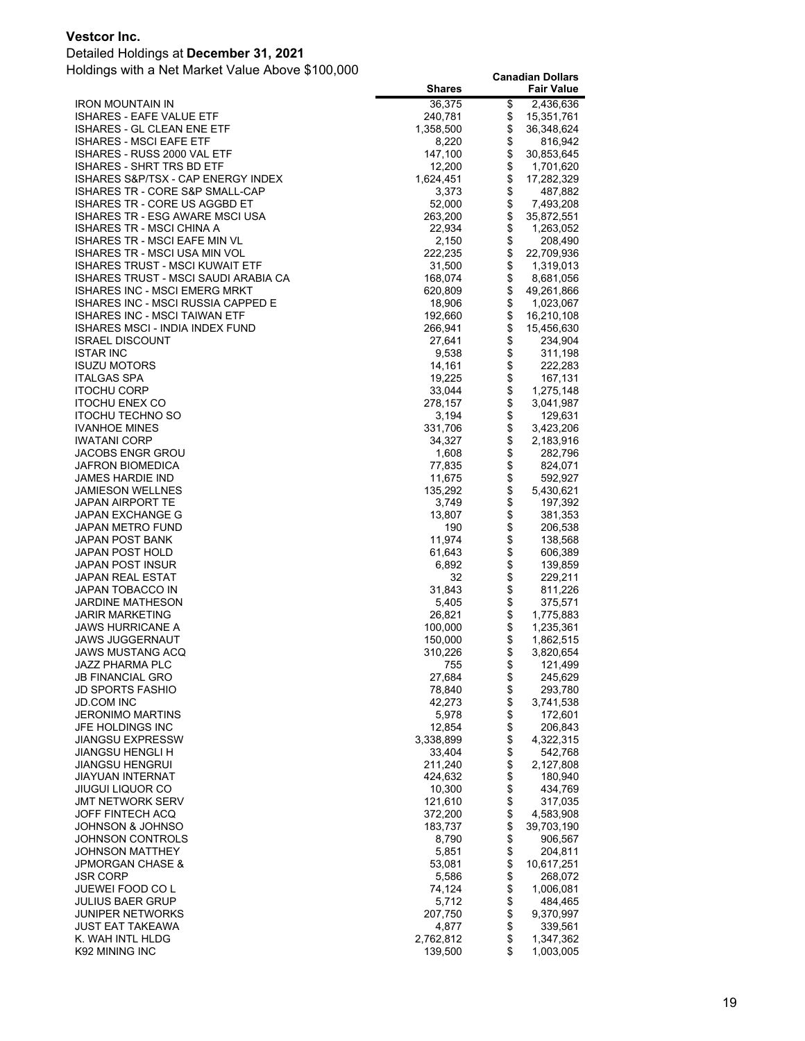**Vestcor Inc.**

Detailed Holdings at **December 31, 2021**

Holdings with a Net Market Value Above $100,000

| | Shares | Canadian Dollars Fair Value |
|---|---|---|
| IRON MOUNTAIN IN | 36,375 | $ 2,436,636 |
| ISHARES - EAFE VALUE ETF | 240,781 | $ 15,351,761 |
| ISHARES - GL CLEAN ENE ETF | 1,358,500 | $ 36,348,624 |
| ISHARES - MSCI EAFE ETF | 8,220 | $ 816,942 |
| ISHARES - RUSS 2000 VAL ETF | 147,100 | $ 30,853,645 |
| ISHARES - SHRT TRS BD ETF | 12,200 | $ 1,701,620 |
| ISHARES S&P/TSX - CAP ENERGY INDEX | 1,624,451 | $ 17,282,329 |
| ISHARES TR - CORE S&P SMALL-CAP | 3,373 | $ 487,882 |
| ISHARES TR - CORE US AGGBD ET | 52,000 | $ 7,493,208 |
| ISHARES TR - ESG AWARE MSCI USA | 263,200 | $ 35,872,551 |
| ISHARES TR - MSCI CHINA A | 22,934 | $ 1,263,052 |
| ISHARES TR - MSCI EAFE MIN VL | 2,150 | $ 208,490 |
| ISHARES TR - MSCI USA MIN VOL | 222,235 | $ 22,709,936 |
| ISHARES TRUST - MSCI KUWAIT ETF | 31,500 | $ 1,319,013 |
| ISHARES TRUST - MSCI SAUDI ARABIA CA | 168,074 | $ 8,681,056 |
| ISHARES INC - MSCI EMERG MRKT | 620,809 | $ 49,261,866 |
| ISHARES INC - MSCI RUSSIA CAPPED E | 18,906 | $ 1,023,067 |
| ISHARES INC - MSCI TAIWAN ETF | 192,660 | $ 16,210,108 |
| ISHARES MSCI - INDIA INDEX FUND | 266,941 | $ 15,456,630 |
| ISRAEL DISCOUNT | 27,641 | $ 234,904 |
| ISTAR INC | 9,538 | $ 311,198 |
| ISUZU MOTORS | 14,161 | $ 222,283 |
| ITALGAS SPA | 19,225 | $ 167,131 |
| ITOCHU CORP | 33,044 | $ 1,275,148 |
| ITOCHU ENEX CO | 278,157 | $ 3,041,987 |
| ITOCHU TECHNO SO | 3,194 | $ 129,631 |
| IVANHOE MINES | 331,706 | $ 3,423,206 |
| IWATANI CORP | 34,327 | $ 2,183,916 |
| JACOBS ENGR GROU | 1,608 | $ 282,796 |
| JAFRON BIOMEDICA | 77,835 | $ 824,071 |
| JAMES HARDIE IND | 11,675 | $ 592,927 |
| JAMIESON WELLNES | 135,292 | $ 5,430,621 |
| JAPAN AIRPORT TE | 3,749 | $ 197,392 |
| JAPAN EXCHANGE G | 13,807 | $ 381,353 |
| JAPAN METRO FUND | 190 | $ 206,538 |
| JAPAN POST BANK | 11,974 | $ 138,568 |
| JAPAN POST HOLD | 61,643 | $ 606,389 |
| JAPAN POST INSUR | 6,892 | $ 139,859 |
| JAPAN REAL ESTAT | 32 | $ 229,211 |
| JAPAN TOBACCO IN | 31,843 | $ 811,226 |
| JARDINE MATHESON | 5,405 | $ 375,571 |
| JARIR MARKETING | 26,821 | $ 1,775,883 |
| JAWS HURRICANE A | 100,000 | $ 1,235,361 |
| JAWS JUGGERNAUT | 150,000 | $ 1,862,515 |
| JAWS MUSTANG ACQ | 310,226 | $ 3,820,654 |
| JAZZ PHARMA PLC | 755 | $ 121,499 |
| JB FINANCIAL GRO | 27,684 | $ 245,629 |
| JD SPORTS FASHIO | 78,840 | $ 293,780 |
| JD.COM INC | 42,273 | $ 3,741,538 |
| JERONIMO MARTINS | 5,978 | $ 172,601 |
| JFE HOLDINGS INC | 12,854 | $ 206,843 |
| JIANGSU EXPRESSW | 3,338,899 | $ 4,322,315 |
| JIANGSU HENGLI H | 33,404 | $ 542,768 |
| JIANGSU HENGRUI | 211,240 | $ 2,127,808 |
| JIAYUAN INTERNAT | 424,632 | $ 180,940 |
| JIUGUI LIQUOR CO | 10,300 | $ 434,769 |
| JMT NETWORK SERV | 121,610 | $ 317,035 |
| JOFF FINTECH ACQ | 372,200 | $ 4,583,908 |
| JOHNSON & JOHNSO | 183,737 | $ 39,703,190 |
| JOHNSON CONTROLS | 8,790 | $ 906,567 |
| JOHNSON MATTHEY | 5,851 | $ 204,811 |
| JPMORGAN CHASE & | 53,081 | $ 10,617,251 |
| JSR CORP | 5,586 | $ 268,072 |
| JUEWEI FOOD CO L | 74,124 | $ 1,006,081 |
| JULIUS BAER GRUP | 5,712 | $ 484,465 |
| JUNIPER NETWORKS | 207,750 | $ 9,370,997 |
| JUST EAT TAKEAWA | 4,877 | $ 339,561 |
| K. WAH INTL HLDG | 2,762,812 | $ 1,347,362 |
| K92 MINING INC | 139,500 | $ 1,003,005 |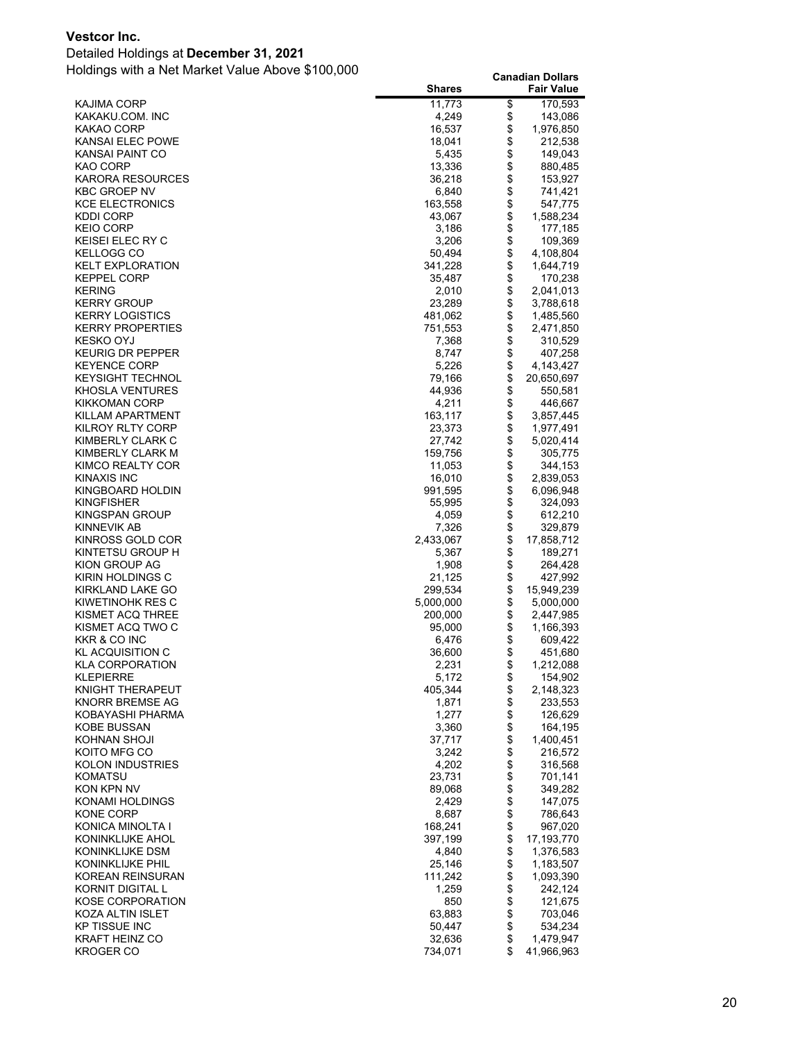**Vestcor Inc.**

Detailed Holdings at **December 31, 2021**

Holdings with a Net Market Value Above $100,000

| | Shares | Canadian Dollars Fair Value |
|---|---|---|
| KAJIMA CORP | 11,773 | $ 170,593 |
| KAKAKU.COM. INC | 4,249 | $ 143,086 |
| KAKAO CORP | 16,537 | $ 1,976,850 |
| KANSAI ELEC POWE | 18,041 | $ 212,538 |
| KANSAI PAINT CO | 5,435 | $ 149,043 |
| KAO CORP | 13,336 | $ 880,485 |
| KARORA RESOURCES | 36,218 | $ 153,927 |
| KBC GROEP NV | 6,840 | $ 741,421 |
| KCE ELECTRONICS | 163,558 | $ 547,775 |
| KDDI CORP | 43,067 | $ 1,588,234 |
| KEIO CORP | 3,186 | $ 177,185 |
| KEISEI ELEC RY C | 3,206 | $ 109,369 |
| KELLOGG CO | 50,494 | $ 4,108,804 |
| KELT EXPLORATION | 341,228 | $ 1,644,719 |
| KEPPEL CORP | 35,487 | $ 170,238 |
| KERING | 2,010 | $ 2,041,013 |
| KERRY GROUP | 23,289 | $ 3,788,618 |
| KERRY LOGISTICS | 481,062 | $ 1,485,560 |
| KERRY PROPERTIES | 751,553 | $ 2,471,850 |
| KESKO OYJ | 7,368 | $ 310,529 |
| KEURIG DR PEPPER | 8,747 | $ 407,258 |
| KEYENCE CORP | 5,226 | $ 4,143,427 |
| KEYSIGHT TECHNOL | 79,166 | $ 20,650,697 |
| KHOSLA VENTURES | 44,936 | $ 550,581 |
| KIKKOMAN CORP | 4,211 | $ 446,667 |
| KILLAM APARTMENT | 163,117 | $ 3,857,445 |
| KILROY RLTY CORP | 23,373 | $ 1,977,491 |
| KIMBERLY CLARK C | 27,742 | $ 5,020,414 |
| KIMBERLY CLARK M | 159,756 | $ 305,775 |
| KIMCO REALTY COR | 11,053 | $ 344,153 |
| KINAXIS INC | 16,010 | $ 2,839,053 |
| KINGBOARD HOLDIN | 991,595 | $ 6,096,948 |
| KINGFISHER | 55,995 | $ 324,093 |
| KINGSPAN GROUP | 4,059 | $ 612,210 |
| KINNEVIK AB | 7,326 | $ 329,879 |
| KINROSS GOLD COR | 2,433,067 | $ 17,858,712 |
| KINTETSU GROUP H | 5,367 | $ 189,271 |
| KION GROUP AG | 1,908 | $ 264,428 |
| KIRIN HOLDINGS C | 21,125 | $ 427,992 |
| KIRKLAND LAKE GO | 299,534 | $ 15,949,239 |
| KIWETINOHK RES C | 5,000,000 | $ 5,000,000 |
| KISMET ACQ THREE | 200,000 | $ 2,447,985 |
| KISMET ACQ TWO C | 95,000 | $ 1,166,393 |
| KKR & CO INC | 6,476 | $ 609,422 |
| KL ACQUISITION C | 36,600 | $ 451,680 |
| KLA CORPORATION | 2,231 | $ 1,212,088 |
| KLEPIERRE | 5,172 | $ 154,902 |
| KNIGHT THERAPEUT | 405,344 | $ 2,148,323 |
| KNORR BREMSE AG | 1,871 | $ 233,553 |
| KOBAYASHI PHARMA | 1,277 | $ 126,629 |
| KOBE BUSSAN | 3,360 | $ 164,195 |
| KOHNAN SHOJI | 37,717 | $ 1,400,451 |
| KOITO MFG CO | 3,242 | $ 216,572 |
| KOLON INDUSTRIES | 4,202 | $ 316,568 |
| KOMATSU | 23,731 | $ 701,141 |
| KON KPN NV | 89,068 | $ 349,282 |
| KONAMI HOLDINGS | 2,429 | $ 147,075 |
| KONE CORP | 8,687 | $ 786,643 |
| KONICA MINOLTA I | 168,241 | $ 967,020 |
| KONINKLIJKE AHOL | 397,199 | $ 17,193,770 |
| KONINKLIJKE DSM | 4,840 | $ 1,376,583 |
| KONINKLIJKE PHIL | 25,146 | $ 1,183,507 |
| KOREAN REINSURAN | 111,242 | $ 1,093,390 |
| KORNIT DIGITAL L | 1,259 | $ 242,124 |
| KOSE CORPORATION | 850 | $ 121,675 |
| KOZA ALTIN ISLET | 63,883 | $ 703,046 |
| KP TISSUE INC | 50,447 | $ 534,234 |
| KRAFT HEINZ CO | 32,636 | $ 1,479,947 |
| KROGER CO | 734,071 | $ 41,966,963 |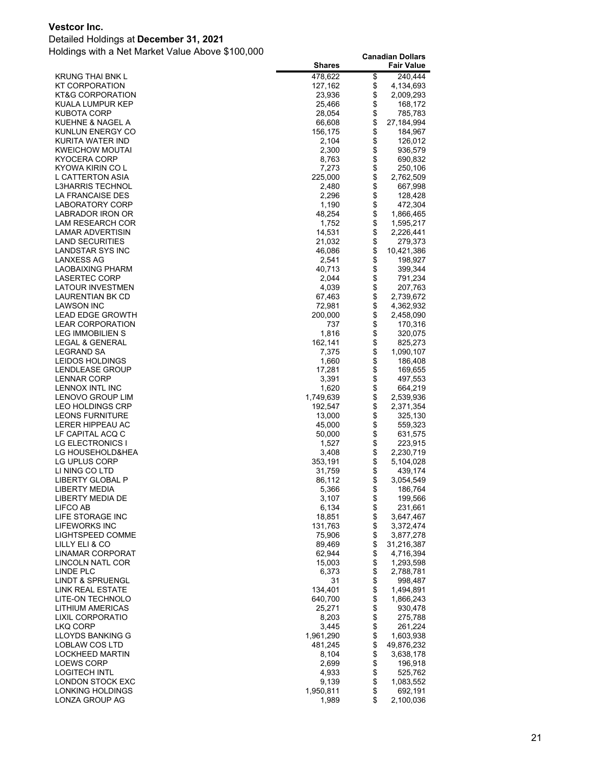**Vestcor Inc.**

Detailed Holdings at **December 31, 2021**

Holdings with a Net Market Value Above $100,000

| | Shares | Canadian Dollars Fair Value |
|---|---:|---:|
| KRUNG THAI BNK L | 478,622 | $ 240,444 |
| KT CORPORATION | 127,162 | $ 4,134,693 |
| KT&G CORPORATION | 23,936 | $ 2,009,293 |
| KUALA LUMPUR KEP | 25,466 | $ 168,172 |
| KUBOTA CORP | 28,054 | $ 785,783 |
| KUEHNE & NAGEL A | 66,608 | $ 27,184,994 |
| KUNLUN ENERGY CO | 156,175 | $ 184,967 |
| KURITA WATER IND | 2,104 | $ 126,012 |
| KWEICHOW MOUTAI | 2,300 | $ 936,579 |
| KYOCERA CORP | 8,763 | $ 690,832 |
| KYOWA KIRIN CO L | 7,273 | $ 250,106 |
| L CATTERTON ASIA | 225,000 | $ 2,762,509 |
| L3HARRIS TECHNOL | 2,480 | $ 667,998 |
| LA FRANCAISE DES | 2,296 | $ 128,428 |
| LABORATORY CORP | 1,190 | $ 472,304 |
| LABRADOR IRON OR | 48,254 | $ 1,866,465 |
| LAM RESEARCH COR | 1,752 | $ 1,595,217 |
| LAMAR ADVERTISIN | 14,531 | $ 2,226,441 |
| LAND SECURITIES | 21,032 | $ 279,373 |
| LANDSTAR SYS INC | 46,086 | $ 10,421,386 |
| LANXESS AG | 2,541 | $ 198,927 |
| LAOBAIXING PHARM | 40,713 | $ 399,344 |
| LASERTEC CORP | 2,044 | $ 791,234 |
| LATOUR INVESTMEN | 4,039 | $ 207,763 |
| LAURENTIAN BK CD | 67,463 | $ 2,739,672 |
| LAWSON INC | 72,981 | $ 4,362,932 |
| LEAD EDGE GROWTH | 200,000 | $ 2,458,090 |
| LEAR CORPORATION | 737 | $ 170,316 |
| LEG IMMOBILIEN S | 1,816 | $ 320,075 |
| LEGAL & GENERAL | 162,141 | $ 825,273 |
| LEGRAND SA | 7,375 | $ 1,090,107 |
| LEIDOS HOLDINGS | 1,660 | $ 186,408 |
| LENDLEASE GROUP | 17,281 | $ 169,655 |
| LENNAR CORP | 3,391 | $ 497,553 |
| LENNOX INTL INC | 1,620 | $ 664,219 |
| LENOVO GROUP LIM | 1,749,639 | $ 2,539,936 |
| LEO HOLDINGS CRP | 192,547 | $ 2,371,354 |
| LEONS FURNITURE | 13,000 | $ 325,130 |
| LERER HIPPEAU AC | 45,000 | $ 559,323 |
| LF CAPITAL ACQ C | 50,000 | $ 631,575 |
| LG ELECTRONICS I | 1,527 | $ 223,915 |
| LG HOUSEHOLD&HEA | 3,408 | $ 2,230,719 |
| LG UPLUS CORP | 353,191 | $ 5,104,028 |
| LI NING CO LTD | 31,759 | $ 439,174 |
| LIBERTY GLOBAL P | 86,112 | $ 3,054,549 |
| LIBERTY MEDIA | 5,366 | $ 186,764 |
| LIBERTY MEDIA DE | 3,107 | $ 199,566 |
| LIFCO AB | 6,134 | $ 231,661 |
| LIFE STORAGE INC | 18,851 | $ 3,647,467 |
| LIFEWORKS INC | 131,763 | $ 3,372,474 |
| LIGHTSPEED COMME | 75,906 | $ 3,877,278 |
| LILLY ELI & CO | 89,469 | $ 31,216,387 |
| LINAMAR CORPORAT | 62,944 | $ 4,716,394 |
| LINCOLN NATL COR | 15,003 | $ 1,293,598 |
| LINDE PLC | 6,373 | $ 2,788,781 |
| LINDT & SPRUENGL | 31 | $ 998,487 |
| LINK REAL ESTATE | 134,401 | $ 1,494,891 |
| LITE-ON TECHNOLO | 640,700 | $ 1,866,243 |
| LITHIUM AMERICAS | 25,271 | $ 930,478 |
| LIXIL CORPORATIO | 8,203 | $ 275,788 |
| LKQ CORP | 3,445 | $ 261,224 |
| LLOYDS BANKING G | 1,961,290 | $ 1,603,938 |
| LOBLAW COS LTD | 481,245 | $ 49,876,232 |
| LOCKHEED MARTIN | 8,104 | $ 3,638,178 |
| LOEWS CORP | 2,699 | $ 196,918 |
| LOGITECH INTL | 4,933 | $ 525,762 |
| LONDON STOCK EXC | 9,139 | $ 1,083,552 |
| LONKING HOLDINGS | 1,950,811 | $ 692,191 |
| LONZA GROUP AG | 1,989 | $ 2,100,036 |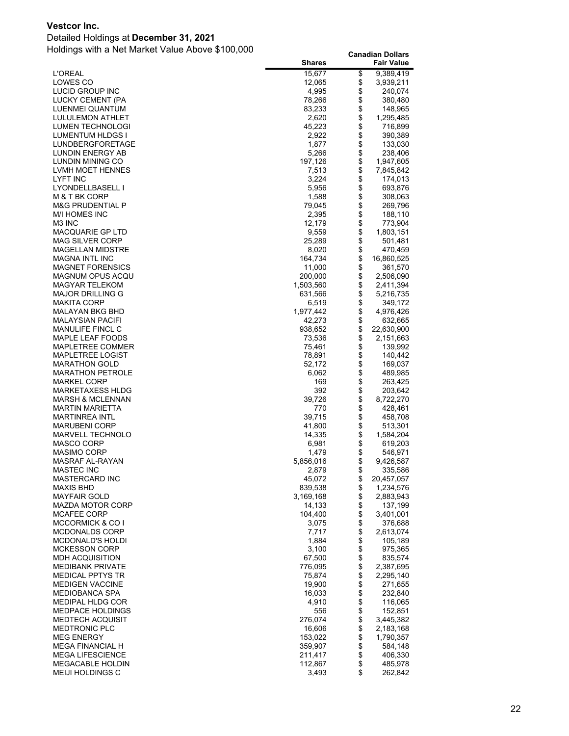**Vestcor Inc.**

Detailed Holdings at **December 31, 2021**

Holdings with a Net Market Value Above $100,000

| | Shares | Canadian Dollars Fair Value |
|---|---|---|
| L'OREAL | 15,677 | $ 9,389,419 |
| LOWES CO | 12,065 | $ 3,939,211 |
| LUCID GROUP INC | 4,995 | $ 240,074 |
| LUCKY CEMENT (PA | 78,266 | $ 380,480 |
| LUENMEI QUANTUM | 83,233 | $ 148,965 |
| LULULEMON ATHLET | 2,620 | $ 1,295,485 |
| LUMEN TECHNOLOGI | 45,223 | $ 716,899 |
| LUMENTUM HLDGS I | 2,922 | $ 390,389 |
| LUNDBERGFORETAGE | 1,877 | $ 133,030 |
| LUNDIN ENERGY AB | 5,266 | $ 238,406 |
| LUNDIN MINING CO | 197,126 | $ 1,947,605 |
| LVMH MOET HENNES | 7,513 | $ 7,845,842 |
| LYFT INC | 3,224 | $ 174,013 |
| LYONDELLBASELL I | 5,956 | $ 693,876 |
| M & T BK CORP | 1,588 | $ 308,063 |
| M&G PRUDENTIAL P | 79,045 | $ 269,796 |
| M/I HOMES INC | 2,395 | $ 188,110 |
| M3 INC | 12,179 | $ 773,904 |
| MACQUARIE GP LTD | 9,559 | $ 1,803,151 |
| MAG SILVER CORP | 25,289 | $ 501,481 |
| MAGELLAN MIDSTRE | 8,020 | $ 470,459 |
| MAGNA INTL INC | 164,734 | $ 16,860,525 |
| MAGNET FORENSICS | 11,000 | $ 361,570 |
| MAGNUM OPUS ACQU | 200,000 | $ 2,506,090 |
| MAGYAR TELEKOM | 1,503,560 | $ 2,411,394 |
| MAJOR DRILLING G | 631,566 | $ 5,216,735 |
| MAKITA CORP | 6,519 | $ 349,172 |
| MALAYAN BKG BHD | 1,977,442 | $ 4,976,426 |
| MALAYSIAN PACIFI | 42,273 | $ 632,665 |
| MANULIFE FINCL C | 938,652 | $ 22,630,900 |
| MAPLE LEAF FOODS | 73,536 | $ 2,151,663 |
| MAPLETREE COMMER | 75,461 | $ 139,992 |
| MAPLETREE LOGIST | 78,891 | $ 140,442 |
| MARATHON GOLD | 52,172 | $ 169,037 |
| MARATHON PETROLE | 6,062 | $ 489,985 |
| MARKEL CORP | 169 | $ 263,425 |
| MARKETAXESS HLDG | 392 | $ 203,642 |
| MARSH & MCLENNAN | 39,726 | $ 8,722,270 |
| MARTIN MARIETTA | 770 | $ 428,461 |
| MARTINREA INTL | 39,715 | $ 458,708 |
| MARUBENI CORP | 41,800 | $ 513,301 |
| MARVELL TECHNOLO | 14,335 | $ 1,584,204 |
| MASCO CORP | 6,981 | $ 619,203 |
| MASIMO CORP | 1,479 | $ 546,971 |
| MASRAF AL-RAYAN | 5,856,016 | $ 9,426,587 |
| MASTEC INC | 2,879 | $ 335,586 |
| MASTERCARD INC | 45,072 | $ 20,457,057 |
| MAXIS BHD | 839,538 | $ 1,234,576 |
| MAYFAIR GOLD | 3,169,168 | $ 2,883,943 |
| MAZDA MOTOR CORP | 14,133 | $ 137,199 |
| MCAFEE CORP | 104,400 | $ 3,401,001 |
| MCCORMICK & CO I | 3,075 | $ 376,688 |
| MCDONALDS CORP | 7,717 | $ 2,613,074 |
| MCDONALD'S HOLDI | 1,884 | $ 105,189 |
| MCKESSON CORP | 3,100 | $ 975,365 |
| MDH ACQUISITION | 67,500 | $ 835,574 |
| MEDIBANK PRIVATE | 776,095 | $ 2,387,695 |
| MEDICAL PPTYS TR | 75,874 | $ 2,295,140 |
| MEDIGEN VACCINE | 19,900 | $ 271,655 |
| MEDIOBANCA SPA | 16,033 | $ 232,840 |
| MEDIPAL HLDG COR | 4,910 | $ 116,065 |
| MEDPACE HOLDINGS | 556 | $ 152,851 |
| MEDTECH ACQUISIT | 276,074 | $ 3,445,382 |
| MEDTRONIC PLC | 16,606 | $ 2,183,168 |
| MEG ENERGY | 153,022 | $ 1,790,357 |
| MEGA FINANCIAL H | 359,907 | $ 584,148 |
| MEGA LIFESCIENCE | 211,417 | $ 406,330 |
| MEGACABLE HOLDIN | 112,867 | $ 485,978 |
| MEIJI HOLDINGS C | 3,493 | $ 262,842 |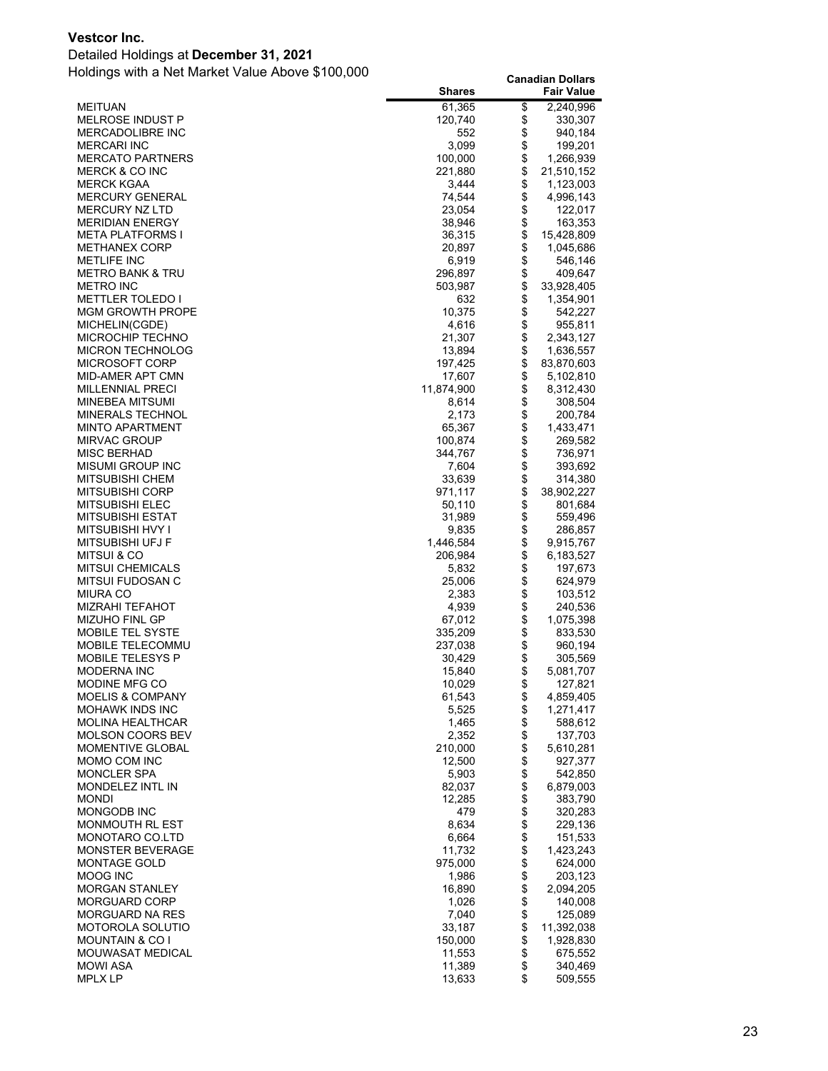**Vestcor Inc.**

Detailed Holdings at **December 31, 2021**

Holdings with a Net Market Value Above $100,000

| | Shares | Canadian Dollars Fair Value |
|---|---|---|
| MEITUAN | 61,365 | $ 2,240,996 |
| MELROSE INDUST P | 120,740 | $ 330,307 |
| MERCADOLIBRE INC | 552 | $ 940,184 |
| MERCARI INC | 3,099 | $ 199,201 |
| MERCATO PARTNERS | 100,000 | $ 1,266,939 |
| MERCK & CO INC | 221,880 | $ 21,510,152 |
| MERCK KGAA | 3,444 | $ 1,123,003 |
| MERCURY GENERAL | 74,544 | $ 4,996,143 |
| MERCURY NZ LTD | 23,054 | $ 122,017 |
| MERIDIAN ENERGY | 38,946 | $ 163,353 |
| META PLATFORMS I | 36,315 | $ 15,428,809 |
| METHANEX CORP | 20,897 | $ 1,045,686 |
| METLIFE INC | 6,919 | $ 546,146 |
| METRO BANK & TRU | 296,897 | $ 409,647 |
| METRO INC | 503,987 | $ 33,928,405 |
| METTLER TOLEDO I | 632 | $ 1,354,901 |
| MGM GROWTH PROPE | 10,375 | $ 542,227 |
| MICHELIN(CGDE) | 4,616 | $ 955,811 |
| MICROCHIP TECHNO | 21,307 | $ 2,343,127 |
| MICRON TECHNOLOG | 13,894 | $ 1,636,557 |
| MICROSOFT CORP | 197,425 | $ 83,870,603 |
| MID-AMER APT CMN | 17,607 | $ 5,102,810 |
| MILLENNIAL PRECI | 11,874,900 | $ 8,312,430 |
| MINEBEA MITSUMI | 8,614 | $ 308,504 |
| MINERALS TECHNOL | 2,173 | $ 200,784 |
| MINTO APARTMENT | 65,367 | $ 1,433,471 |
| MIRVAC GROUP | 100,874 | $ 269,582 |
| MISC BERHAD | 344,767 | $ 736,971 |
| MISUMI GROUP INC | 7,604 | $ 393,692 |
| MITSUBISHI CHEM | 33,639 | $ 314,380 |
| MITSUBISHI CORP | 971,117 | $ 38,902,227 |
| MITSUBISHI ELEC | 50,110 | $ 801,684 |
| MITSUBISHI ESTAT | 31,989 | $ 559,496 |
| MITSUBISHI HVY I | 9,835 | $ 286,857 |
| MITSUBISHI UFJ F | 1,446,584 | $ 9,915,767 |
| MITSUI & CO | 206,984 | $ 6,183,527 |
| MITSUI CHEMICALS | 5,832 | $ 197,673 |
| MITSUI FUDOSAN C | 25,006 | $ 624,979 |
| MIURA CO | 2,383 | $ 103,512 |
| MIZRAHI TEFAHOT | 4,939 | $ 240,536 |
| MIZUHO FINL GP | 67,012 | $ 1,075,398 |
| MOBILE TEL SYSTE | 335,209 | $ 833,530 |
| MOBILE TELECOMMU | 237,038 | $ 960,194 |
| MOBILE TELESYS P | 30,429 | $ 305,569 |
| MODERNA INC | 15,840 | $ 5,081,707 |
| MODINE MFG CO | 10,029 | $ 127,821 |
| MOELIS & COMPANY | 61,543 | $ 4,859,405 |
| MOHAWK INDS INC | 5,525 | $ 1,271,417 |
| MOLINA HEALTHCAR | 1,465 | $ 588,612 |
| MOLSON COORS BEV | 2,352 | $ 137,703 |
| MOMENTIVE GLOBAL | 210,000 | $ 5,610,281 |
| MOMO COM INC | 12,500 | $ 927,377 |
| MONCLER SPA | 5,903 | $ 542,850 |
| MONDELEZ INTL IN | 82,037 | $ 6,879,003 |
| MONDI | 12,285 | $ 383,790 |
| MONGODB INC | 479 | $ 320,283 |
| MONMOUTH RL EST | 8,634 | $ 229,136 |
| MONOTARO CO.LTD | 6,664 | $ 151,533 |
| MONSTER BEVERAGE | 11,732 | $ 1,423,243 |
| MONTAGE GOLD | 975,000 | $ 624,000 |
| MOOG INC | 1,986 | $ 203,123 |
| MORGAN STANLEY | 16,890 | $ 2,094,205 |
| MORGUARD CORP | 1,026 | $ 140,008 |
| MORGUARD NA RES | 7,040 | $ 125,089 |
| MOTOROLA SOLUTIO | 33,187 | $ 11,392,038 |
| MOUNTAIN & CO I | 150,000 | $ 1,928,830 |
| MOUWASAT MEDICAL | 11,553 | $ 675,552 |
| MOWI ASA | 11,389 | $ 340,469 |
| MPLX LP | 13,633 | $ 509,555 |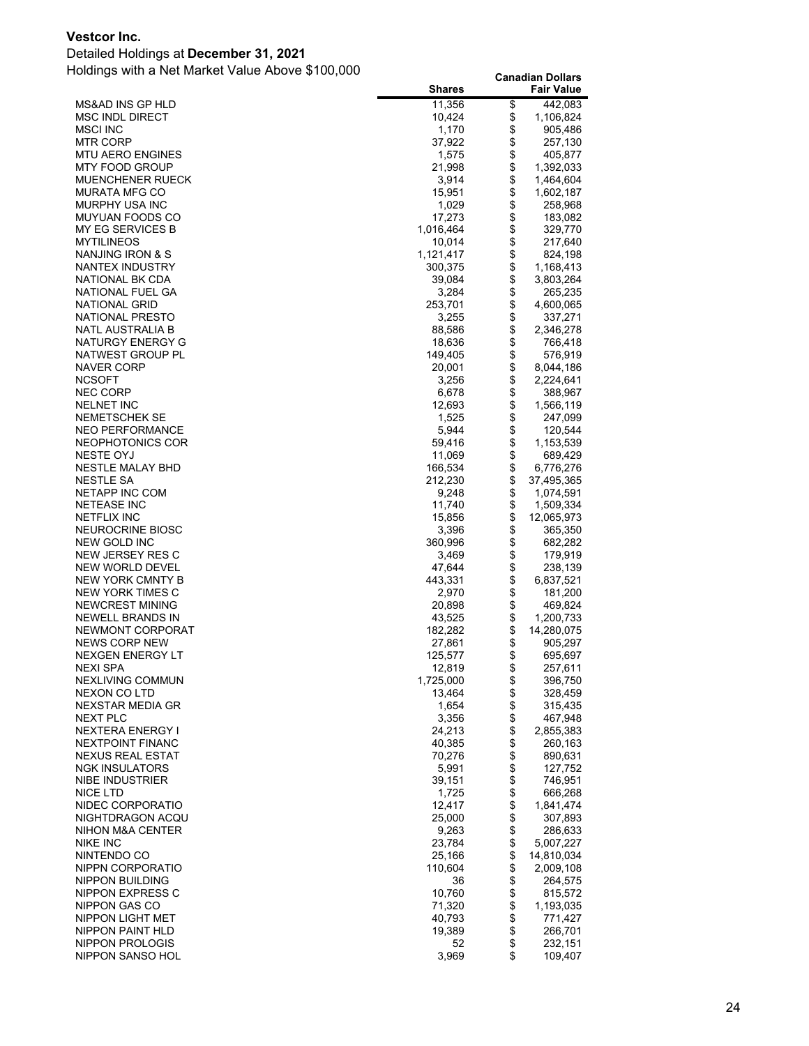**Vestcor Inc.**

Detailed Holdings at **December 31, 2021**

Holdings with a Net Market Value Above $100,000

| | Shares | Canadian Dollars Fair Value |
|---|---|---|
| MS&AD INS GP HLD | 11,356 | $ 442,083 |
| MSC INDL DIRECT | 10,424 | $ 1,106,824 |
| MSCI INC | 1,170 | $ 905,486 |
| MTR CORP | 37,922 | $ 257,130 |
| MTU AERO ENGINES | 1,575 | $ 405,877 |
| MTY FOOD GROUP | 21,998 | $ 1,392,033 |
| MUENCHENER RUECK | 3,914 | $ 1,464,604 |
| MURATA MFG CO | 15,951 | $ 1,602,187 |
| MURPHY USA INC | 1,029 | $ 258,968 |
| MUYUAN FOODS CO | 17,273 | $ 183,082 |
| MY EG SERVICES B | 1,016,464 | $ 329,770 |
| MYTILINEOS | 10,014 | $ 217,640 |
| NANJING IRON & S | 1,121,417 | $ 824,198 |
| NANTEX INDUSTRY | 300,375 | $ 1,168,413 |
| NATIONAL BK CDA | 39,084 | $ 3,803,264 |
| NATIONAL FUEL GA | 3,284 | $ 265,235 |
| NATIONAL GRID | 253,701 | $ 4,600,065 |
| NATIONAL PRESTO | 3,255 | $ 337,271 |
| NATL AUSTRALIA B | 88,586 | $ 2,346,278 |
| NATURGY ENERGY G | 18,636 | $ 766,418 |
| NATWEST GROUP PL | 149,405 | $ 576,919 |
| NAVER CORP | 20,001 | $ 8,044,186 |
| NCSOFT | 3,256 | $ 2,224,641 |
| NEC CORP | 6,678 | $ 388,967 |
| NELNET INC | 12,693 | $ 1,566,119 |
| NEMETSCHEK SE | 1,525 | $ 247,099 |
| NEO PERFORMANCE | 5,944 | $ 120,544 |
| NEOPHOTONICS COR | 59,416 | $ 1,153,539 |
| NESTE OYJ | 11,069 | $ 689,429 |
| NESTLE MALAY BHD | 166,534 | $ 6,776,276 |
| NESTLE SA | 212,230 | $ 37,495,365 |
| NETAPP INC COM | 9,248 | $ 1,074,591 |
| NETEASE INC | 11,740 | $ 1,509,334 |
| NETFLIX INC | 15,856 | $ 12,065,973 |
| NEUROCRINE BIOSC | 3,396 | $ 365,350 |
| NEW GOLD INC | 360,996 | $ 682,282 |
| NEW JERSEY RES C | 3,469 | $ 179,919 |
| NEW WORLD DEVEL | 47,644 | $ 238,139 |
| NEW YORK CMNTY B | 443,331 | $ 6,837,521 |
| NEW YORK TIMES C | 2,970 | $ 181,200 |
| NEWCREST MINING | 20,898 | $ 469,824 |
| NEWELL BRANDS IN | 43,525 | $ 1,200,733 |
| NEWMONT CORPORAT | 182,282 | $ 14,280,075 |
| NEWS CORP NEW | 27,861 | $ 905,297 |
| NEXGEN ENERGY LT | 125,577 | $ 695,697 |
| NEXI SPA | 12,819 | $ 257,611 |
| NEXLIVING COMMUN | 1,725,000 | $ 396,750 |
| NEXON CO LTD | 13,464 | $ 328,459 |
| NEXSTAR MEDIA GR | 1,654 | $ 315,435 |
| NEXT PLC | 3,356 | $ 467,948 |
| NEXTERA ENERGY I | 24,213 | $ 2,855,383 |
| NEXTPOINT FINANC | 40,385 | $ 260,163 |
| NEXUS REAL ESTAT | 70,276 | $ 890,631 |
| NGK INSULATORS | 5,991 | $ 127,752 |
| NIBE INDUSTRIER | 39,151 | $ 746,951 |
| NICE LTD | 1,725 | $ 666,268 |
| NIDEC CORPORATIO | 12,417 | $ 1,841,474 |
| NIGHTDRAGON ACQU | 25,000 | $ 307,893 |
| NIHON M&A CENTER | 9,263 | $ 286,633 |
| NIKE INC | 23,784 | $ 5,007,227 |
| NINTENDO CO | 25,166 | $ 14,810,034 |
| NIPPN CORPORATIO | 110,604 | $ 2,009,108 |
| NIPPON BUILDING | 36 | $ 264,575 |
| NIPPON EXPRESS C | 10,760 | $ 815,572 |
| NIPPON GAS CO | 71,320 | $ 1,193,035 |
| NIPPON LIGHT MET | 40,793 | $ 771,427 |
| NIPPON PAINT HLD | 19,389 | $ 266,701 |
| NIPPON PROLOGIS | 52 | $ 232,151 |
| NIPPON SANSO HOL | 3,969 | $ 109,407 |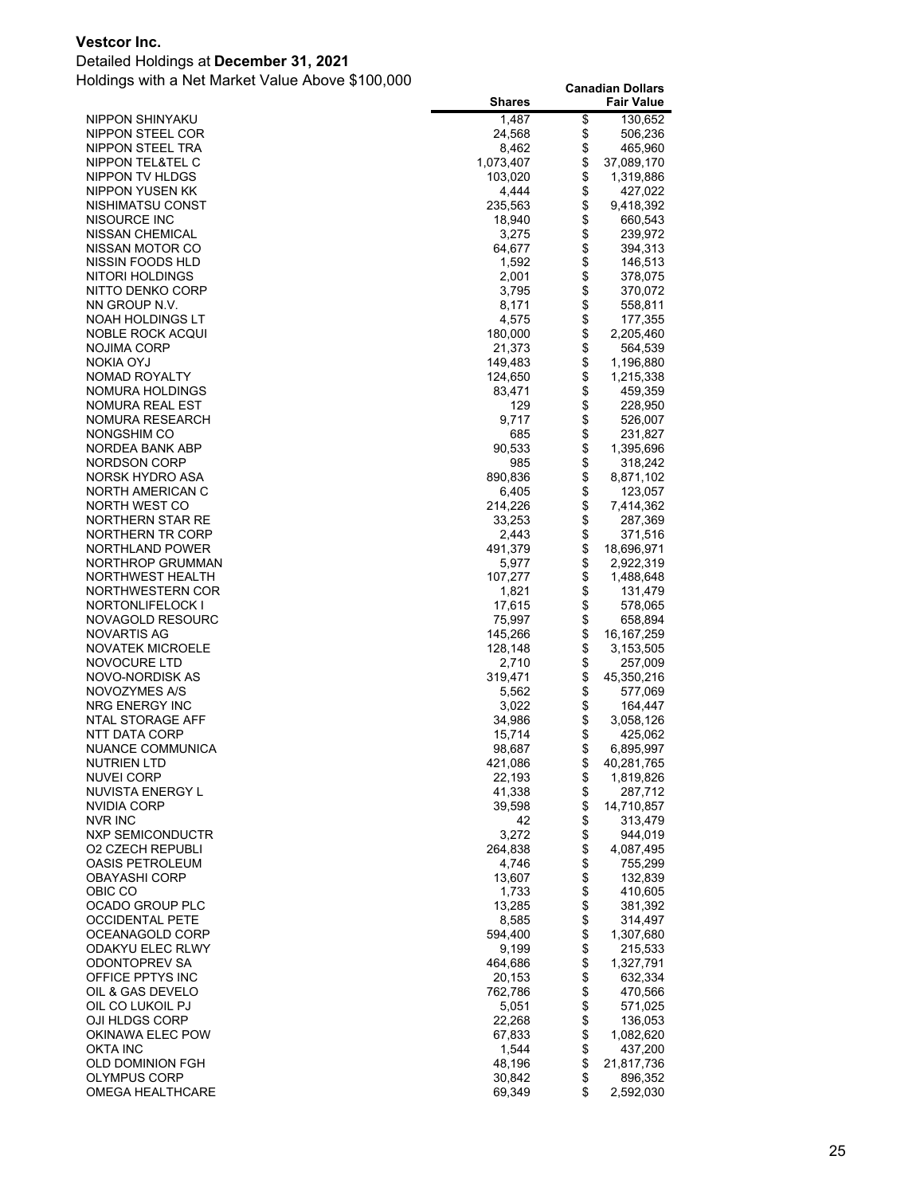**Vestcor Inc.**

Detailed Holdings at **December 31, 2021**

Holdings with a Net Market Value Above $100,000

| | Shares | Canadian Dollars Fair Value |
|---|---:|---:|
| NIPPON SHINYAKU | 1,487 | $ 130,652 |
| NIPPON STEEL COR | 24,568 | $ 506,236 |
| NIPPON STEEL TRA | 8,462 | $ 465,960 |
| NIPPON TEL&TEL C | 1,073,407 | $ 37,089,170 |
| NIPPON TV HLDGS | 103,020 | $ 1,319,886 |
| NIPPON YUSEN KK | 4,444 | $ 427,022 |
| NISHIMATSU CONST | 235,563 | $ 9,418,392 |
| NISOURCE INC | 18,940 | $ 660,543 |
| NISSAN CHEMICAL | 3,275 | $ 239,972 |
| NISSAN MOTOR CO | 64,677 | $ 394,313 |
| NISSIN FOODS HLD | 1,592 | $ 146,513 |
| NITORI HOLDINGS | 2,001 | $ 378,075 |
| NITTO DENKO CORP | 3,795 | $ 370,072 |
| NN GROUP N.V. | 8,171 | $ 558,811 |
| NOAH HOLDINGS LT | 4,575 | $ 177,355 |
| NOBLE ROCK ACQUI | 180,000 | $ 2,205,460 |
| NOJIMA CORP | 21,373 | $ 564,539 |
| NOKIA OYJ | 149,483 | $ 1,196,880 |
| NOMAD ROYALTY | 124,650 | $ 1,215,338 |
| NOMURA HOLDINGS | 83,471 | $ 459,359 |
| NOMURA REAL EST | 129 | $ 228,950 |
| NOMURA RESEARCH | 9,717 | $ 526,007 |
| NONGSHIM CO | 685 | $ 231,827 |
| NORDEA BANK ABP | 90,533 | $ 1,395,696 |
| NORDSON CORP | 985 | $ 318,242 |
| NORSK HYDRO ASA | 890,836 | $ 8,871,102 |
| NORTH AMERICAN C | 6,405 | $ 123,057 |
| NORTH WEST CO | 214,226 | $ 7,414,362 |
| NORTHERN STAR RE | 33,253 | $ 287,369 |
| NORTHERN TR CORP | 2,443 | $ 371,516 |
| NORTHLAND POWER | 491,379 | $ 18,696,971 |
| NORTHROP GRUMMAN | 5,977 | $ 2,922,319 |
| NORTHWEST HEALTH | 107,277 | $ 1,488,648 |
| NORTHWESTERN COR | 1,821 | $ 131,479 |
| NORTONLIFELOCK I | 17,615 | $ 578,065 |
| NOVAGOLD RESOURC | 75,997 | $ 658,894 |
| NOVARTIS AG | 145,266 | $ 16,167,259 |
| NOVATEK MICROELE | 128,148 | $ 3,153,505 |
| NOVOCURE LTD | 2,710 | $ 257,009 |
| NOVO-NORDISK AS | 319,471 | $ 45,350,216 |
| NOVOZYMES A/S | 5,562 | $ 577,069 |
| NRG ENERGY INC | 3,022 | $ 164,447 |
| NTAL STORAGE AFF | 34,986 | $ 3,058,126 |
| NTT DATA CORP | 15,714 | $ 425,062 |
| NUANCE COMMUNICA | 98,687 | $ 6,895,997 |
| NUTRIEN LTD | 421,086 | $ 40,281,765 |
| NUVEI CORP | 22,193 | $ 1,819,826 |
| NUVISTA ENERGY L | 41,338 | $ 287,712 |
| NVIDIA CORP | 39,598 | $ 14,710,857 |
| NVR INC | 42 | $ 313,479 |
| NXP SEMICONDUCTR | 3,272 | $ 944,019 |
| O2 CZECH REPUBLI | 264,838 | $ 4,087,495 |
| OASIS PETROLEUM | 4,746 | $ 755,299 |
| OBAYASHI CORP | 13,607 | $ 132,839 |
| OBIC CO | 1,733 | $ 410,605 |
| OCADO GROUP PLC | 13,285 | $ 381,392 |
| OCCIDENTAL PETE | 8,585 | $ 314,497 |
| OCEANAGOLD CORP | 594,400 | $ 1,307,680 |
| ODAKYU ELEC RLWY | 9,199 | $ 215,533 |
| ODONTOPREV SA | 464,686 | $ 1,327,791 |
| OFFICE PPTYS INC | 20,153 | $ 632,334 |
| OIL & GAS DEVELO | 762,786 | $ 470,566 |
| OIL CO LUKOIL PJ | 5,051 | $ 571,025 |
| OJI HLDGS CORP | 22,268 | $ 136,053 |
| OKINAWA ELEC POW | 67,833 | $ 1,082,620 |
| OKTA INC | 1,544 | $ 437,200 |
| OLD DOMINION FGH | 48,196 | $ 21,817,736 |
| OLYMPUS CORP | 30,842 | $ 896,352 |
| OMEGA HEALTHCARE | 69,349 | $ 2,592,030 |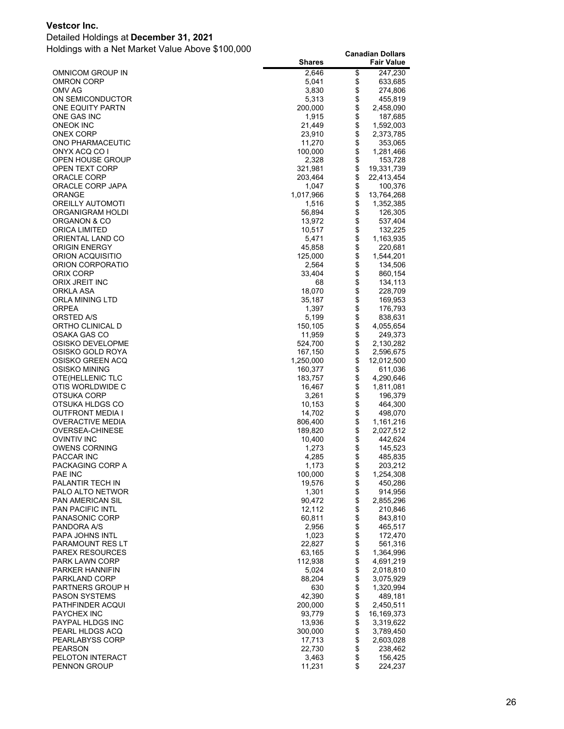**Vestcor Inc.**

Detailed Holdings at **December 31, 2021**

Holdings with a Net Market Value Above $100,000

| | Shares | Canadian Dollars Fair Value |
|---|---|---|
| OMNICOM GROUP IN | 2,646 | $ 247,230 |
| OMRON CORP | 5,041 | $ 633,685 |
| OMV AG | 3,830 | $ 274,806 |
| ON SEMICONDUCTOR | 5,313 | $ 455,819 |
| ONE EQUITY PARTN | 200,000 | $ 2,458,090 |
| ONE GAS INC | 1,915 | $ 187,685 |
| ONEOK INC | 21,449 | $ 1,592,003 |
| ONEX CORP | 23,910 | $ 2,373,785 |
| ONO PHARMACEUTIC | 11,270 | $ 353,065 |
| ONYX ACQ CO I | 100,000 | $ 1,281,466 |
| OPEN HOUSE GROUP | 2,328 | $ 153,728 |
| OPEN TEXT CORP | 321,981 | $ 19,331,739 |
| ORACLE CORP | 203,464 | $ 22,413,454 |
| ORACLE CORP JAPA | 1,047 | $ 100,376 |
| ORANGE | 1,017,966 | $ 13,764,268 |
| OREILLY AUTOMOTI | 1,516 | $ 1,352,385 |
| ORGANIGRAM HOLDI | 56,894 | $ 126,305 |
| ORGANON & CO | 13,972 | $ 537,404 |
| ORICA LIMITED | 10,517 | $ 132,225 |
| ORIENTAL LAND CO | 5,471 | $ 1,163,935 |
| ORIGIN ENERGY | 45,858 | $ 220,681 |
| ORION ACQUISITIO | 125,000 | $ 1,544,201 |
| ORION CORPORATIO | 2,564 | $ 134,506 |
| ORIX CORP | 33,404 | $ 860,154 |
| ORIX JREIT INC | 68 | $ 134,113 |
| ORKLA ASA | 18,070 | $ 228,709 |
| ORLA MINING LTD | 35,187 | $ 169,953 |
| ORPEA | 1,397 | $ 176,793 |
| ORSTED A/S | 5,199 | $ 838,631 |
| ORTHO CLINICAL D | 150,105 | $ 4,055,654 |
| OSAKA GAS CO | 11,959 | $ 249,373 |
| OSISKO DEVELOPME | 524,700 | $ 2,130,282 |
| OSISKO GOLD ROYA | 167,150 | $ 2,596,675 |
| OSISKO GREEN ACQ | 1,250,000 | $ 12,012,500 |
| OSISKO MINING | 160,377 | $ 611,036 |
| OTE(HELLENIC TLC | 183,757 | $ 4,290,646 |
| OTIS WORLDWIDE C | 16,467 | $ 1,811,081 |
| OTSUKA CORP | 3,261 | $ 196,379 |
| OTSUKA HLDGS CO | 10,153 | $ 464,300 |
| OUTFRONT MEDIA I | 14,702 | $ 498,070 |
| OVERACTIVE MEDIA | 806,400 | $ 1,161,216 |
| OVERSEA-CHINESE | 189,820 | $ 2,027,512 |
| OVINTIV INC | 10,400 | $ 442,624 |
| OWENS CORNING | 1,273 | $ 145,523 |
| PACCAR INC | 4,285 | $ 485,835 |
| PACKAGING CORP A | 1,173 | $ 203,212 |
| PAE INC | 100,000 | $ 1,254,308 |
| PALANTIR TECH IN | 19,576 | $ 450,286 |
| PALO ALTO NETWOR | 1,301 | $ 914,956 |
| PAN AMERICAN SIL | 90,472 | $ 2,855,296 |
| PAN PACIFIC INTL | 12,112 | $ 210,846 |
| PANASONIC CORP | 60,811 | $ 843,810 |
| PANDORA A/S | 2,956 | $ 465,517 |
| PAPA JOHNS INTL | 1,023 | $ 172,470 |
| PARAMOUNT RES LT | 22,827 | $ 561,316 |
| PAREX RESOURCES | 63,165 | $ 1,364,996 |
| PARK LAWN CORP | 112,938 | $ 4,691,219 |
| PARKER HANNIFIN | 5,024 | $ 2,018,810 |
| PARKLAND CORP | 88,204 | $ 3,075,929 |
| PARTNERS GROUP H | 630 | $ 1,320,994 |
| PASON SYSTEMS | 42,390 | $ 489,181 |
| PATHFINDER ACQUI | 200,000 | $ 2,450,511 |
| PAYCHEX INC | 93,779 | $ 16,169,373 |
| PAYPAL HLDGS INC | 13,936 | $ 3,319,622 |
| PEARL HLDGS ACQ | 300,000 | $ 3,789,450 |
| PEARLABYSS CORP | 17,713 | $ 2,603,028 |
| PEARSON | 22,730 | $ 238,462 |
| PELOTON INTERACT | 3,463 | $ 156,425 |
| PENNON GROUP | 11,231 | $ 224,237 |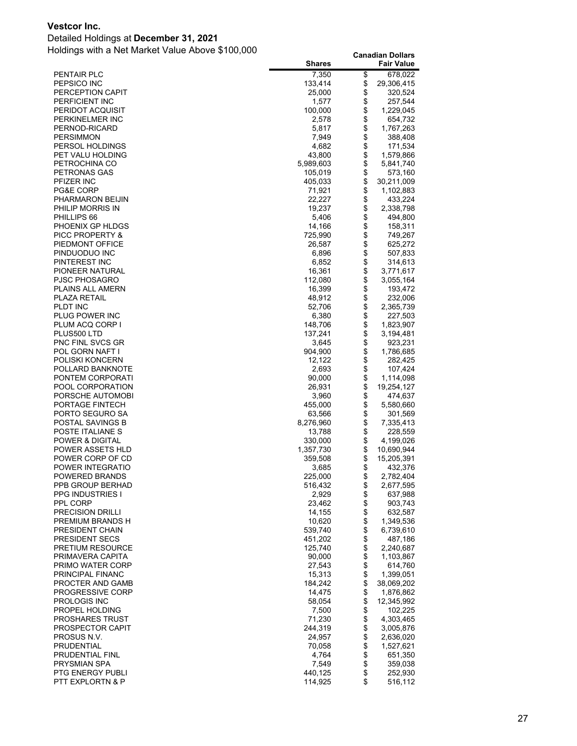**Vestcor Inc.**

Detailed Holdings at **December 31, 2021**

Holdings with a Net Market Value Above $100,000

| | Shares | Canadian Dollars Fair Value |
|---|---|---|
| PENTAIR PLC | 7,350 | $ 678,022 |
| PEPSICO INC | 133,414 | $ 29,306,415 |
| PERCEPTION CAPIT | 25,000 | $ 320,524 |
| PERFICIENT INC | 1,577 | $ 257,544 |
| PERIDOT ACQUISIT | 100,000 | $ 1,229,045 |
| PERKINELMER INC | 2,578 | $ 654,732 |
| PERNOD-RICARD | 5,817 | $ 1,767,263 |
| PERSIMMON | 7,949 | $ 388,408 |
| PERSOL HOLDINGS | 4,682 | $ 171,534 |
| PET VALU HOLDING | 43,800 | $ 1,579,866 |
| PETROCHINA CO | 5,989,603 | $ 5,841,740 |
| PETRONAS GAS | 105,019 | $ 573,160 |
| PFIZER INC | 405,033 | $ 30,211,009 |
| PG&E CORP | 71,921 | $ 1,102,883 |
| PHARMARON BEIJIN | 22,227 | $ 433,224 |
| PHILIP MORRIS IN | 19,237 | $ 2,338,798 |
| PHILLIPS 66 | 5,406 | $ 494,800 |
| PHOENIX GP HLDGS | 14,166 | $ 158,311 |
| PICC PROPERTY & | 725,990 | $ 749,267 |
| PIEDMONT OFFICE | 26,587 | $ 625,272 |
| PINDUODUO INC | 6,896 | $ 507,833 |
| PINTEREST INC | 6,852 | $ 314,613 |
| PIONEER NATURAL | 16,361 | $ 3,771,617 |
| PJSC PHOSAGRO | 112,080 | $ 3,055,164 |
| PLAINS ALL AMERN | 16,399 | $ 193,472 |
| PLAZA RETAIL | 48,912 | $ 232,006 |
| PLDT INC | 52,706 | $ 2,365,739 |
| PLUG POWER INC | 6,380 | $ 227,503 |
| PLUM ACQ CORP I | 148,706 | $ 1,823,907 |
| PLUS500 LTD | 137,241 | $ 3,194,481 |
| PNC FINL SVCS GR | 3,645 | $ 923,231 |
| POL GORN NAFT I | 904,900 | $ 1,786,685 |
| POLISKI KONCERN | 12,122 | $ 282,425 |
| POLLARD BANKNOTE | 2,693 | $ 107,424 |
| PONTEM CORPORATI | 90,000 | $ 1,114,098 |
| POOL CORPORATION | 26,931 | $ 19,254,127 |
| PORSCHE AUTOMOBI | 3,960 | $ 474,637 |
| PORTAGE FINTECH | 455,000 | $ 5,580,660 |
| PORTO SEGURO SA | 63,566 | $ 301,569 |
| POSTAL SAVINGS B | 8,276,960 | $ 7,335,413 |
| POSTE ITALIANE S | 13,788 | $ 228,559 |
| POWER & DIGITAL | 330,000 | $ 4,199,026 |
| POWER ASSETS HLD | 1,357,730 | $ 10,690,944 |
| POWER CORP OF CD | 359,508 | $ 15,205,391 |
| POWER INTEGRATIO | 3,685 | $ 432,376 |
| POWERED BRANDS | 225,000 | $ 2,782,404 |
| PPB GROUP BERHAD | 516,432 | $ 2,677,595 |
| PPG INDUSTRIES I | 2,929 | $ 637,988 |
| PPL CORP | 23,462 | $ 903,743 |
| PRECISION DRILLI | 14,155 | $ 632,587 |
| PREMIUM BRANDS H | 10,620 | $ 1,349,536 |
| PRESIDENT CHAIN | 539,740 | $ 6,739,610 |
| PRESIDENT SECS | 451,202 | $ 487,186 |
| PRETIUM RESOURCE | 125,740 | $ 2,240,687 |
| PRIMAVERA CAPITA | 90,000 | $ 1,103,867 |
| PRIMO WATER CORP | 27,543 | $ 614,760 |
| PRINCIPAL FINANC | 15,313 | $ 1,399,051 |
| PROCTER AND GAMB | 184,242 | $ 38,069,202 |
| PROGRESSIVE CORP | 14,475 | $ 1,876,862 |
| PROLOGIS INC | 58,054 | $ 12,345,992 |
| PROPEL HOLDING | 7,500 | $ 102,225 |
| PROSHARES TRUST | 71,230 | $ 4,303,465 |
| PROSPECTOR CAPIT | 244,319 | $ 3,005,876 |
| PROSUS N.V. | 24,957 | $ 2,636,020 |
| PRUDENTIAL | 70,058 | $ 1,527,621 |
| PRUDENTIAL FINL | 4,764 | $ 651,350 |
| PRYSMIAN SPA | 7,549 | $ 359,038 |
| PTG ENERGY PUBLI | 440,125 | $ 252,930 |
| PTT EXPLORTN & P | 114,925 | $ 516,112 |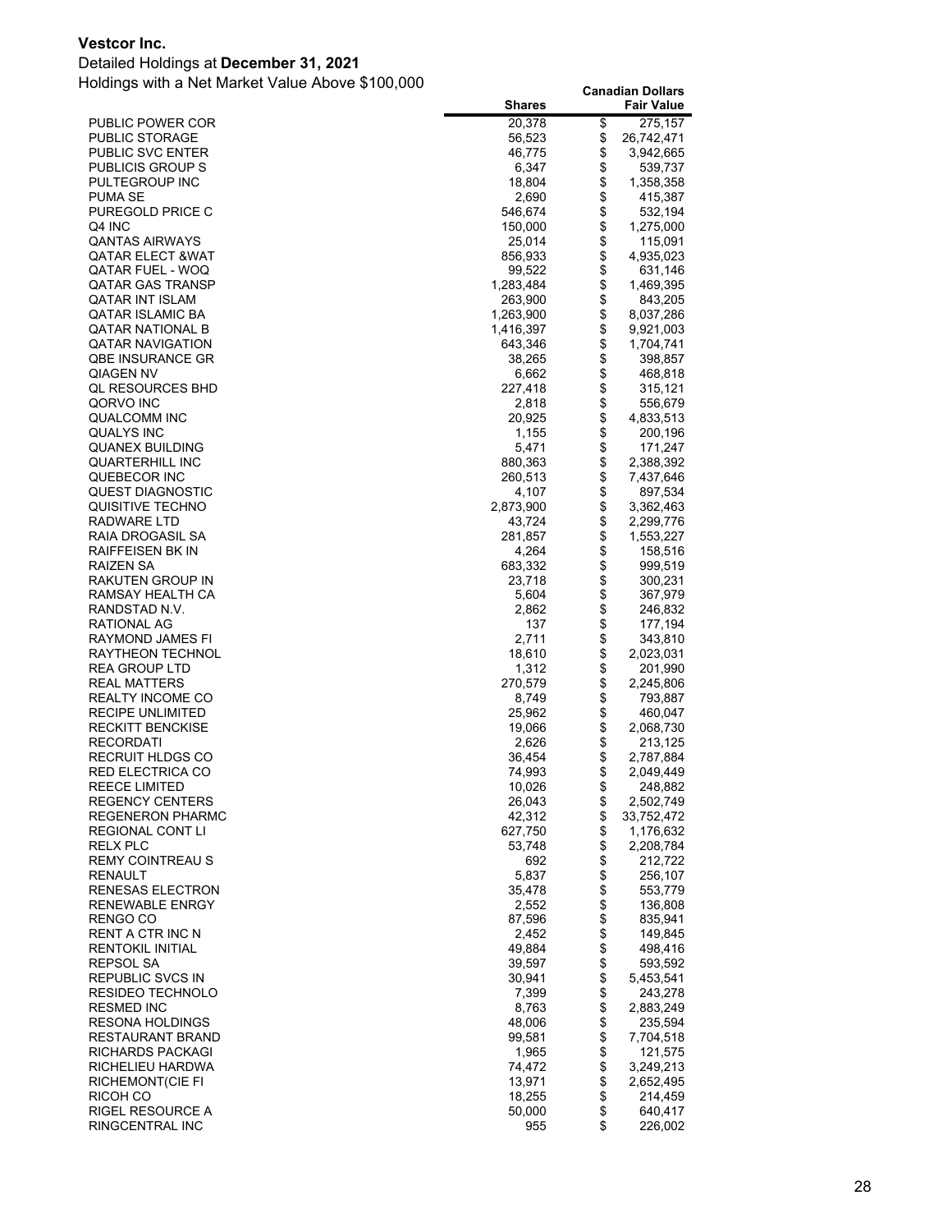**Vestcor Inc.**

Detailed Holdings at **December 31, 2021**

Holdings with a Net Market Value Above $100,000

| | Shares | Canadian Dollars Fair Value |
|---|---|---|
| PUBLIC POWER COR | 20,378 | $ 275,157 |
| PUBLIC STORAGE | 56,523 | $ 26,742,471 |
| PUBLIC SVC ENTER | 46,775 | $ 3,942,665 |
| PUBLICIS GROUP S | 6,347 | $ 539,737 |
| PULTEGROUP INC | 18,804 | $ 1,358,358 |
| PUMA SE | 2,690 | $ 415,387 |
| PUREGOLD PRICE C | 546,674 | $ 532,194 |
| Q4 INC | 150,000 | $ 1,275,000 |
| QANTAS AIRWAYS | 25,014 | $ 115,091 |
| QATAR ELECT &WAT | 856,933 | $ 4,935,023 |
| QATAR FUEL - WOQ | 99,522 | $ 631,146 |
| QATAR GAS TRANSP | 1,283,484 | $ 1,469,395 |
| QATAR INT ISLAM | 263,900 | $ 843,205 |
| QATAR ISLAMIC BA | 1,263,900 | $ 8,037,286 |
| QATAR NATIONAL B | 1,416,397 | $ 9,921,003 |
| QATAR NAVIGATION | 643,346 | $ 1,704,741 |
| QBE INSURANCE GR | 38,265 | $ 398,857 |
| QIAGEN NV | 6,662 | $ 468,818 |
| QL RESOURCES BHD | 227,418 | $ 315,121 |
| QORVO INC | 2,818 | $ 556,679 |
| QUALCOMM INC | 20,925 | $ 4,833,513 |
| QUALYS INC | 1,155 | $ 200,196 |
| QUANEX BUILDING | 5,471 | $ 171,247 |
| QUARTERHILL INC | 880,363 | $ 2,388,392 |
| QUEBECOR INC | 260,513 | $ 7,437,646 |
| QUEST DIAGNOSTIC | 4,107 | $ 897,534 |
| QUISITIVE TECHNO | 2,873,900 | $ 3,362,463 |
| RADWARE LTD | 43,724 | $ 2,299,776 |
| RAIA DROGASIL SA | 281,857 | $ 1,553,227 |
| RAIFFEISEN BK IN | 4,264 | $ 158,516 |
| RAIZEN SA | 683,332 | $ 999,519 |
| RAKUTEN GROUP IN | 23,718 | $ 300,231 |
| RAMSAY HEALTH CA | 5,604 | $ 367,979 |
| RANDSTAD N.V. | 2,862 | $ 246,832 |
| RATIONAL AG | 137 | $ 177,194 |
| RAYMOND JAMES FI | 2,711 | $ 343,810 |
| RAYTHEON TECHNOL | 18,610 | $ 2,023,031 |
| REA GROUP LTD | 1,312 | $ 201,990 |
| REAL MATTERS | 270,579 | $ 2,245,806 |
| REALTY INCOME CO | 8,749 | $ 793,887 |
| RECIPE UNLIMITED | 25,962 | $ 460,047 |
| RECKITT BENCKISE | 19,066 | $ 2,068,730 |
| RECORDATI | 2,626 | $ 213,125 |
| RECRUIT HLDGS CO | 36,454 | $ 2,787,884 |
| RED ELECTRICA CO | 74,993 | $ 2,049,449 |
| REECE LIMITED | 10,026 | $ 248,882 |
| REGENCY CENTERS | 26,043 | $ 2,502,749 |
| REGENERON PHARMC | 42,312 | $ 33,752,472 |
| REGIONAL CONT LI | 627,750 | $ 1,176,632 |
| RELX PLC | 53,748 | $ 2,208,784 |
| REMY COINTREAU S | 692 | $ 212,722 |
| RENAULT | 5,837 | $ 256,107 |
| RENESAS ELECTRON | 35,478 | $ 553,779 |
| RENEWABLE ENRGY | 2,552 | $ 136,808 |
| RENGO CO | 87,596 | $ 835,941 |
| RENT A CTR INC N | 2,452 | $ 149,845 |
| RENTOKIL INITIAL | 49,884 | $ 498,416 |
| REPSOL SA | 39,597 | $ 593,592 |
| REPUBLIC SVCS IN | 30,941 | $ 5,453,541 |
| RESIDEO TECHNOLO | 7,399 | $ 243,278 |
| RESMED INC | 8,763 | $ 2,883,249 |
| RESONA HOLDINGS | 48,006 | $ 235,594 |
| RESTAURANT BRAND | 99,581 | $ 7,704,518 |
| RICHARDS PACKAGI | 1,965 | $ 121,575 |
| RICHELIEU HARDWA | 74,472 | $ 3,249,213 |
| RICHEMONT(CIE FI | 13,971 | $ 2,652,495 |
| RICOH CO | 18,255 | $ 214,459 |
| RIGEL RESOURCE A | 50,000 | $ 640,417 |
| RINGCENTRAL INC | 955 | $ 226,002 |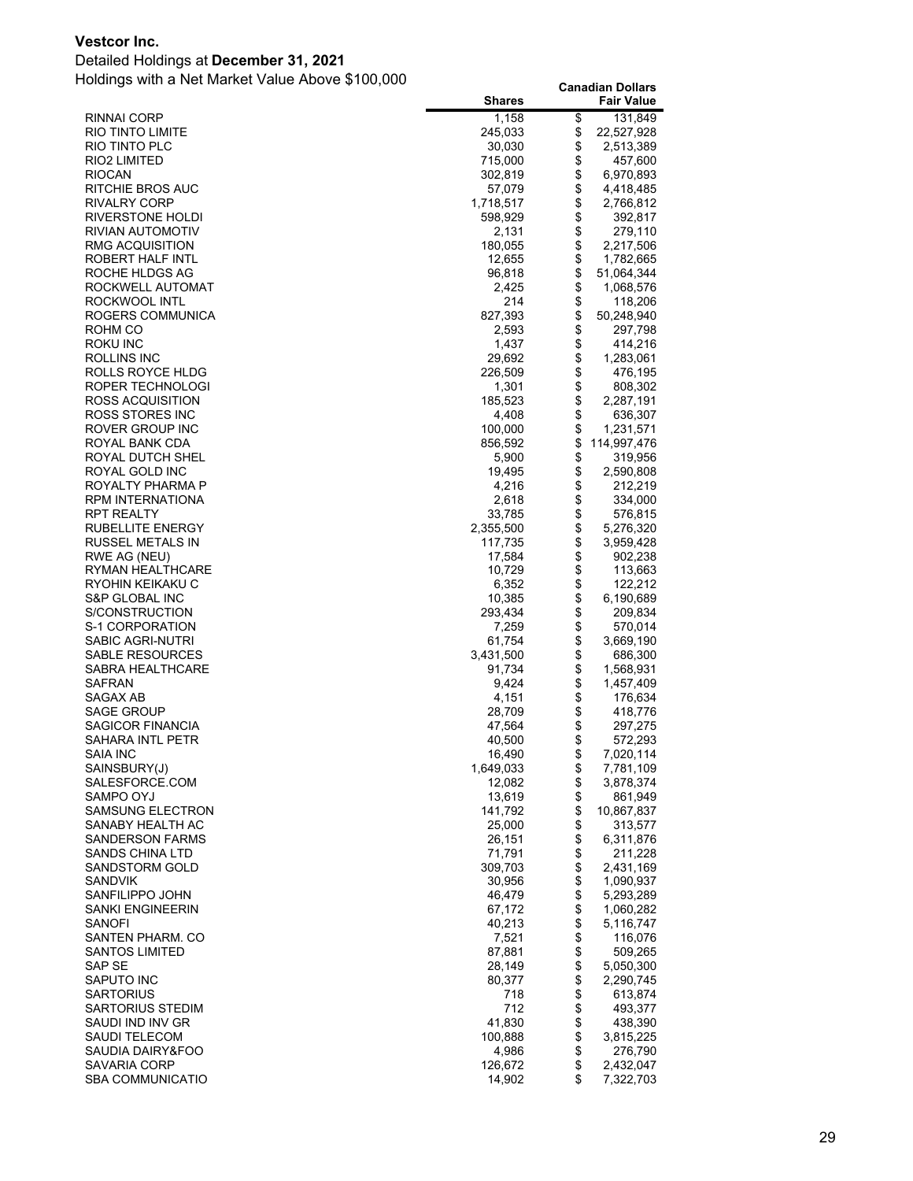**Vestcor Inc.**

Detailed Holdings at **December 31, 2021**

Holdings with a Net Market Value Above $100,000

| | Shares | Canadian Dollars Fair Value |
|---|---|---|
| RINNAI CORP | 1,158 | $ 131,849 |
| RIO TINTO LIMITE | 245,033 | $ 22,527,928 |
| RIO TINTO PLC | 30,030 | $ 2,513,389 |
| RIO2 LIMITED | 715,000 | $ 457,600 |
| RIOCAN | 302,819 | $ 6,970,893 |
| RITCHIE BROS AUC | 57,079 | $ 4,418,485 |
| RIVALRY CORP | 1,718,517 | $ 2,766,812 |
| RIVERSTONE HOLDI | 598,929 | $ 392,817 |
| RIVIAN AUTOMOTIV | 2,131 | $ 279,110 |
| RMG ACQUISITION | 180,055 | $ 2,217,506 |
| ROBERT HALF INTL | 12,655 | $ 1,782,665 |
| ROCHE HLDGS AG | 96,818 | $ 51,064,344 |
| ROCKWELL AUTOMAT | 2,425 | $ 1,068,576 |
| ROCKWOOL INTL | 214 | $ 118,206 |
| ROGERS COMMUNICA | 827,393 | $ 50,248,940 |
| ROHM CO | 2,593 | $ 297,798 |
| ROKU INC | 1,437 | $ 414,216 |
| ROLLINS INC | 29,692 | $ 1,283,061 |
| ROLLS ROYCE HLDG | 226,509 | $ 476,195 |
| ROPER TECHNOLOGI | 1,301 | $ 808,302 |
| ROSS ACQUISITION | 185,523 | $ 2,287,191 |
| ROSS STORES INC | 4,408 | $ 636,307 |
| ROVER GROUP INC | 100,000 | $ 1,231,571 |
| ROYAL BANK CDA | 856,592 | $ 114,997,476 |
| ROYAL DUTCH SHEL | 5,900 | $ 319,956 |
| ROYAL GOLD INC | 19,495 | $ 2,590,808 |
| ROYALTY PHARMA P | 4,216 | $ 212,219 |
| RPM INTERNATIONA | 2,618 | $ 334,000 |
| RPT REALTY | 33,785 | $ 576,815 |
| RUBELLITE ENERGY | 2,355,500 | $ 5,276,320 |
| RUSSEL METALS IN | 117,735 | $ 3,959,428 |
| RWE AG (NEU) | 17,584 | $ 902,238 |
| RYMAN HEALTHCARE | 10,729 | $ 113,663 |
| RYOHIN KEIKAKU C | 6,352 | $ 122,212 |
| S&P GLOBAL INC | 10,385 | $ 6,190,689 |
| S/CONSTRUCTION | 293,434 | $ 209,834 |
| S-1 CORPORATION | 7,259 | $ 570,014 |
| SABIC AGRI-NUTRI | 61,754 | $ 3,669,190 |
| SABLE RESOURCES | 3,431,500 | $ 686,300 |
| SABRA HEALTHCARE | 91,734 | $ 1,568,931 |
| SAFRAN | 9,424 | $ 1,457,409 |
| SAGAX AB | 4,151 | $ 176,634 |
| SAGE GROUP | 28,709 | $ 418,776 |
| SAGICOR FINANCIA | 47,564 | $ 297,275 |
| SAHARA INTL PETR | 40,500 | $ 572,293 |
| SAIA INC | 16,490 | $ 7,020,114 |
| SAINSBURY(J) | 1,649,033 | $ 7,781,109 |
| SALESFORCE.COM | 12,082 | $ 3,878,374 |
| SAMPO OYJ | 13,619 | $ 861,949 |
| SAMSUNG ELECTRON | 141,792 | $ 10,867,837 |
| SANABY HEALTH AC | 25,000 | $ 313,577 |
| SANDERSON FARMS | 26,151 | $ 6,311,876 |
| SANDS CHINA LTD | 71,791 | $ 211,228 |
| SANDSTORM GOLD | 309,703 | $ 2,431,169 |
| SANDVIK | 30,956 | $ 1,090,937 |
| SANFILIPPO JOHN | 46,479 | $ 5,293,289 |
| SANKI ENGINEERIN | 67,172 | $ 1,060,282 |
| SANOFI | 40,213 | $ 5,116,747 |
| SANTEN PHARM. CO | 7,521 | $ 116,076 |
| SANTOS LIMITED | 87,881 | $ 509,265 |
| SAP SE | 28,149 | $ 5,050,300 |
| SAPUTO INC | 80,377 | $ 2,290,745 |
| SARTORIUS | 718 | $ 613,874 |
| SARTORIUS STEDIM | 712 | $ 493,377 |
| SAUDI IND INV GR | 41,830 | $ 438,390 |
| SAUDI TELECOM | 100,888 | $ 3,815,225 |
| SAUDIA DAIRY&FOO | 4,986 | $ 276,790 |
| SAVARIA CORP | 126,672 | $ 2,432,047 |
| SBA COMMUNICATIO | 14,902 | $ 7,322,703 |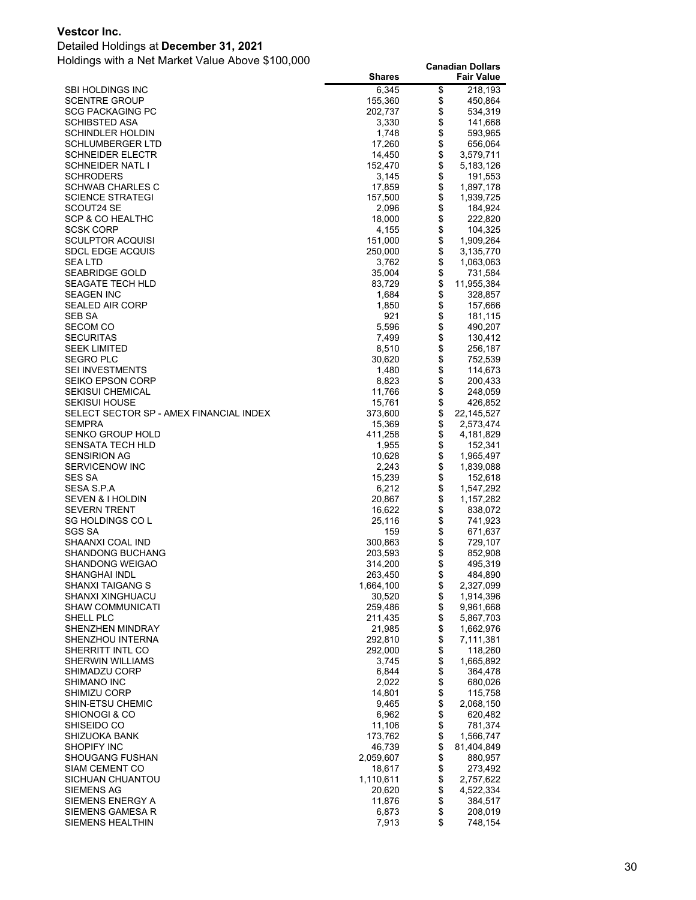**Vestcor Inc.**

Detailed Holdings at **December 31, 2021**

Holdings with a Net Market Value Above $100,000

| | Shares | Canadian Dollars Fair Value |
|---|---|---|
| SBI HOLDINGS INC | 6,345 | $ 218,193 |
| SCENTRE GROUP | 155,360 | $ 450,864 |
| SCG PACKAGING PC | 202,737 | $ 534,319 |
| SCHIBSTED ASA | 3,330 | $ 141,668 |
| SCHINDLER HOLDIN | 1,748 | $ 593,965 |
| SCHLUMBERGER LTD | 17,260 | $ 656,064 |
| SCHNEIDER ELECTR | 14,450 | $ 3,579,711 |
| SCHNEIDER NATL I | 152,470 | $ 5,183,126 |
| SCHRODERS | 3,145 | $ 191,553 |
| SCHWAB CHARLES C | 17,859 | $ 1,897,178 |
| SCIENCE STRATEGI | 157,500 | $ 1,939,725 |
| SCOUT24 SE | 2,096 | $ 184,924 |
| SCP & CO HEALTHC | 18,000 | $ 222,820 |
| SCSK CORP | 4,155 | $ 104,325 |
| SCULPTOR ACQUISI | 151,000 | $ 1,909,264 |
| SDCL EDGE ACQUIS | 250,000 | $ 3,135,770 |
| SEA LTD | 3,762 | $ 1,063,063 |
| SEABRIDGE GOLD | 35,004 | $ 731,584 |
| SEAGATE TECH HLD | 83,729 | $ 11,955,384 |
| SEAGEN INC | 1,684 | $ 328,857 |
| SEALED AIR CORP | 1,850 | $ 157,666 |
| SEB SA | 921 | $ 181,115 |
| SECOM CO | 5,596 | $ 490,207 |
| SECURITAS | 7,499 | $ 130,412 |
| SEEK LIMITED | 8,510 | $ 256,187 |
| SEGRO PLC | 30,620 | $ 752,539 |
| SEI INVESTMENTS | 1,480 | $ 114,673 |
| SEIKO EPSON CORP | 8,823 | $ 200,433 |
| SEKISUI CHEMICAL | 11,766 | $ 248,059 |
| SEKISUI HOUSE | 15,761 | $ 426,852 |
| SELECT SECTOR SP - AMEX FINANCIAL INDEX | 373,600 | $ 22,145,527 |
| SEMPRA | 15,369 | $ 2,573,474 |
| SENKO GROUP HOLD | 411,258 | $ 4,181,829 |
| SENSATA TECH HLD | 1,955 | $ 152,341 |
| SENSIRION AG | 10,628 | $ 1,965,497 |
| SERVICENOW INC | 2,243 | $ 1,839,088 |
| SES SA | 15,239 | $ 152,618 |
| SESA S.P.A | 6,212 | $ 1,547,292 |
| SEVEN & I HOLDIN | 20,867 | $ 1,157,282 |
| SEVERN TRENT | 16,622 | $ 838,072 |
| SG HOLDINGS CO L | 25,116 | $ 741,923 |
| SGS SA | 159 | $ 671,637 |
| SHAANXI COAL IND | 300,863 | $ 729,107 |
| SHANDONG BUCHANG | 203,593 | $ 852,908 |
| SHANDONG WEIGAO | 314,200 | $ 495,319 |
| SHANGHAI INDL | 263,450 | $ 484,890 |
| SHANXI TAIGANG S | 1,664,100 | $ 2,327,099 |
| SHANXI XINGHUACU | 30,520 | $ 1,914,396 |
| SHAW COMMUNICATI | 259,486 | $ 9,961,668 |
| SHELL PLC | 211,435 | $ 5,867,703 |
| SHENZHEN MINDRAY | 21,985 | $ 1,662,976 |
| SHENZHOU INTERNA | 292,810 | $ 7,111,381 |
| SHERRITT INTL CO | 292,000 | $ 118,260 |
| SHERWIN WILLIAMS | 3,745 | $ 1,665,892 |
| SHIMADZU CORP | 6,844 | $ 364,478 |
| SHIMANO INC | 2,022 | $ 680,026 |
| SHIMIZU CORP | 14,801 | $ 115,758 |
| SHIN-ETSU CHEMIC | 9,465 | $ 2,068,150 |
| SHIONOGI & CO | 6,962 | $ 620,482 |
| SHISEIDO CO | 11,106 | $ 781,374 |
| SHIZUOKA BANK | 173,762 | $ 1,566,747 |
| SHOPIFY INC | 46,739 | $ 81,404,849 |
| SHOUGANG FUSHAN | 2,059,607 | $ 880,957 |
| SIAM CEMENT CO | 18,617 | $ 273,492 |
| SICHUAN CHUANTOU | 1,110,611 | $ 2,757,622 |
| SIEMENS AG | 20,620 | $ 4,522,334 |
| SIEMENS ENERGY A | 11,876 | $ 384,517 |
| SIEMENS GAMESA R | 6,873 | $ 208,019 |
| SIEMENS HEALTHIN | 7,913 | $ 748,154 |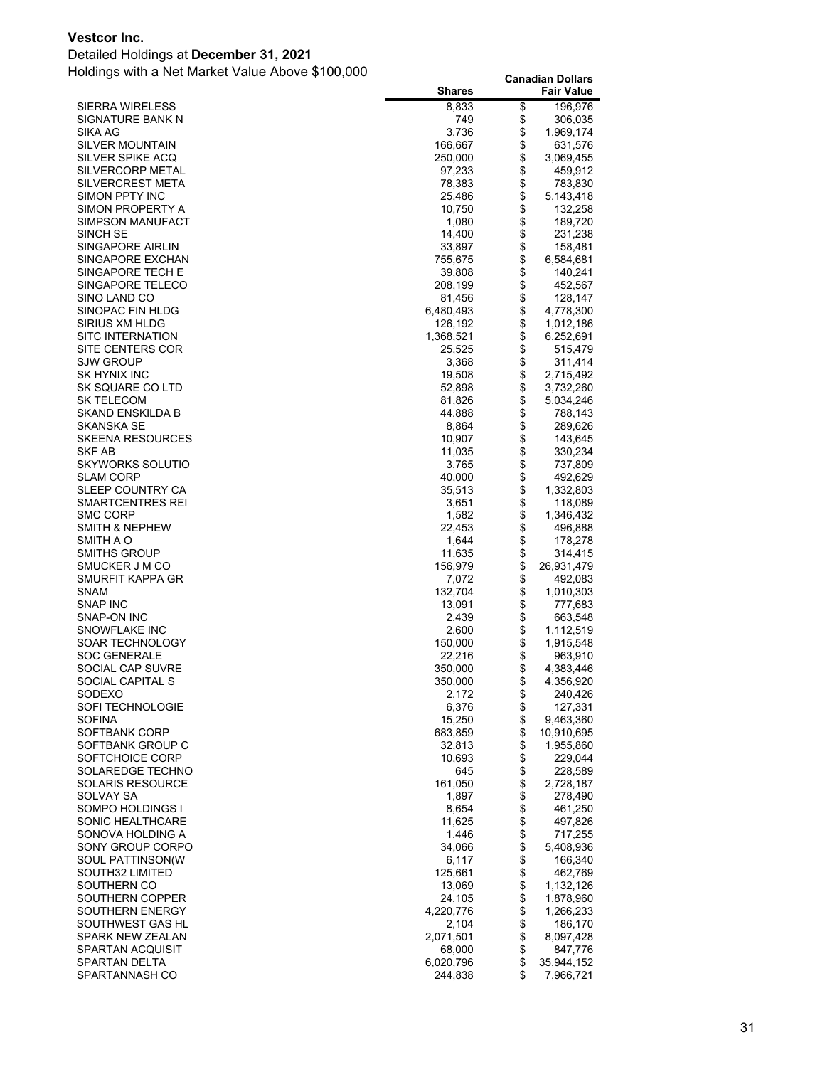**Vestcor Inc.**
Detailed Holdings at **December 31, 2021**
Holdings with a Net Market Value Above $100,000

| | Shares | Canadian Dollars Fair Value |
|---|---:|---:|
| SIERRA WIRELESS | 8,833 | $ 196,976 |
| SIGNATURE BANK N | 749 | $ 306,035 |
| SIKA AG | 3,736 | $ 1,969,174 |
| SILVER MOUNTAIN | 166,667 | $ 631,576 |
| SILVER SPIKE ACQ | 250,000 | $ 3,069,455 |
| SILVERCORP METAL | 97,233 | $ 459,912 |
| SILVERCREST META | 78,383 | $ 783,830 |
| SIMON PPTY INC | 25,486 | $ 5,143,418 |
| SIMON PROPERTY A | 10,750 | $ 132,258 |
| SIMPSON MANUFACT | 1,080 | $ 189,720 |
| SINCH SE | 14,400 | $ 231,238 |
| SINGAPORE AIRLIN | 33,897 | $ 158,481 |
| SINGAPORE EXCHAN | 755,675 | $ 6,584,681 |
| SINGAPORE TECH E | 39,808 | $ 140,241 |
| SINGAPORE TELECO | 208,199 | $ 452,567 |
| SINO LAND CO | 81,456 | $ 128,147 |
| SINOPAC FIN HLDG | 6,480,493 | $ 4,778,300 |
| SIRIUS XM HLDG | 126,192 | $ 1,012,186 |
| SITC INTERNATION | 1,368,521 | $ 6,252,691 |
| SITE CENTERS COR | 25,525 | $ 515,479 |
| SJW GROUP | 3,368 | $ 311,414 |
| SK HYNIX INC | 19,508 | $ 2,715,492 |
| SK SQUARE CO LTD | 52,898 | $ 3,732,260 |
| SK TELECOM | 81,826 | $ 5,034,246 |
| SKAND ENSKILDA B | 44,888 | $ 788,143 |
| SKANSKA SE | 8,864 | $ 289,626 |
| SKEENA RESOURCES | 10,907 | $ 143,645 |
| SKF AB | 11,035 | $ 330,234 |
| SKYWORKS SOLUTIO | 3,765 | $ 737,809 |
| SLAM CORP | 40,000 | $ 492,629 |
| SLEEP COUNTRY CA | 35,513 | $ 1,332,803 |
| SMARTCENTRES REI | 3,651 | $ 118,089 |
| SMC CORP | 1,582 | $ 1,346,432 |
| SMITH & NEPHEW | 22,453 | $ 496,888 |
| SMITH A O | 1,644 | $ 178,278 |
| SMITHS GROUP | 11,635 | $ 314,415 |
| SMUCKER J M CO | 156,979 | $ 26,931,479 |
| SMURFIT KAPPA GR | 7,072 | $ 492,083 |
| SNAM | 132,704 | $ 1,010,303 |
| SNAP INC | 13,091 | $ 777,683 |
| SNAP-ON INC | 2,439 | $ 663,548 |
| SNOWFLAKE INC | 2,600 | $ 1,112,519 |
| SOAR TECHNOLOGY | 150,000 | $ 1,915,548 |
| SOC GENERALE | 22,216 | $ 963,910 |
| SOCIAL CAP SUVRE | 350,000 | $ 4,383,446 |
| SOCIAL CAPITAL S | 350,000 | $ 4,356,920 |
| SODEXO | 2,172 | $ 240,426 |
| SOFI TECHNOLOGIE | 6,376 | $ 127,331 |
| SOFINA | 15,250 | $ 9,463,360 |
| SOFTBANK CORP | 683,859 | $ 10,910,695 |
| SOFTBANK GROUP C | 32,813 | $ 1,955,860 |
| SOFTCHOICE CORP | 10,693 | $ 229,044 |
| SOLAREDGE TECHNO | 645 | $ 228,589 |
| SOLARIS RESOURCE | 161,050 | $ 2,728,187 |
| SOLVAY SA | 1,897 | $ 278,490 |
| SOMPO HOLDINGS I | 8,654 | $ 461,250 |
| SONIC HEALTHCARE | 11,625 | $ 497,826 |
| SONOVA HOLDING A | 1,446 | $ 717,255 |
| SONY GROUP CORPO | 34,066 | $ 5,408,936 |
| SOUL PATTINSON(W | 6,117 | $ 166,340 |
| SOUTH32 LIMITED | 125,661 | $ 462,769 |
| SOUTHERN CO | 13,069 | $ 1,132,126 |
| SOUTHERN COPPER | 24,105 | $ 1,878,960 |
| SOUTHERN ENERGY | 4,220,776 | $ 1,266,233 |
| SOUTHWEST GAS HL | 2,104 | $ 186,170 |
| SPARK NEW ZEALAN | 2,071,501 | $ 8,097,428 |
| SPARTAN ACQUISIT | 68,000 | $ 847,776 |
| SPARTAN DELTA | 6,020,796 | $ 35,944,152 |
| SPARTANNASH CO | 244,838 | $ 7,966,721 |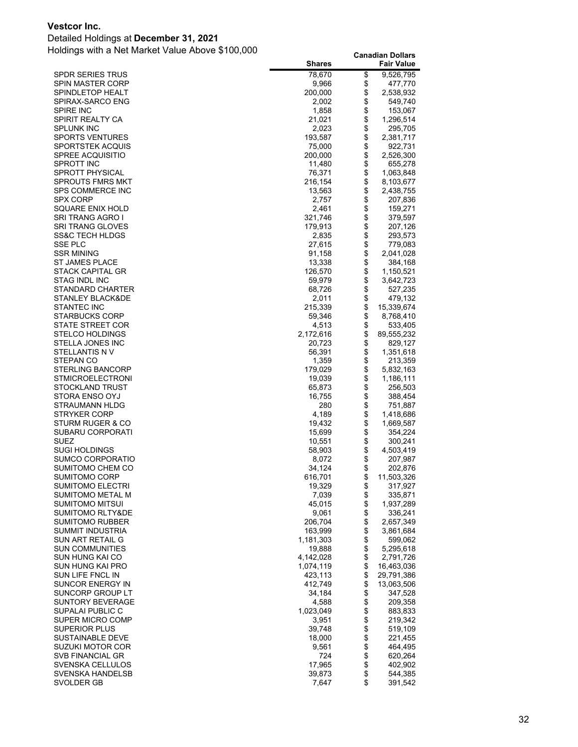**Vestcor Inc.**

Detailed Holdings at **December 31, 2021**

Holdings with a Net Market Value Above $100,000

| | Shares | Canadian Dollars Fair Value |
|---|---|---|
| SPDR SERIES TRUS | 78,670 | $ 9,526,795 |
| SPIN MASTER CORP | 9,966 | $ 477,770 |
| SPINDLETOP HEALT | 200,000 | $ 2,538,932 |
| SPIRAX-SARCO ENG | 2,002 | $ 549,740 |
| SPIRE INC | 1,858 | $ 153,067 |
| SPIRIT REALTY CA | 21,021 | $ 1,296,514 |
| SPLUNK INC | 2,023 | $ 295,705 |
| SPORTS VENTURES | 193,587 | $ 2,381,717 |
| SPORTSTEK ACQUIS | 75,000 | $ 922,731 |
| SPREE ACQUISITIO | 200,000 | $ 2,526,300 |
| SPROTT INC | 11,480 | $ 655,278 |
| SPROTT PHYSICAL | 76,371 | $ 1,063,848 |
| SPROUTS FMRS MKT | 216,154 | $ 8,103,677 |
| SPS COMMERCE INC | 13,563 | $ 2,438,755 |
| SPX CORP | 2,757 | $ 207,836 |
| SQUARE ENIX HOLD | 2,461 | $ 159,271 |
| SRI TRANG AGRO I | 321,746 | $ 379,597 |
| SRI TRANG GLOVES | 179,913 | $ 207,126 |
| SS&C TECH HLDGS | 2,835 | $ 293,573 |
| SSE PLC | 27,615 | $ 779,083 |
| SSR MINING | 91,158 | $ 2,041,028 |
| ST JAMES PLACE | 13,338 | $ 384,168 |
| STACK CAPITAL GR | 126,570 | $ 1,150,521 |
| STAG INDL INC | 59,979 | $ 3,642,723 |
| STANDARD CHARTER | 68,726 | $ 527,235 |
| STANLEY BLACK&DE | 2,011 | $ 479,132 |
| STANTEC INC | 215,339 | $ 15,339,674 |
| STARBUCKS CORP | 59,346 | $ 8,768,410 |
| STATE STREET COR | 4,513 | $ 533,405 |
| STELCO HOLDINGS | 2,172,616 | $ 89,555,232 |
| STELLA JONES INC | 20,723 | $ 829,127 |
| STELLANTIS N V | 56,391 | $ 1,351,618 |
| STEPAN CO | 1,359 | $ 213,359 |
| STERLING BANCORP | 179,029 | $ 5,832,163 |
| STMICROELECTRONI | 19,039 | $ 1,186,111 |
| STOCKLAND TRUST | 65,873 | $ 256,503 |
| STORA ENSO OYJ | 16,755 | $ 388,454 |
| STRAUMANN HLDG | 280 | $ 751,887 |
| STRYKER CORP | 4,189 | $ 1,418,686 |
| STURM RUGER & CO | 19,432 | $ 1,669,587 |
| SUBARU CORPORATI | 15,699 | $ 354,224 |
| SUEZ | 10,551 | $ 300,241 |
| SUGI HOLDINGS | 58,903 | $ 4,503,419 |
| SUMCO CORPORATIO | 8,072 | $ 207,987 |
| SUMITOMO CHEM CO | 34,124 | $ 202,876 |
| SUMITOMO CORP | 616,701 | $ 11,503,326 |
| SUMITOMO ELECTRI | 19,329 | $ 317,927 |
| SUMITOMO METAL M | 7,039 | $ 335,871 |
| SUMITOMO MITSUI | 45,015 | $ 1,937,289 |
| SUMITOMO RLTY&DE | 9,061 | $ 336,241 |
| SUMITOMO RUBBER | 206,704 | $ 2,657,349 |
| SUMMIT INDUSTRIA | 163,999 | $ 3,861,684 |
| SUN ART RETAIL G | 1,181,303 | $ 599,062 |
| SUN COMMUNITIES | 19,888 | $ 5,295,618 |
| SUN HUNG KAI CO | 4,142,028 | $ 2,791,726 |
| SUN HUNG KAI PRO | 1,074,119 | $ 16,463,036 |
| SUN LIFE FNCL IN | 423,113 | $ 29,791,386 |
| SUNCOR ENERGY IN | 412,749 | $ 13,063,506 |
| SUNCORP GROUP LT | 34,184 | $ 347,528 |
| SUNTORY BEVERAGE | 4,588 | $ 209,358 |
| SUPALAI PUBLIC C | 1,023,049 | $ 883,833 |
| SUPER MICRO COMP | 3,951 | $ 219,342 |
| SUPERIOR PLUS | 39,748 | $ 519,109 |
| SUSTAINABLE DEVE | 18,000 | $ 221,455 |
| SUZUKI MOTOR COR | 9,561 | $ 464,495 |
| SVB FINANCIAL GR | 724 | $ 620,264 |
| SVENSKA CELLULOS | 17,965 | $ 402,902 |
| SVENSKA HANDELSB | 39,873 | $ 544,385 |
| SVOLDER GB | 7,647 | $ 391,542 |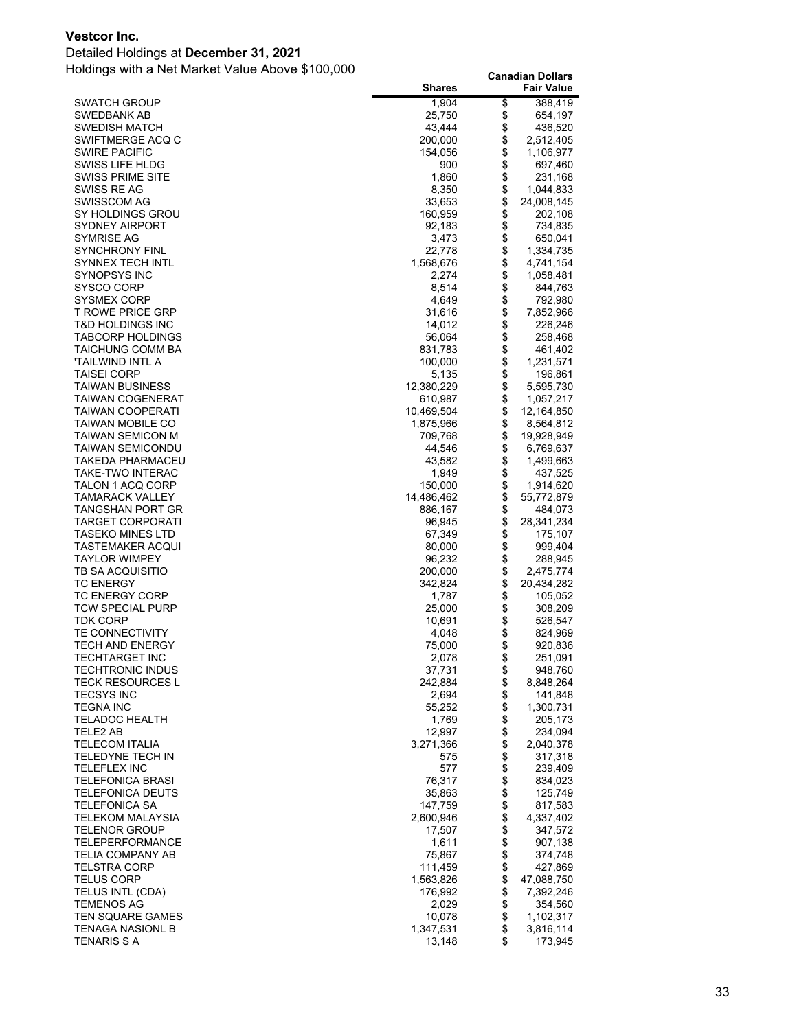**Vestcor Inc.**

Detailed Holdings at **December 31, 2021**

Holdings with a Net Market Value Above $100,000

| | Shares | Canadian Dollars Fair Value |
|---|---|---|
| SWATCH GROUP | 1,904 | $ 388,419 |
| SWEDBANK AB | 25,750 | $ 654,197 |
| SWEDISH MATCH | 43,444 | $ 436,520 |
| SWIFTMERGE ACQ C | 200,000 | $ 2,512,405 |
| SWIRE PACIFIC | 154,056 | $ 1,106,977 |
| SWISS LIFE HLDG | 900 | $ 697,460 |
| SWISS PRIME SITE | 1,860 | $ 231,168 |
| SWISS RE AG | 8,350 | $ 1,044,833 |
| SWISSCOM AG | 33,653 | $ 24,008,145 |
| SY HOLDINGS GROU | 160,959 | $ 202,108 |
| SYDNEY AIRPORT | 92,183 | $ 734,835 |
| SYMRISE AG | 3,473 | $ 650,041 |
| SYNCHRONY FINL | 22,778 | $ 1,334,735 |
| SYNNEX TECH INTL | 1,568,676 | $ 4,741,154 |
| SYNOPSYS INC | 2,274 | $ 1,058,481 |
| SYSCO CORP | 8,514 | $ 844,763 |
| SYSMEX CORP | 4,649 | $ 792,980 |
| T ROWE PRICE GRP | 31,616 | $ 7,852,966 |
| T&D HOLDINGS INC | 14,012 | $ 226,246 |
| TABCORP HOLDINGS | 56,064 | $ 258,468 |
| TAICHUNG COMM BA | 831,783 | $ 461,402 |
| 'TAILWIND INTL A | 100,000 | $ 1,231,571 |
| TAISEI CORP | 5,135 | $ 196,861 |
| TAIWAN BUSINESS | 12,380,229 | $ 5,595,730 |
| TAIWAN COGENERAT | 610,987 | $ 1,057,217 |
| TAIWAN COOPERATI | 10,469,504 | $ 12,164,850 |
| TAIWAN MOBILE CO | 1,875,966 | $ 8,564,812 |
| TAIWAN SEMICON M | 709,768 | $ 19,928,949 |
| TAIWAN SEMICONDU | 44,546 | $ 6,769,637 |
| TAKEDA PHARMACEU | 43,582 | $ 1,499,663 |
| TAKE-TWO INTERAC | 1,949 | $ 437,525 |
| TALON 1 ACQ CORP | 150,000 | $ 1,914,620 |
| TAMARACK VALLEY | 14,486,462 | $ 55,772,879 |
| TANGSHAN PORT GR | 886,167 | $ 484,073 |
| TARGET CORPORATI | 96,945 | $ 28,341,234 |
| TASEKO MINES LTD | 67,349 | $ 175,107 |
| TASTEMAKER ACQUI | 80,000 | $ 999,404 |
| TAYLOR WIMPEY | 96,232 | $ 288,945 |
| TB SA ACQUISITIO | 200,000 | $ 2,475,774 |
| TC ENERGY | 342,824 | $ 20,434,282 |
| TC ENERGY CORP | 1,787 | $ 105,052 |
| TCW SPECIAL PURP | 25,000 | $ 308,209 |
| TDK CORP | 10,691 | $ 526,547 |
| TE CONNECTIVITY | 4,048 | $ 824,969 |
| TECH AND ENERGY | 75,000 | $ 920,836 |
| TECHTARGET INC | 2,078 | $ 251,091 |
| TECHTRONIC INDUS | 37,731 | $ 948,760 |
| TECK RESOURCES L | 242,884 | $ 8,848,264 |
| TECSYS INC | 2,694 | $ 141,848 |
| TEGNA INC | 55,252 | $ 1,300,731 |
| TELADOC HEALTH | 1,769 | $ 205,173 |
| TELE2 AB | 12,997 | $ 234,094 |
| TELECOM ITALIA | 3,271,366 | $ 2,040,378 |
| TELEDYNE TECH IN | 575 | $ 317,318 |
| TELEFLEX INC | 577 | $ 239,409 |
| TELEFONICA BRASI | 76,317 | $ 834,023 |
| TELEFONICA DEUTS | 35,863 | $ 125,749 |
| TELEFONICA SA | 147,759 | $ 817,583 |
| TELEKOM MALAYSIA | 2,600,946 | $ 4,337,402 |
| TELENOR GROUP | 17,507 | $ 347,572 |
| TELEPERFORMANCE | 1,611 | $ 907,138 |
| TELIA COMPANY AB | 75,867 | $ 374,748 |
| TELSTRA CORP | 111,459 | $ 427,869 |
| TELUS CORP | 1,563,826 | $ 47,088,750 |
| TELUS INTL (CDA) | 176,992 | $ 7,392,246 |
| TEMENOS AG | 2,029 | $ 354,560 |
| TEN SQUARE GAMES | 10,078 | $ 1,102,317 |
| TENAGA NASIONL B | 1,347,531 | $ 3,816,114 |
| TENARIS S A | 13,148 | $ 173,945 |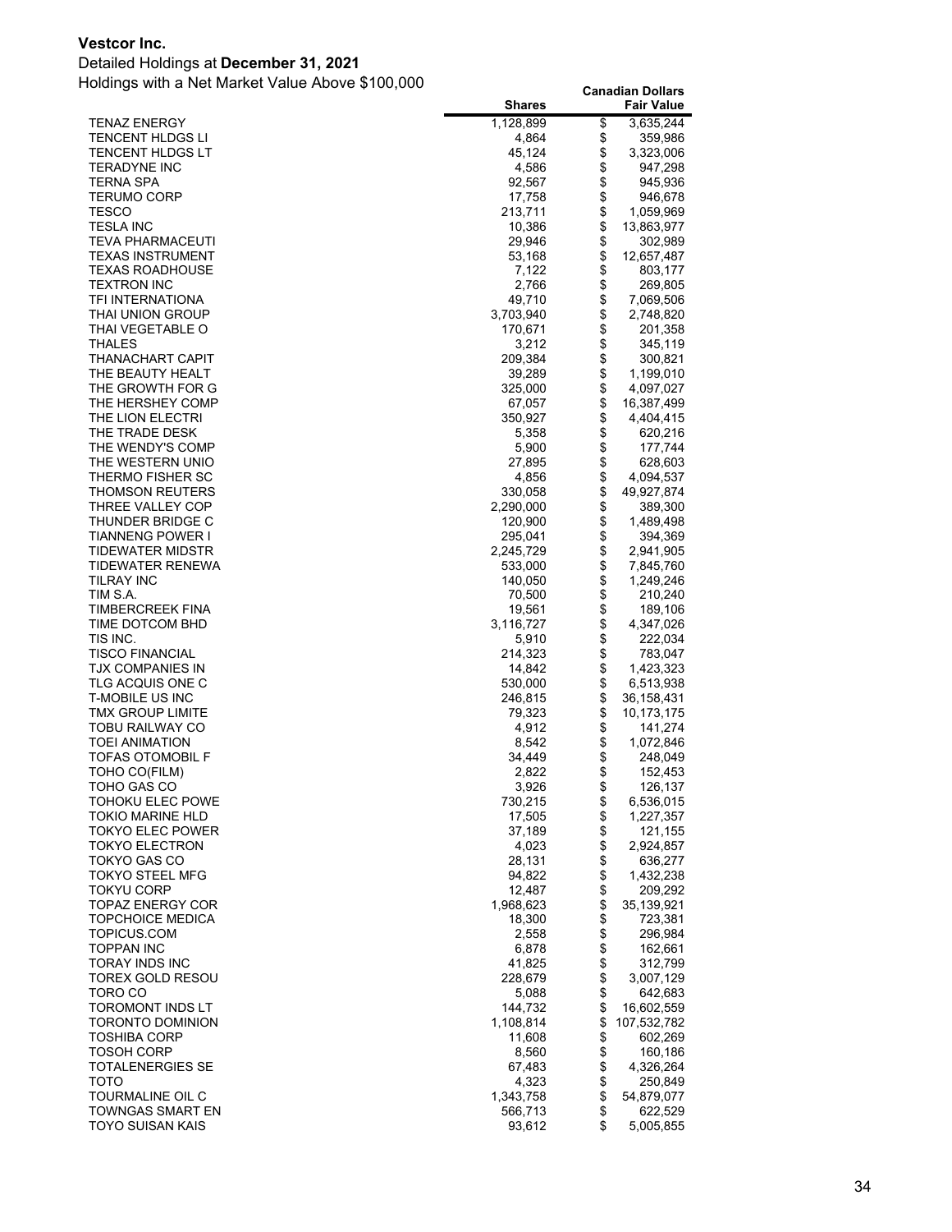**Vestcor Inc.**

Detailed Holdings at **December 31, 2021**

Holdings with a Net Market Value Above $100,000

| | Shares | Canadian Dollars Fair Value |
|---|---|---|
| TENAZ ENERGY | 1,128,899 | $ 3,635,244 |
| TENCENT HLDGS LI | 4,864 | $ 359,986 |
| TENCENT HLDGS LT | 45,124 | $ 3,323,006 |
| TERADYNE INC | 4,586 | $ 947,298 |
| TERNA SPA | 92,567 | $ 945,936 |
| TERUMO CORP | 17,758 | $ 946,678 |
| TESCO | 213,711 | $ 1,059,969 |
| TESLA INC | 10,386 | $ 13,863,977 |
| TEVA PHARMACEUTI | 29,946 | $ 302,989 |
| TEXAS INSTRUMENT | 53,168 | $ 12,657,487 |
| TEXAS ROADHOUSE | 7,122 | $ 803,177 |
| TEXTRON INC | 2,766 | $ 269,805 |
| TFI INTERNATIONA | 49,710 | $ 7,069,506 |
| THAI UNION GROUP | 3,703,940 | $ 2,748,820 |
| THAI VEGETABLE O | 170,671 | $ 201,358 |
| THALES | 3,212 | $ 345,119 |
| THANACHART CAPIT | 209,384 | $ 300,821 |
| THE BEAUTY HEALT | 39,289 | $ 1,199,010 |
| THE GROWTH FOR G | 325,000 | $ 4,097,027 |
| THE HERSHEY COMP | 67,057 | $ 16,387,499 |
| THE LION ELECTRI | 350,927 | $ 4,404,415 |
| THE TRADE DESK | 5,358 | $ 620,216 |
| THE WENDY'S COMP | 5,900 | $ 177,744 |
| THE WESTERN UNIO | 27,895 | $ 628,603 |
| THERMO FISHER SC | 4,856 | $ 4,094,537 |
| THOMSON REUTERS | 330,058 | $ 49,927,874 |
| THREE VALLEY COP | 2,290,000 | $ 389,300 |
| THUNDER BRIDGE C | 120,900 | $ 1,489,498 |
| TIANNENG POWER I | 295,041 | $ 394,369 |
| TIDEWATER MIDSTR | 2,245,729 | $ 2,941,905 |
| TIDEWATER RENEWA | 533,000 | $ 7,845,760 |
| TILRAY INC | 140,050 | $ 1,249,246 |
| TIM S.A. | 70,500 | $ 210,240 |
| TIMBERCREEK FINA | 19,561 | $ 189,106 |
| TIME DOTCOM BHD | 3,116,727 | $ 4,347,026 |
| TIS INC. | 5,910 | $ 222,034 |
| TISCO FINANCIAL | 214,323 | $ 783,047 |
| TJX COMPANIES IN | 14,842 | $ 1,423,323 |
| TLG ACQUIS ONE C | 530,000 | $ 6,513,938 |
| T-MOBILE US INC | 246,815 | $ 36,158,431 |
| TMX GROUP LIMITE | 79,323 | $ 10,173,175 |
| TOBU RAILWAY CO | 4,912 | $ 141,274 |
| TOEI ANIMATION | 8,542 | $ 1,072,846 |
| TOFAS OTOMOBIL F | 34,449 | $ 248,049 |
| TOHO CO(FILM) | 2,822 | $ 152,453 |
| TOHO GAS CO | 3,926 | $ 126,137 |
| TOHOKU ELEC POWE | 730,215 | $ 6,536,015 |
| TOKIO MARINE HLD | 17,505 | $ 1,227,357 |
| TOKYO ELEC POWER | 37,189 | $ 121,155 |
| TOKYO ELECTRON | 4,023 | $ 2,924,857 |
| TOKYO GAS CO | 28,131 | $ 636,277 |
| TOKYO STEEL MFG | 94,822 | $ 1,432,238 |
| TOKYU CORP | 12,487 | $ 209,292 |
| TOPAZ ENERGY COR | 1,968,623 | $ 35,139,921 |
| TOPCHOICE MEDICA | 18,300 | $ 723,381 |
| TOPICUS.COM | 2,558 | $ 296,984 |
| TOPPAN INC | 6,878 | $ 162,661 |
| TORAY INDS INC | 41,825 | $ 312,799 |
| TOREX GOLD RESOU | 228,679 | $ 3,007,129 |
| TORO CO | 5,088 | $ 642,683 |
| TOROMONT INDS LT | 144,732 | $ 16,602,559 |
| TORONTO DOMINION | 1,108,814 | $ 107,532,782 |
| TOSHIBA CORP | 11,608 | $ 602,269 |
| TOSOH CORP | 8,560 | $ 160,186 |
| TOTALENERGIES SE | 67,483 | $ 4,326,264 |
| TOTO | 4,323 | $ 250,849 |
| TOURMALINE OIL C | 1,343,758 | $ 54,879,077 |
| TOWNGAS SMART EN | 566,713 | $ 622,529 |
| TOYO SUISAN KAIS | 93,612 | $ 5,005,855 |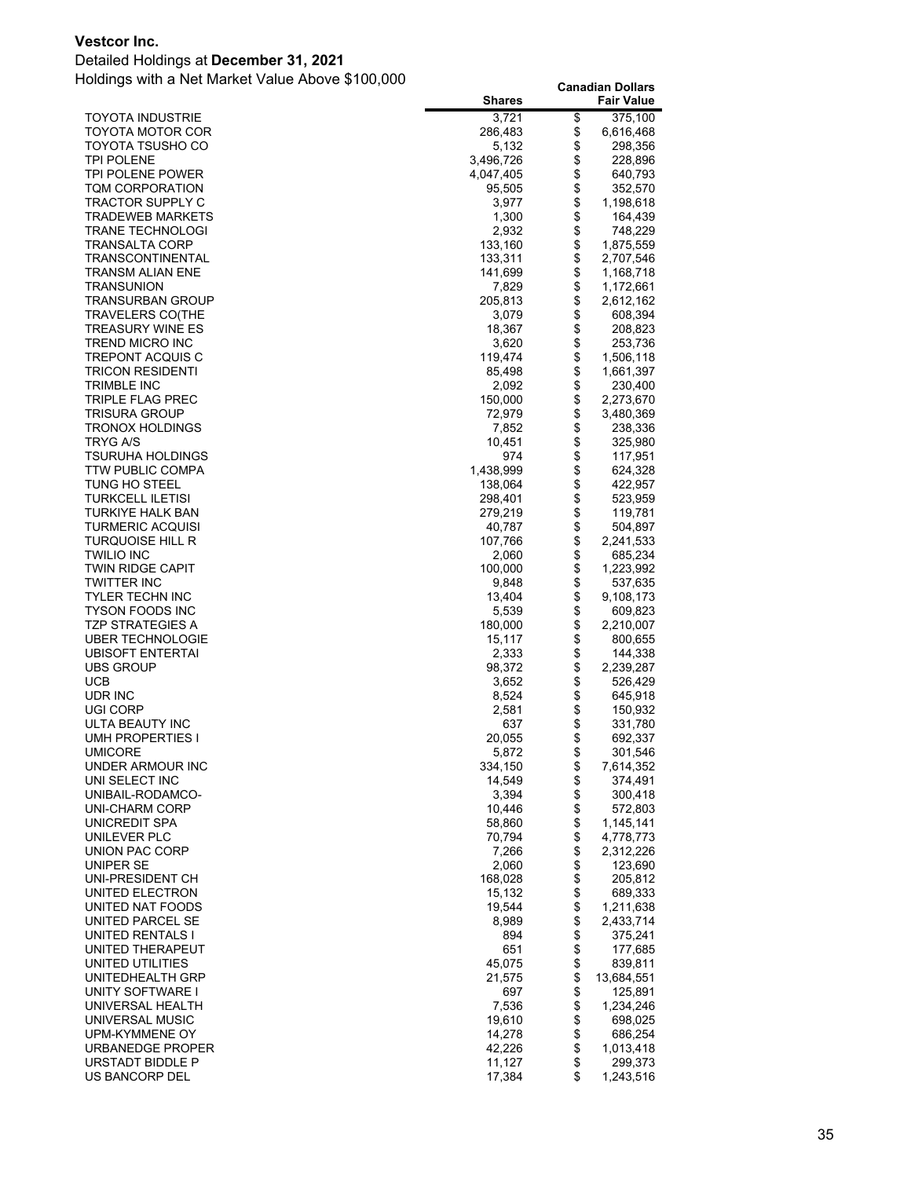**Vestcor Inc.**

Detailed Holdings at **December 31, 2021**

Holdings with a Net Market Value Above $100,000

| | Shares | Canadian Dollars Fair Value |
|---|---|---|
| TOYOTA INDUSTRIE | 3,721 | $ 375,100 |
| TOYOTA MOTOR COR | 286,483 | $ 6,616,468 |
| TOYOTA TSUSHO CO | 5,132 | $ 298,356 |
| TPI POLENE | 3,496,726 | $ 228,896 |
| TPI POLENE POWER | 4,047,405 | $ 640,793 |
| TQM CORPORATION | 95,505 | $ 352,570 |
| TRACTOR SUPPLY C | 3,977 | $ 1,198,618 |
| TRADEWEB MARKETS | 1,300 | $ 164,439 |
| TRANE TECHNOLOGI | 2,932 | $ 748,229 |
| TRANSALTA CORP | 133,160 | $ 1,875,559 |
| TRANSCONTINENTAL | 133,311 | $ 2,707,546 |
| TRANSM ALIAN ENE | 141,699 | $ 1,168,718 |
| TRANSUNION | 7,829 | $ 1,172,661 |
| TRANSURBAN GROUP | 205,813 | $ 2,612,162 |
| TRAVELERS CO(THE | 3,079 | $ 608,394 |
| TREASURY WINE ES | 18,367 | $ 208,823 |
| TREND MICRO INC | 3,620 | $ 253,736 |
| TREPONT ACQUIS C | 119,474 | $ 1,506,118 |
| TRICON RESIDENTI | 85,498 | $ 1,661,397 |
| TRIMBLE INC | 2,092 | $ 230,400 |
| TRIPLE FLAG PREC | 150,000 | $ 2,273,670 |
| TRISURA GROUP | 72,979 | $ 3,480,369 |
| TRONOX HOLDINGS | 7,852 | $ 238,336 |
| TRYG A/S | 10,451 | $ 325,980 |
| TSURUHA HOLDINGS | 974 | $ 117,951 |
| TTW PUBLIC COMPA | 1,438,999 | $ 624,328 |
| TUNG HO STEEL | 138,064 | $ 422,957 |
| TURKCELL ILETISI | 298,401 | $ 523,959 |
| TURKIYE HALK BAN | 279,219 | $ 119,781 |
| TURMERIC ACQUISI | 40,787 | $ 504,897 |
| TURQUOISE HILL R | 107,766 | $ 2,241,533 |
| TWILIO INC | 2,060 | $ 685,234 |
| TWIN RIDGE CAPIT | 100,000 | $ 1,223,992 |
| TWITTER INC | 9,848 | $ 537,635 |
| TYLER TECHN INC | 13,404 | $ 9,108,173 |
| TYSON FOODS INC | 5,539 | $ 609,823 |
| TZP STRATEGIES A | 180,000 | $ 2,210,007 |
| UBER TECHNOLOGIE | 15,117 | $ 800,655 |
| UBISOFT ENTERTAI | 2,333 | $ 144,338 |
| UBS GROUP | 98,372 | $ 2,239,287 |
| UCB | 3,652 | $ 526,429 |
| UDR INC | 8,524 | $ 645,918 |
| UGI CORP | 2,581 | $ 150,932 |
| ULTA BEAUTY INC | 637 | $ 331,780 |
| UMH PROPERTIES I | 20,055 | $ 692,337 |
| UMICORE | 5,872 | $ 301,546 |
| UNDER ARMOUR INC | 334,150 | $ 7,614,352 |
| UNI SELECT INC | 14,549 | $ 374,491 |
| UNIBAIL-RODAMCO- | 3,394 | $ 300,418 |
| UNI-CHARM CORP | 10,446 | $ 572,803 |
| UNICREDIT SPA | 58,860 | $ 1,145,141 |
| UNILEVER PLC | 70,794 | $ 4,778,773 |
| UNION PAC CORP | 7,266 | $ 2,312,226 |
| UNIPER SE | 2,060 | $ 123,690 |
| UNI-PRESIDENT CH | 168,028 | $ 205,812 |
| UNITED ELECTRON | 15,132 | $ 689,333 |
| UNITED NAT FOODS | 19,544 | $ 1,211,638 |
| UNITED PARCEL SE | 8,989 | $ 2,433,714 |
| UNITED RENTALS I | 894 | $ 375,241 |
| UNITED THERAPEUT | 651 | $ 177,685 |
| UNITED UTILITIES | 45,075 | $ 839,811 |
| UNITEDHEALTH GRP | 21,575 | $ 13,684,551 |
| UNITY SOFTWARE I | 697 | $ 125,891 |
| UNIVERSAL HEALTH | 7,536 | $ 1,234,246 |
| UNIVERSAL MUSIC | 19,610 | $ 698,025 |
| UPM-KYMMENE OY | 14,278 | $ 686,254 |
| URBANEDGE PROPER | 42,226 | $ 1,013,418 |
| URSTADT BIDDLE P | 11,127 | $ 299,373 |
| US BANCORP DEL | 17,384 | $ 1,243,516 |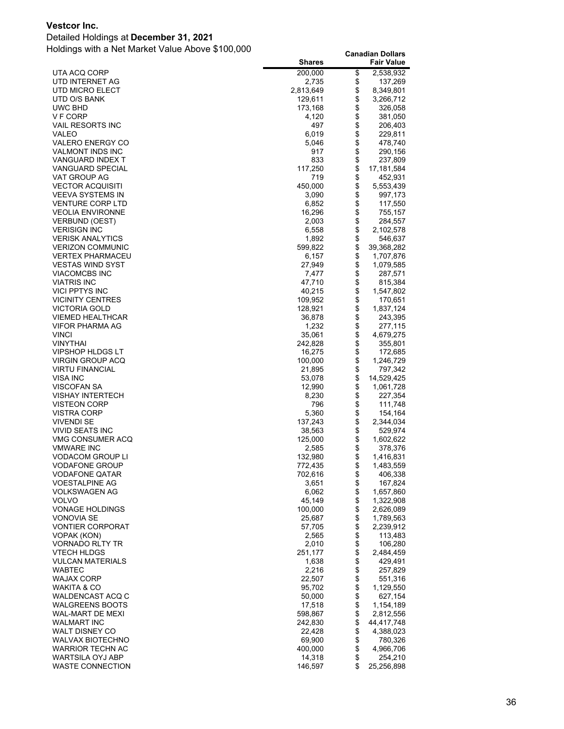**Vestcor Inc.**

Detailed Holdings at **December 31, 2021**

Holdings with a Net Market Value Above $100,000

| | Shares | Canadian Dollars Fair Value |
|---|---|---|
| UTA ACQ CORP | 200,000 | $ 2,538,932 |
| UTD INTERNET AG | 2,735 | $ 137,269 |
| UTD MICRO ELECT | 2,813,649 | $ 8,349,801 |
| UTD O/S BANK | 129,611 | $ 3,266,712 |
| UWC BHD | 173,168 | $ 326,058 |
| V F CORP | 4,120 | $ 381,050 |
| VAIL RESORTS INC | 497 | $ 206,403 |
| VALEO | 6,019 | $ 229,811 |
| VALERO ENERGY CO | 5,046 | $ 478,740 |
| VALMONT INDS INC | 917 | $ 290,156 |
| VANGUARD INDEX T | 833 | $ 237,809 |
| VANGUARD SPECIAL | 117,250 | $ 17,181,584 |
| VAT GROUP AG | 719 | $ 452,931 |
| VECTOR ACQUISITI | 450,000 | $ 5,553,439 |
| VEEVA SYSTEMS IN | 3,090 | $ 997,173 |
| VENTURE CORP LTD | 6,852 | $ 117,550 |
| VEOLIA ENVIRONNE | 16,296 | $ 755,157 |
| VERBUND (OEST) | 2,003 | $ 284,557 |
| VERISIGN INC | 6,558 | $ 2,102,578 |
| VERISK ANALYTICS | 1,892 | $ 546,637 |
| VERIZON COMMUNIC | 599,822 | $ 39,368,282 |
| VERTEX PHARMACEU | 6,157 | $ 1,707,876 |
| VESTAS WIND SYST | 27,949 | $ 1,079,585 |
| VIACOMCBS INC | 7,477 | $ 287,571 |
| VIATRIS INC | 47,710 | $ 815,384 |
| VICI PPTYS INC | 40,215 | $ 1,547,802 |
| VICINITY CENTRES | 109,952 | $ 170,651 |
| VICTORIA GOLD | 128,921 | $ 1,837,124 |
| VIEMED HEALTHCAR | 36,878 | $ 243,395 |
| VIFOR PHARMA AG | 1,232 | $ 277,115 |
| VINCI | 35,061 | $ 4,679,275 |
| VINYTHAI | 242,828 | $ 355,801 |
| VIPSHOP HLDGS LT | 16,275 | $ 172,685 |
| VIRGIN GROUP ACQ | 100,000 | $ 1,246,729 |
| VIRTU FINANCIAL | 21,895 | $ 797,342 |
| VISA INC | 53,078 | $ 14,529,425 |
| VISCOFAN SA | 12,990 | $ 1,061,728 |
| VISHAY INTERTECH | 8,230 | $ 227,354 |
| VISTEON CORP | 796 | $ 111,748 |
| VISTRA CORP | 5,360 | $ 154,164 |
| VIVENDI SE | 137,243 | $ 2,344,034 |
| VIVID SEATS INC | 38,563 | $ 529,974 |
| VMG CONSUMER ACQ | 125,000 | $ 1,602,622 |
| VMWARE INC | 2,585 | $ 378,376 |
| VODACOM GROUP LI | 132,980 | $ 1,416,831 |
| VODAFONE GROUP | 772,435 | $ 1,483,559 |
| VODAFONE QATAR | 702,616 | $ 406,338 |
| VOESTALPINE AG | 3,651 | $ 167,824 |
| VOLKSWAGEN AG | 6,062 | $ 1,657,860 |
| VOLVO | 45,149 | $ 1,322,908 |
| VONAGE HOLDINGS | 100,000 | $ 2,626,089 |
| VONOVIA SE | 25,687 | $ 1,789,563 |
| VONTIER CORPORAT | 57,705 | $ 2,239,912 |
| VOPAK (KON) | 2,565 | $ 113,483 |
| VORNADO RLTY TR | 2,010 | $ 106,280 |
| VTECH HLDGS | 251,177 | $ 2,484,459 |
| VULCAN MATERIALS | 1,638 | $ 429,491 |
| WABTEC | 2,216 | $ 257,829 |
| WAJAX CORP | 22,507 | $ 551,316 |
| WAKITA & CO | 95,702 | $ 1,129,550 |
| WALDENCAST ACQ C | 50,000 | $ 627,154 |
| WALGREENS BOOTS | 17,518 | $ 1,154,189 |
| WAL-MART DE MEXI | 598,867 | $ 2,812,556 |
| WALMART INC | 242,830 | $ 44,417,748 |
| WALT DISNEY CO | 22,428 | $ 4,388,023 |
| WALVAX BIOTECHNO | 69,900 | $ 780,326 |
| WARRIOR TECHN AC | 400,000 | $ 4,966,706 |
| WARTSILA OYJ ABP | 14,318 | $ 254,210 |
| WASTE CONNECTION | 146,597 | $ 25,256,898 |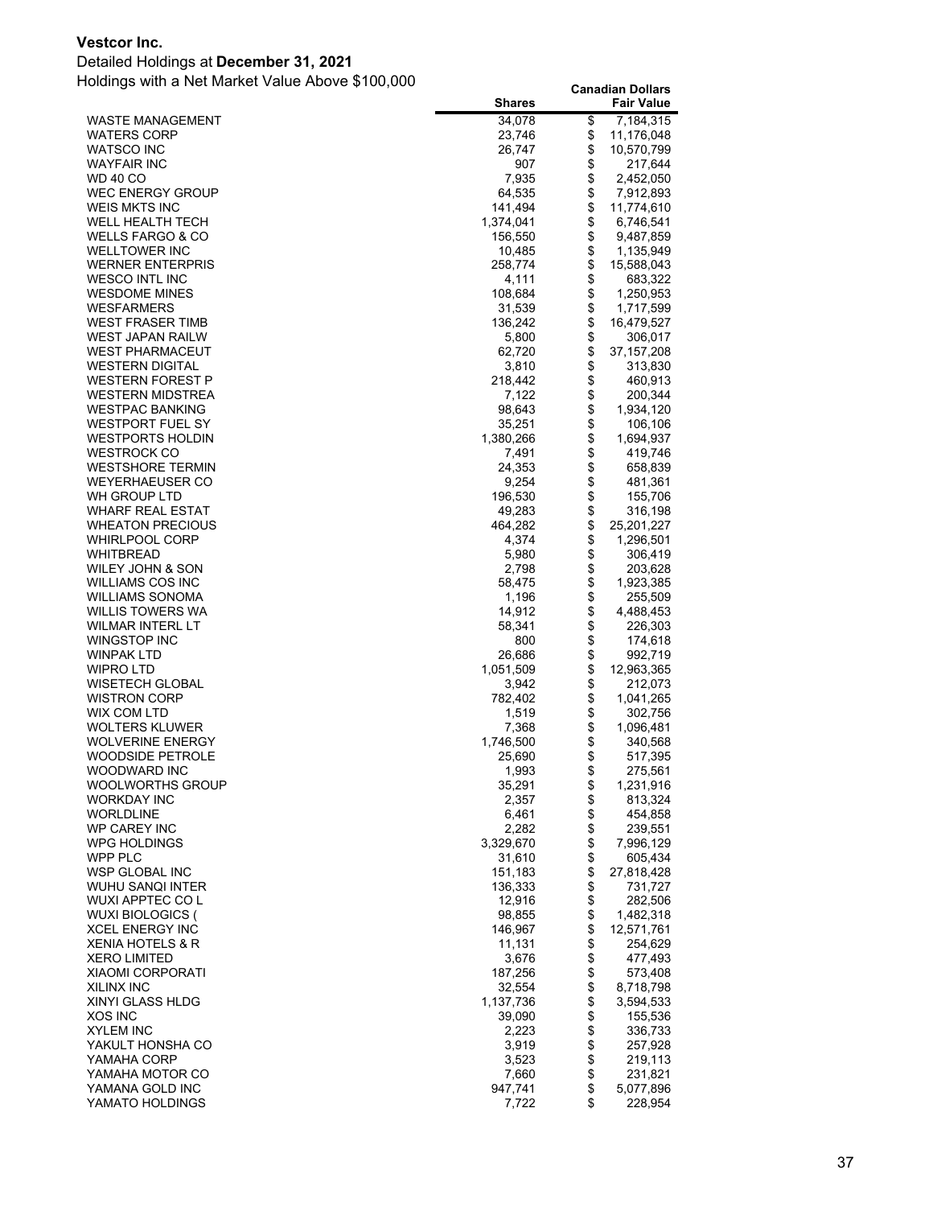**Vestcor Inc.**

Detailed Holdings at **December 31, 2021**

Holdings with a Net Market Value Above $100,000

| | Shares | Canadian Dollars Fair Value |
|---|---|---|
| WASTE MANAGEMENT | 34,078 | $ 7,184,315 |
| WATERS CORP | 23,746 | $ 11,176,048 |
| WATSCO INC | 26,747 | $ 10,570,799 |
| WAYFAIR INC | 907 | $ 217,644 |
| WD 40 CO | 7,935 | $ 2,452,050 |
| WEC ENERGY GROUP | 64,535 | $ 7,912,893 |
| WEIS MKTS INC | 141,494 | $ 11,774,610 |
| WELL HEALTH TECH | 1,374,041 | $ 6,746,541 |
| WELLS FARGO & CO | 156,550 | $ 9,487,859 |
| WELLTOWER INC | 10,485 | $ 1,135,949 |
| WERNER ENTERPRIS | 258,774 | $ 15,588,043 |
| WESCO INTL INC | 4,111 | $ 683,322 |
| WESDOME MINES | 108,684 | $ 1,250,953 |
| WESFARMERS | 31,539 | $ 1,717,599 |
| WEST FRASER TIMB | 136,242 | $ 16,479,527 |
| WEST JAPAN RAILW | 5,800 | $ 306,017 |
| WEST PHARMACEUT | 62,720 | $ 37,157,208 |
| WESTERN DIGITAL | 3,810 | $ 313,830 |
| WESTERN FOREST P | 218,442 | $ 460,913 |
| WESTERN MIDSTREA | 7,122 | $ 200,344 |
| WESTPAC BANKING | 98,643 | $ 1,934,120 |
| WESTPORT FUEL SY | 35,251 | $ 106,106 |
| WESTPORTS HOLDIN | 1,380,266 | $ 1,694,937 |
| WESTROCK CO | 7,491 | $ 419,746 |
| WESTSHORE TERMIN | 24,353 | $ 658,839 |
| WEYERHAEUSER CO | 9,254 | $ 481,361 |
| WH GROUP LTD | 196,530 | $ 155,706 |
| WHARF REAL ESTAT | 49,283 | $ 316,198 |
| WHEATON PRECIOUS | 464,282 | $ 25,201,227 |
| WHIRLPOOL CORP | 4,374 | $ 1,296,501 |
| WHITBREAD | 5,980 | $ 306,419 |
| WILEY JOHN & SON | 2,798 | $ 203,628 |
| WILLIAMS COS INC | 58,475 | $ 1,923,385 |
| WILLIAMS SONOMA | 1,196 | $ 255,509 |
| WILLIS TOWERS WA | 14,912 | $ 4,488,453 |
| WILMAR INTERL LT | 58,341 | $ 226,303 |
| WINGSTOP INC | 800 | $ 174,618 |
| WINPAK LTD | 26,686 | $ 992,719 |
| WIPRO LTD | 1,051,509 | $ 12,963,365 |
| WISETECH GLOBAL | 3,942 | $ 212,073 |
| WISTRON CORP | 782,402 | $ 1,041,265 |
| WIX COM LTD | 1,519 | $ 302,756 |
| WOLTERS KLUWER | 7,368 | $ 1,096,481 |
| WOLVERINE ENERGY | 1,746,500 | $ 340,568 |
| WOODSIDE PETROLE | 25,690 | $ 517,395 |
| WOODWARD INC | 1,993 | $ 275,561 |
| WOOLWORTHS GROUP | 35,291 | $ 1,231,916 |
| WORKDAY INC | 2,357 | $ 813,324 |
| WORLDLINE | 6,461 | $ 454,858 |
| WP CAREY INC | 2,282 | $ 239,551 |
| WPG HOLDINGS | 3,329,670 | $ 7,996,129 |
| WPP PLC | 31,610 | $ 605,434 |
| WSP GLOBAL INC | 151,183 | $ 27,818,428 |
| WUHU SANQI INTER | 136,333 | $ 731,727 |
| WUXI APPTEC CO L | 12,916 | $ 282,506 |
| WUXI BIOLOGICS ( | 98,855 | $ 1,482,318 |
| XCEL ENERGY INC | 146,967 | $ 12,571,761 |
| XENIA HOTELS & R | 11,131 | $ 254,629 |
| XERO LIMITED | 3,676 | $ 477,493 |
| XIAOMI CORPORATI | 187,256 | $ 573,408 |
| XILINX INC | 32,554 | $ 8,718,798 |
| XINYI GLASS HLDG | 1,137,736 | $ 3,594,533 |
| XOS INC | 39,090 | $ 155,536 |
| XYLEM INC | 2,223 | $ 336,733 |
| YAKULT HONSHA CO | 3,919 | $ 257,928 |
| YAMAHA CORP | 3,523 | $ 219,113 |
| YAMAHA MOTOR CO | 7,660 | $ 231,821 |
| YAMANA GOLD INC | 947,741 | $ 5,077,896 |
| YAMATO HOLDINGS | 7,722 | $ 228,954 |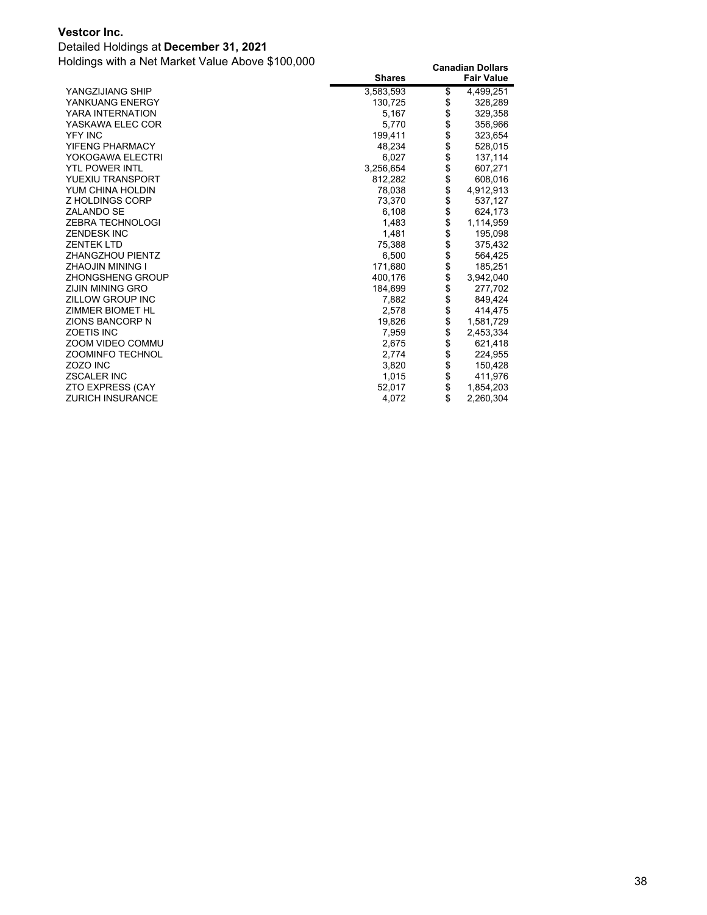**Vestcor Inc.**

Detailed Holdings at **December 31, 2021**

Holdings with a Net Market Value Above $100,000

| | Shares | Canadian Dollars Fair Value |
|---|---|---|
| YANGZIJIANG SHIP | 3,583,593 | $ 4,499,251 |
| YANKUANG ENERGY | 130,725 | $ 328,289 |
| YARA INTERNATION | 5,167 | $ 329,358 |
| YASKAWA ELEC COR | 5,770 | $ 356,966 |
| YFY INC | 199,411 | $ 323,654 |
| YIFENG PHARMACY | 48,234 | $ 528,015 |
| YOKOGAWA ELECTRI | 6,027 | $ 137,114 |
| YTL POWER INTL | 3,256,654 | $ 607,271 |
| YUEXIU TRANSPORT | 812,282 | $ 608,016 |
| YUM CHINA HOLDIN | 78,038 | $ 4,912,913 |
| Z HOLDINGS CORP | 73,370 | $ 537,127 |
| ZALANDO SE | 6,108 | $ 624,173 |
| ZEBRA TECHNOLOGI | 1,483 | $ 1,114,959 |
| ZENDESK INC | 1,481 | $ 195,098 |
| ZENTEK LTD | 75,388 | $ 375,432 |
| ZHANGZHOU PIENTZ | 6,500 | $ 564,425 |
| ZHAOJIN MINING I | 171,680 | $ 185,251 |
| ZHONGSHENG GROUP | 400,176 | $ 3,942,040 |
| ZIJIN MINING GRO | 184,699 | $ 277,702 |
| ZILLOW GROUP INC | 7,882 | $ 849,424 |
| ZIMMER BIOMET HL | 2,578 | $ 414,475 |
| ZIONS BANCORP N | 19,826 | $ 1,581,729 |
| ZOETIS INC | 7,959 | $ 2,453,334 |
| ZOOM VIDEO COMMU | 2,675 | $ 621,418 |
| ZOOMINFO TECHNOL | 2,774 | $ 224,955 |
| ZOZO INC | 3,820 | $ 150,428 |
| ZSCALER INC | 1,015 | $ 411,976 |
| ZTO EXPRESS (CAY | 52,017 | $ 1,854,203 |
| ZURICH INSURANCE | 4,072 | $ 2,260,304 |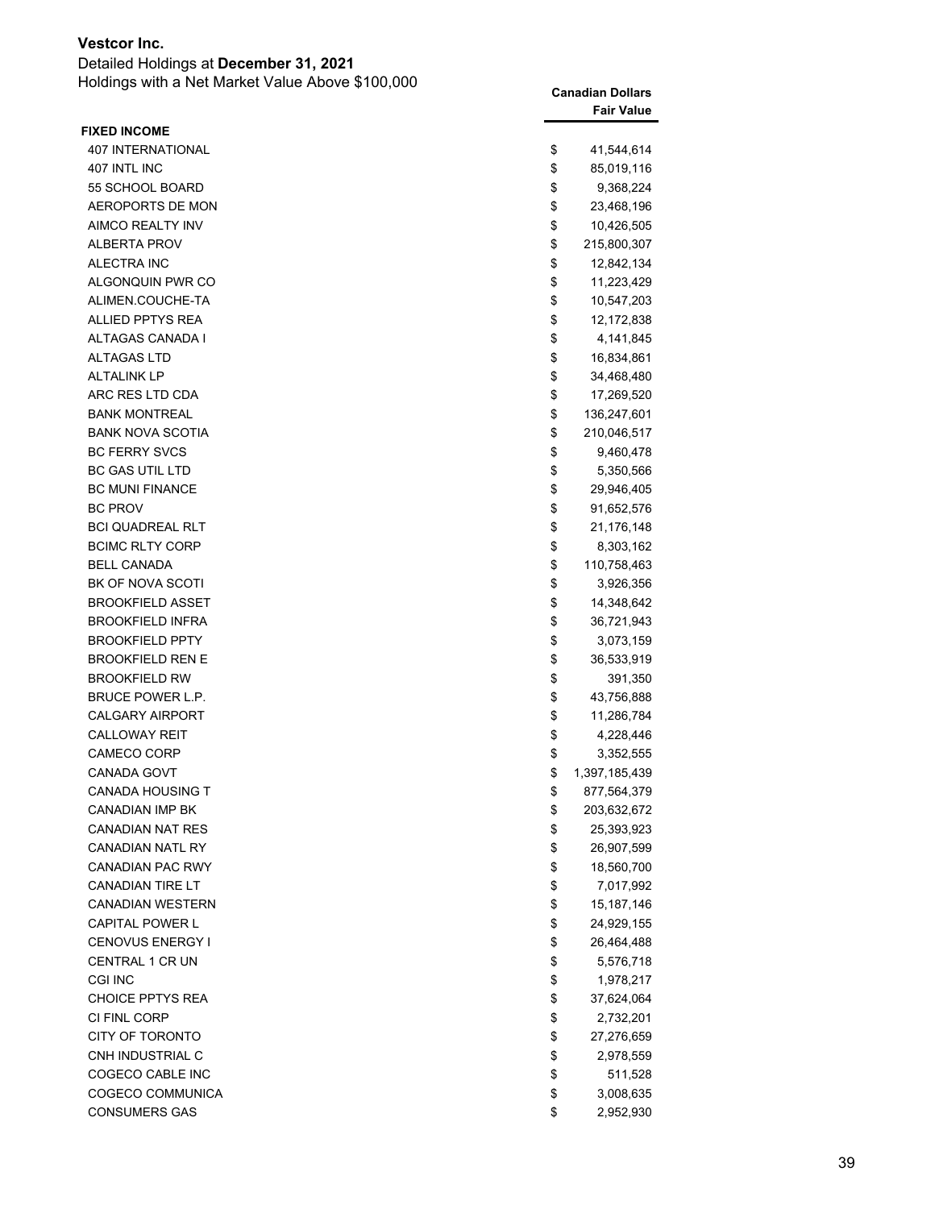**Vestcor Inc.**

Detailed Holdings at **December 31, 2021**

Holdings with a Net Market Value Above $100,000

| | Canadian Dollars Fair Value |
|---|---|
| **FIXED INCOME** | |
| 407 INTERNATIONAL | $ 41,544,614 |
| 407 INTL INC | $ 85,019,116 |
| 55 SCHOOL BOARD | $ 9,368,224 |
| AEROPORTS DE MON | $ 23,468,196 |
| AIMCO REALTY INV | $ 10,426,505 |
| ALBERTA PROV | $ 215,800,307 |
| ALECTRA INC | $ 12,842,134 |
| ALGONQUIN PWR CO | $ 11,223,429 |
| ALIMEN.COUCHE-TA | $ 10,547,203 |
| ALLIED PPTYS REA | $ 12,172,838 |
| ALTAGAS CANADA I | $ 4,141,845 |
| ALTAGAS LTD | $ 16,834,861 |
| ALTALINK LP | $ 34,468,480 |
| ARC RES LTD CDA | $ 17,269,520 |
| BANK MONTREAL | $ 136,247,601 |
| BANK NOVA SCOTIA | $ 210,046,517 |
| BC FERRY SVCS | $ 9,460,478 |
| BC GAS UTIL LTD | $ 5,350,566 |
| BC MUNI FINANCE | $ 29,946,405 |
| BC PROV | $ 91,652,576 |
| BCI QUADREAL RLT | $ 21,176,148 |
| BCIMC RLTY CORP | $ 8,303,162 |
| BELL CANADA | $ 110,758,463 |
| BK OF NOVA SCOTI | $ 3,926,356 |
| BROOKFIELD ASSET | $ 14,348,642 |
| BROOKFIELD INFRA | $ 36,721,943 |
| BROOKFIELD PPTY | $ 3,073,159 |
| BROOKFIELD REN E | $ 36,533,919 |
| BROOKFIELD RW | $ 391,350 |
| BRUCE POWER L.P. | $ 43,756,888 |
| CALGARY AIRPORT | $ 11,286,784 |
| CALLOWAY REIT | $ 4,228,446 |
| CAMECO CORP | $ 3,352,555 |
| CANADA GOVT | $ 1,397,185,439 |
| CANADA HOUSING T | $ 877,564,379 |
| CANADIAN IMP BK | $ 203,632,672 |
| CANADIAN NAT RES | $ 25,393,923 |
| CANADIAN NATL RY | $ 26,907,599 |
| CANADIAN PAC RWY | $ 18,560,700 |
| CANADIAN TIRE LT | $ 7,017,992 |
| CANADIAN WESTERN | $ 15,187,146 |
| CAPITAL POWER L | $ 24,929,155 |
| CENOVUS ENERGY I | $ 26,464,488 |
| CENTRAL 1 CR UN | $ 5,576,718 |
| CGI INC | $ 1,978,217 |
| CHOICE PPTYS REA | $ 37,624,064 |
| CI FINL CORP | $ 2,732,201 |
| CITY OF TORONTO | $ 27,276,659 |
| CNH INDUSTRIAL C | $ 2,978,559 |
| COGECO CABLE INC | $ 511,528 |
| COGECO COMMUNICA | $ 3,008,635 |
| CONSUMERS GAS | $ 2,952,930 |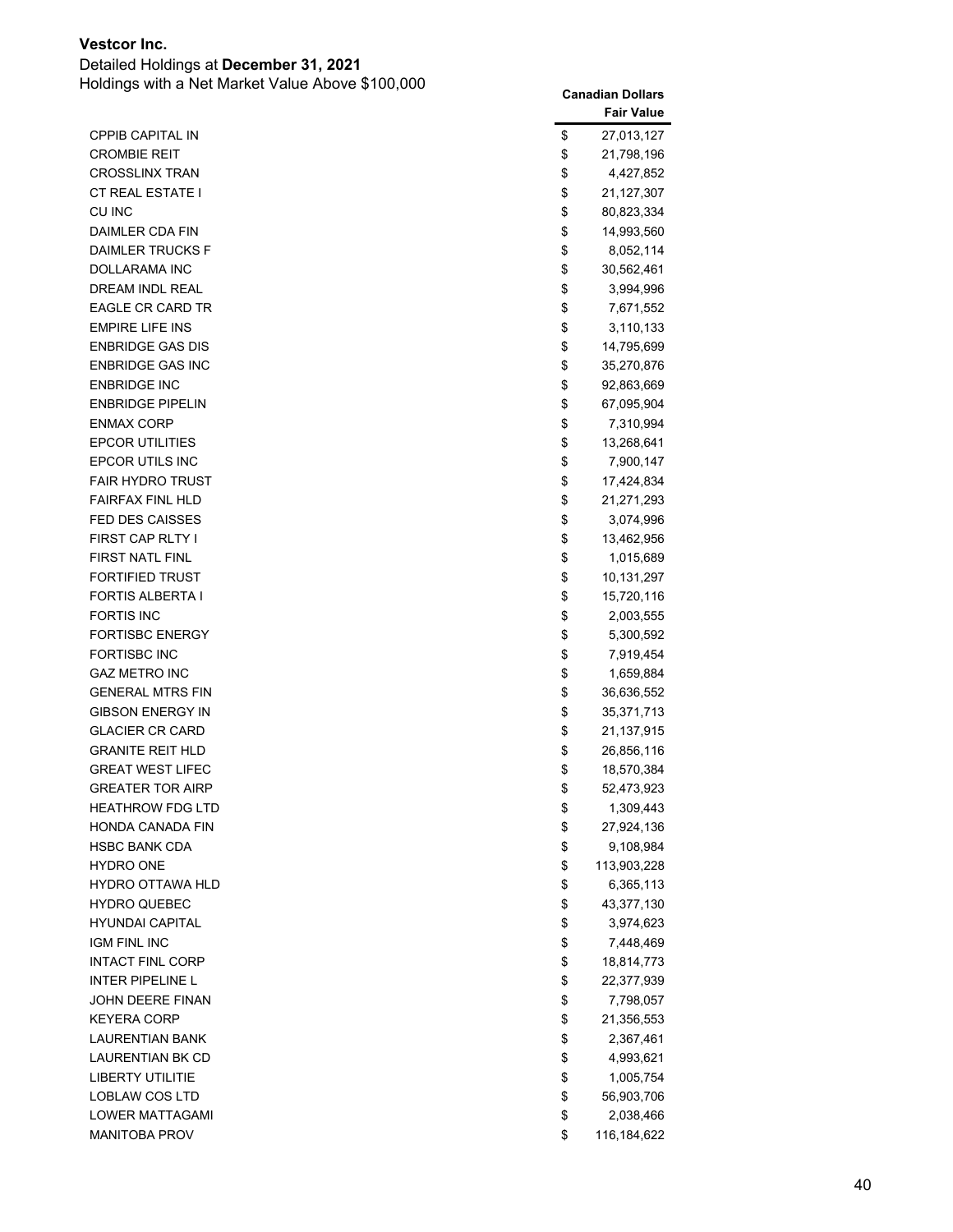**Vestcor Inc.**

Detailed Holdings at **December 31, 2021**

Holdings with a Net Market Value Above $100,000

| | Canadian Dollars Fair Value |
|---|---|
| CPPIB CAPITAL IN | $ 27,013,127 |
| CROMBIE REIT | $ 21,798,196 |
| CROSSLINX TRAN | $ 4,427,852 |
| CT REAL ESTATE I | $ 21,127,307 |
| CU INC | $ 80,823,334 |
| DAIMLER CDA FIN | $ 14,993,560 |
| DAIMLER TRUCKS F | $ 8,052,114 |
| DOLLARAMA INC | $ 30,562,461 |
| DREAM INDL REAL | $ 3,994,996 |
| EAGLE CR CARD TR | $ 7,671,552 |
| EMPIRE LIFE INS | $ 3,110,133 |
| ENBRIDGE GAS DIS | $ 14,795,699 |
| ENBRIDGE GAS INC | $ 35,270,876 |
| ENBRIDGE INC | $ 92,863,669 |
| ENBRIDGE PIPELIN | $ 67,095,904 |
| ENMAX CORP | $ 7,310,994 |
| EPCOR UTILITIES | $ 13,268,641 |
| EPCOR UTILS INC | $ 7,900,147 |
| FAIR HYDRO TRUST | $ 17,424,834 |
| FAIRFAX FINL HLD | $ 21,271,293 |
| FED DES CAISSES | $ 3,074,996 |
| FIRST CAP RLTY I | $ 13,462,956 |
| FIRST NATL FINL | $ 1,015,689 |
| FORTIFIED TRUST | $ 10,131,297 |
| FORTIS ALBERTA I | $ 15,720,116 |
| FORTIS INC | $ 2,003,555 |
| FORTISBC ENERGY | $ 5,300,592 |
| FORTISBC INC | $ 7,919,454 |
| GAZ METRO INC | $ 1,659,884 |
| GENERAL MTRS FIN | $ 36,636,552 |
| GIBSON ENERGY IN | $ 35,371,713 |
| GLACIER CR CARD | $ 21,137,915 |
| GRANITE REIT HLD | $ 26,856,116 |
| GREAT WEST LIFEC | $ 18,570,384 |
| GREATER TOR AIRP | $ 52,473,923 |
| HEATHROW FDG LTD | $ 1,309,443 |
| HONDA CANADA FIN | $ 27,924,136 |
| HSBC BANK CDA | $ 9,108,984 |
| HYDRO ONE | $ 113,903,228 |
| HYDRO OTTAWA HLD | $ 6,365,113 |
| HYDRO QUEBEC | $ 43,377,130 |
| HYUNDAI CAPITAL | $ 3,974,623 |
| IGM FINL INC | $ 7,448,469 |
| INTACT FINL CORP | $ 18,814,773 |
| INTER PIPELINE L | $ 22,377,939 |
| JOHN DEERE FINAN | $ 7,798,057 |
| KEYERA CORP | $ 21,356,553 |
| LAURENTIAN BANK | $ 2,367,461 |
| LAURENTIAN BK CD | $ 4,993,621 |
| LIBERTY UTILITIE | $ 1,005,754 |
| LOBLAW COS LTD | $ 56,903,706 |
| LOWER MATTAGAMI | $ 2,038,466 |
| MANITOBA PROV | $ 116,184,622 |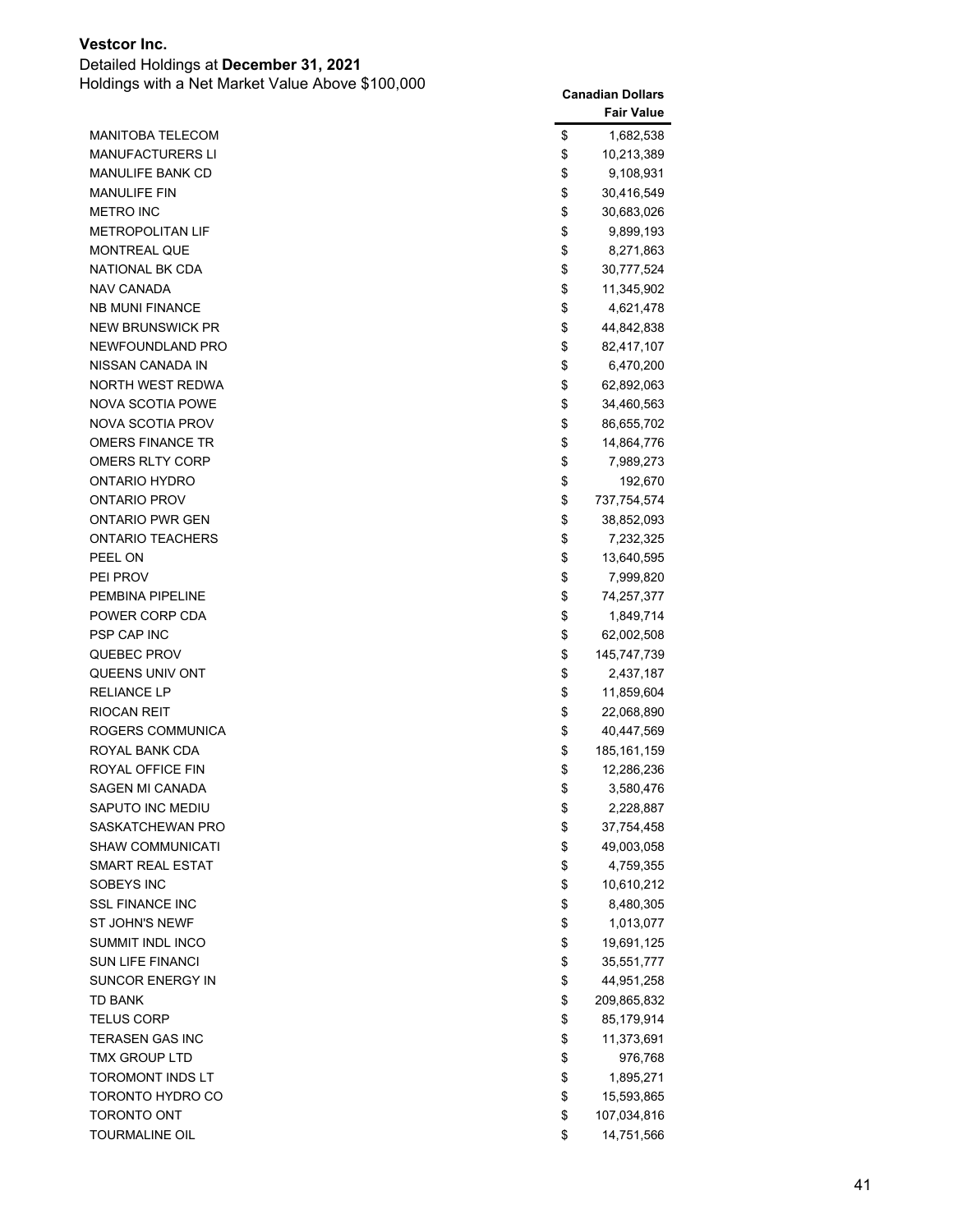**Vestcor Inc.**

Detailed Holdings at **December 31, 2021**

Holdings with a Net Market Value Above $100,000

| | Canadian Dollars Fair Value |
|---|---|
| MANITOBA TELECOM | $ 1,682,538 |
| MANUFACTURERS LI | $ 10,213,389 |
| MANULIFE BANK CD | $ 9,108,931 |
| MANULIFE FIN | $ 30,416,549 |
| METRO INC | $ 30,683,026 |
| METROPOLITAN LIF | $ 9,899,193 |
| MONTREAL QUE | $ 8,271,863 |
| NATIONAL BK CDA | $ 30,777,524 |
| NAV CANADA | $ 11,345,902 |
| NB MUNI FINANCE | $ 4,621,478 |
| NEW BRUNSWICK PR | $ 44,842,838 |
| NEWFOUNDLAND PRO | $ 82,417,107 |
| NISSAN CANADA IN | $ 6,470,200 |
| NORTH WEST REDWA | $ 62,892,063 |
| NOVA SCOTIA POWE | $ 34,460,563 |
| NOVA SCOTIA PROV | $ 86,655,702 |
| OMERS FINANCE TR | $ 14,864,776 |
| OMERS RLTY CORP | $ 7,989,273 |
| ONTARIO HYDRO | $ 192,670 |
| ONTARIO PROV | $ 737,754,574 |
| ONTARIO PWR GEN | $ 38,852,093 |
| ONTARIO TEACHERS | $ 7,232,325 |
| PEEL ON | $ 13,640,595 |
| PEI PROV | $ 7,999,820 |
| PEMBINA PIPELINE | $ 74,257,377 |
| POWER CORP CDA | $ 1,849,714 |
| PSP CAP INC | $ 62,002,508 |
| QUEBEC PROV | $ 145,747,739 |
| QUEENS UNIV ONT | $ 2,437,187 |
| RELIANCE LP | $ 11,859,604 |
| RIOCAN REIT | $ 22,068,890 |
| ROGERS COMMUNICA | $ 40,447,569 |
| ROYAL BANK CDA | $ 185,161,159 |
| ROYAL OFFICE FIN | $ 12,286,236 |
| SAGEN MI CANADA | $ 3,580,476 |
| SAPUTO INC MEDIU | $ 2,228,887 |
| SASKATCHEWAN PRO | $ 37,754,458 |
| SHAW COMMUNICATI | $ 49,003,058 |
| SMART REAL ESTAT | $ 4,759,355 |
| SOBEYS INC | $ 10,610,212 |
| SSL FINANCE INC | $ 8,480,305 |
| ST JOHN'S NEWF | $ 1,013,077 |
| SUMMIT INDL INCO | $ 19,691,125 |
| SUN LIFE FINANCI | $ 35,551,777 |
| SUNCOR ENERGY IN | $ 44,951,258 |
| TD BANK | $ 209,865,832 |
| TELUS CORP | $ 85,179,914 |
| TERASEN GAS INC | $ 11,373,691 |
| TMX GROUP LTD | $ 976,768 |
| TOROMONT INDS LT | $ 1,895,271 |
| TORONTO HYDRO CO | $ 15,593,865 |
| TORONTO ONT | $ 107,034,816 |
| TOURMALINE OIL | $ 14,751,566 |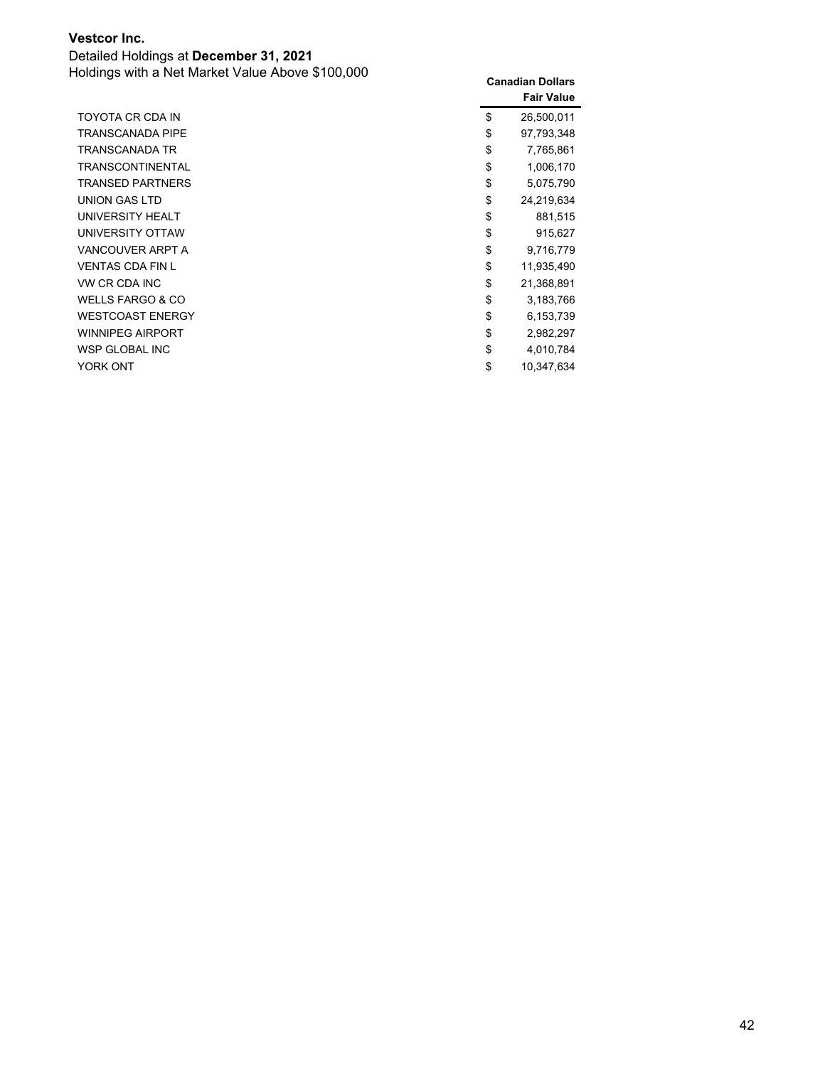**Vestcor Inc.**

Detailed Holdings at **December 31, 2021**

Holdings with a Net Market Value Above $100,000

| | Canadian Dollars Fair Value |
|---|---|
| TOYOTA CR CDA IN | $ 26,500,011 |
| TRANSCANADA PIPE | $ 97,793,348 |
| TRANSCANADA TR | $ 7,765,861 |
| TRANSCONTINENTAL | $ 1,006,170 |
| TRANSED PARTNERS | $ 5,075,790 |
| UNION GAS LTD | $ 24,219,634 |
| UNIVERSITY HEALT | $ 881,515 |
| UNIVERSITY OTTAW | $ 915,627 |
| VANCOUVER ARPT A | $ 9,716,779 |
| VENTAS CDA FIN L | $ 11,935,490 |
| VW CR CDA INC | $ 21,368,891 |
| WELLS FARGO & CO | $ 3,183,766 |
| WESTCOAST ENERGY | $ 6,153,739 |
| WINNIPEG AIRPORT | $ 2,982,297 |
| WSP GLOBAL INC | $ 4,010,784 |
| YORK ONT | $ 10,347,634 |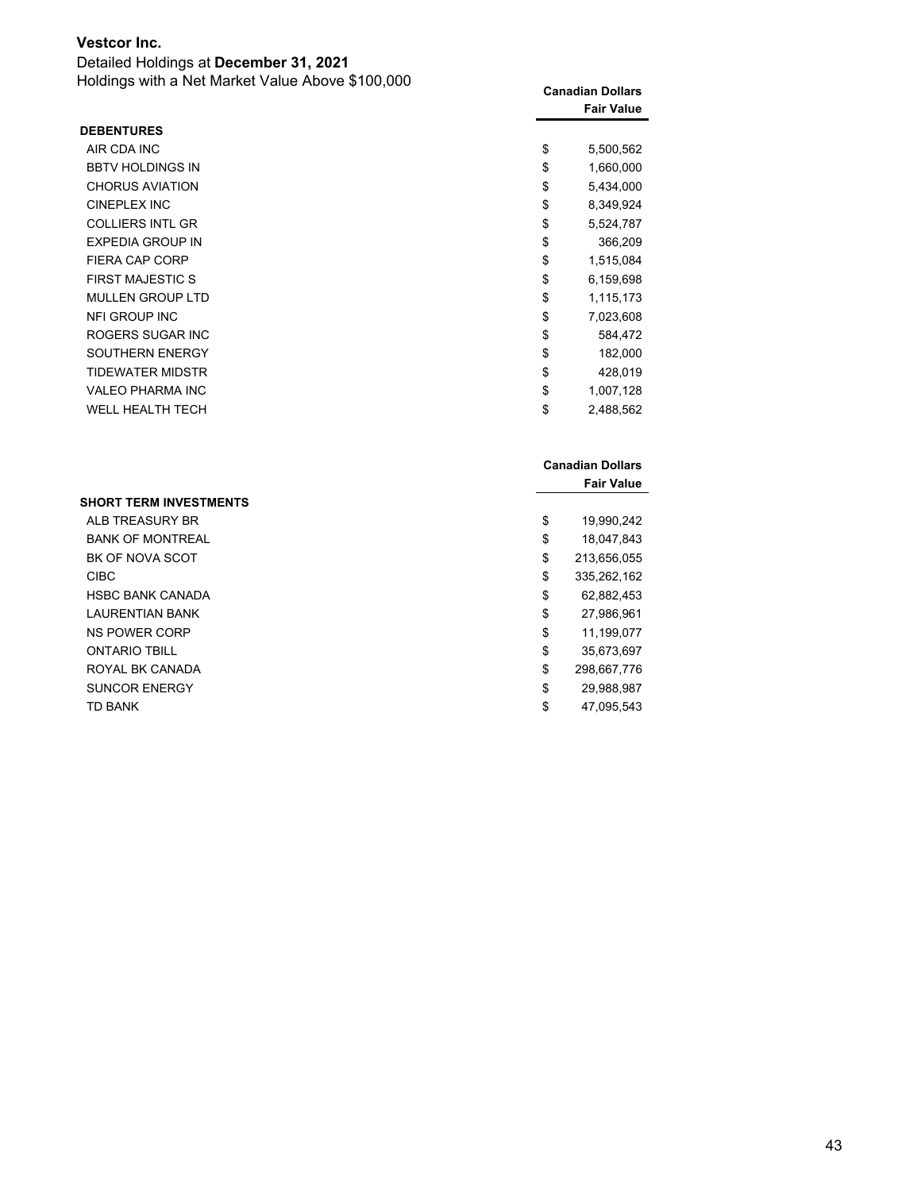**Vestcor Inc.**
Detailed Holdings at **December 31, 2021**
Holdings with a Net Market Value Above $100,000

| | Canadian Dollars Fair Value |
|---|---|
| **DEBENTURES** | |
| AIR CDA INC | $ 5,500,562 |
| BBTV HOLDINGS IN | $ 1,660,000 |
| CHORUS AVIATION | $ 5,434,000 |
| CINEPLEX INC | $ 8,349,924 |
| COLLIERS INTL GR | $ 5,524,787 |
| EXPEDIA GROUP IN | $ 366,209 |
| FIERA CAP CORP | $ 1,515,084 |
| FIRST MAJESTIC S | $ 6,159,698 |
| MULLEN GROUP LTD | $ 1,115,173 |
| NFI GROUP INC | $ 7,023,608 |
| ROGERS SUGAR INC | $ 584,472 |
| SOUTHERN ENERGY | $ 182,000 |
| TIDEWATER MIDSTR | $ 428,019 |
| VALEO PHARMA INC | $ 1,007,128 |
| WELL HEALTH TECH | $ 2,488,562 |

| | Canadian Dollars Fair Value |
|---|---|
| **SHORT TERM INVESTMENTS** | |
| ALB TREASURY BR | $ 19,990,242 |
| BANK OF MONTREAL | $ 18,047,843 |
| BK OF NOVA SCOT | $ 213,656,055 |
| CIBC | $ 335,262,162 |
| HSBC BANK CANADA | $ 62,882,453 |
| LAURENTIAN BANK | $ 27,986,961 |
| NS POWER CORP | $ 11,199,077 |
| ONTARIO TBILL | $ 35,673,697 |
| ROYAL BK CANADA | $ 298,667,776 |
| SUNCOR ENERGY | $ 29,988,987 |
| TD BANK | $ 47,095,543 |